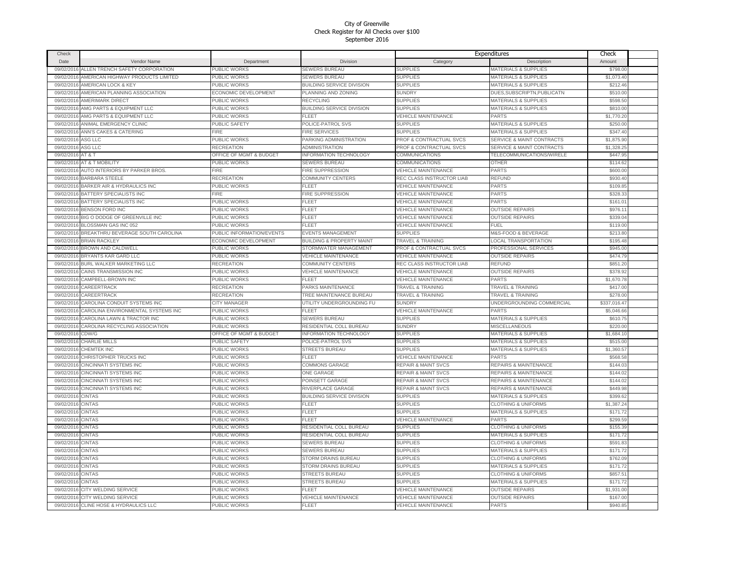# City of Greenville
## Check Register for All Checks over $100
### September 2016

| Check Date | Vendor Name | Department | Division | Expenditures Category | Description | Check Amount |
|---|---|---|---|---|---|---|
| 09/02/2016 | ALLEN TRENCH SAFETY CORPORATION | PUBLIC WORKS | SEWERS BUREAU | SUPPLIES | MATERIALS & SUPPLIES | $798.00 |
| 09/02/2016 | AMERICAN HIGHWAY PRODUCTS LIMITED | PUBLIC WORKS | SEWERS BUREAU | SUPPLIES | MATERIALS & SUPPLIES | $1,073.40 |
| 09/02/2016 | AMERICAN LOCK & KEY | PUBLIC WORKS | BUILDING SERVICE DIVISION | SUPPLIES | MATERIALS & SUPPLIES | $212.46 |
| 09/02/2016 | AMERICAN PLANNING ASSOCIATION | ECONOMIC DEVELOPMENT | PLANNING AND ZONING | SUNDRY | DUES,SUBSCRIPTN,PUBLICATN | $510.00 |
| 09/02/2016 | AMERIMARK DIRECT | PUBLIC WORKS | RECYCLING | SUPPLIES | MATERIALS & SUPPLIES | $598.50 |
| 09/02/2016 | AMG PARTS & EQUIPMENT LLC | PUBLIC WORKS | BUILDING SERVICE DIVISION | SUPPLIES | MATERIALS & SUPPLIES | $810.00 |
| 09/02/2016 | AMG PARTS & EQUIPMENT LLC | PUBLIC WORKS | FLEET | VEHICLE MAINTENANCE | PARTS | $1,770.20 |
| 09/02/2016 | ANIMAL EMERGENCY CLINIC | PUBLIC SAFETY | POLICE-PATROL SVS | SUPPLIES | MATERIALS & SUPPLIES | $250.00 |
| 09/02/2016 | ANN'S CAKES & CATERING | FIRE | FIRE SERVICES | SUPPLIES | MATERIALS & SUPPLIES | $347.40 |
| 09/02/2016 | ASG LLC | PUBLIC WORKS | PARKING ADMINISTRATION | PROF & CONTRACTUAL SVCS | SERVICE & MAINT CONTRACTS | $1,875.90 |
| 09/02/2016 | ASG LLC | RECREATION | ADMINISTRATION | PROF & CONTRACTUAL SVCS | SERVICE & MAINT CONTRACTS | $1,328.25 |
| 09/02/2016 | AT & T | OFFICE OF MGMT & BUDGET | INFORMATION TECHNOLOGY | COMMUNICATIONS | TELECOMMUNICATIONS/WIRELE | $447.95 |
| 09/02/2016 | AT & T MOBILITY | PUBLIC WORKS | SEWERS BUREAU | COMMUNICATIONS | OTHER | $114.62 |
| 09/02/2016 | AUTO INTERIORS BY PARKER BROS. | FIRE | FIRE SUPPRESSION | VEHICLE MAINTENANCE | PARTS | $600.00 |
| 09/02/2016 | BARBARA STEELE | RECREATION | COMMUNITY CENTERS | REC CLASS INSTRUCTOR LIAB | REFUND | $930.40 |
| 09/02/2016 | BARKER AIR & HYDRAULICS INC | PUBLIC WORKS | FLEET | VEHICLE MAINTENANCE | PARTS | $109.85 |
| 09/02/2016 | BATTERY SPECIALISTS INC | FIRE | FIRE SUPPRESSION | VEHICLE MAINTENANCE | PARTS | $328.33 |
| 09/02/2016 | BATTERY SPECIALISTS INC | PUBLIC WORKS | FLEET | VEHICLE MAINTENANCE | PARTS | $161.01 |
| 09/02/2016 | BENSON FORD INC | PUBLIC WORKS | FLEET | VEHICLE MAINTENANCE | OUTSIDE REPAIRS | $976.11 |
| 09/02/2016 | BIG O DODGE OF GREENVILLE INC | PUBLIC WORKS | FLEET | VEHICLE MAINTENANCE | OUTSIDE REPAIRS | $339.04 |
| 09/02/2016 | BLOSSMAN GAS INC 052 | PUBLIC WORKS | FLEET | VEHICLE MAINTENANCE | FUEL | $119.00 |
| 09/02/2016 | BREAKTHRU BEVERAGE SOUTH CAROLINA | PUBLIC INFORMATION/EVENTS | EVENTS MANAGEMENT | SUPPLIES | M&S-FOOD & BEVERAGE | $213.80 |
| 09/02/2016 | BRIAN RACKLEY | ECONOMIC DEVELOPMENT | BUILDING & PROPERTY MAINT | TRAVEL & TRAINING | LOCAL TRANSPORTATION | $195.48 |
| 09/02/2016 | BROWN AND CALDWELL | PUBLIC WORKS | STORMWATER MANAGEMENT | PROF & CONTRACTUAL SVCS | PROFESSIONAL SERVICES | $945.00 |
| 09/02/2016 | BRYANTS KAR GARD LLC | PUBLIC WORKS | VEHICLE MAINTENANCE | VEHICLE MAINTENANCE | OUTSIDE REPAIRS | $474.79 |
| 09/02/2016 | BURL WALKER MARKETING LLC | RECREATION | COMMUNITY CENTERS | REC CLASS INSTRUCTOR LIAB | REFUND | $851.20 |
| 09/02/2016 | CAINS TRANSMISSION INC | PUBLIC WORKS | VEHICLE MAINTENANCE | VEHICLE MAINTENANCE | OUTSIDE REPAIRS | $378.92 |
| 09/02/2016 | CAMPBELL-BROWN INC | PUBLIC WORKS | FLEET | VEHICLE MAINTENANCE | PARTS | $1,670.78 |
| 09/02/2016 | CAREERTRACK | RECREATION | PARKS MAINTENANCE | TRAVEL & TRAINING | TRAVEL & TRAINING | $417.00 |
| 09/02/2016 | CAREERTRACK | RECREATION | TREE MAINTENANCE BUREAU | TRAVEL & TRAINING | TRAVEL & TRAINING | $278.00 |
| 09/02/2016 | CAROLINA CONDUIT SYSTEMS INC | CITY MANAGER | UTILITY UNDERGROUNDING FU | SUNDRY | UNDERGROUNDING COMMERCIAL | $337,016.47 |
| 09/02/2016 | CAROLINA ENVIRONMENTAL SYSTEMS INC | PUBLIC WORKS | FLEET | VEHICLE MAINTENANCE | PARTS | $5,046.66 |
| 09/02/2016 | CAROLINA LAWN & TRACTOR INC | PUBLIC WORKS | SEWERS BUREAU | SUPPLIES | MATERIALS & SUPPLIES | $610.75 |
| 09/02/2016 | CAROLINA RECYCLING ASSOCIATION | PUBLIC WORKS | RESIDENTIAL COLL BUREAU | SUNDRY | MISCELLANEOUS | $220.00 |
| 09/02/2016 | CDW/G | OFFICE OF MGMT & BUDGET | INFORMATION TECHNOLOGY | SUPPLIES | MATERIALS & SUPPLIES | $1,684.10 |
| 09/02/2016 | CHARLIE MILLS | PUBLIC SAFETY | POLICE-PATROL SVS | SUPPLIES | MATERIALS & SUPPLIES | $515.00 |
| 09/02/2016 | CHEMTEK INC | PUBLIC WORKS | STREETS BUREAU | SUPPLIES | MATERIALS & SUPPLIES | $1,360.57 |
| 09/02/2016 | CHRISTOPHER TRUCKS INC | PUBLIC WORKS | FLEET | VEHICLE MAINTENANCE | PARTS | $568.58 |
| 09/02/2016 | CINCINNATI SYSTEMS INC | PUBLIC WORKS | COMMONS GARAGE | REPAIR & MAINT SVCS | REPAIRS & MAINTENANCE | $144.03 |
| 09/02/2016 | CINCINNATI SYSTEMS INC | PUBLIC WORKS | ONE GARAGE | REPAIR & MAINT SVCS | REPAIRS & MAINTENANCE | $144.02 |
| 09/02/2016 | CINCINNATI SYSTEMS INC | PUBLIC WORKS | POINSETT GARAGE | REPAIR & MAINT SVCS | REPAIRS & MAINTENANCE | $144.02 |
| 09/02/2016 | CINCINNATI SYSTEMS INC | PUBLIC WORKS | RIVERPLACE GARAGE | REPAIR & MAINT SVCS | REPAIRS & MAINTENANCE | $449.98 |
| 09/02/2016 | CINTAS | PUBLIC WORKS | BUILDING SERVICE DIVISION | SUPPLIES | MATERIALS & SUPPLIES | $399.62 |
| 09/02/2016 | CINTAS | PUBLIC WORKS | FLEET | SUPPLIES | CLOTHING & UNIFORMS | $1,387.24 |
| 09/02/2016 | CINTAS | PUBLIC WORKS | FLEET | SUPPLIES | MATERIALS & SUPPLIES | $171.72 |
| 09/02/2016 | CINTAS | PUBLIC WORKS | FLEET | VEHICLE MAINTENANCE | PARTS | $299.59 |
| 09/02/2016 | CINTAS | PUBLIC WORKS | RESIDENTIAL COLL BUREAU | SUPPLIES | CLOTHING & UNIFORMS | $155.39 |
| 09/02/2016 | CINTAS | PUBLIC WORKS | RESIDENTIAL COLL BUREAU | SUPPLIES | MATERIALS & SUPPLIES | $171.72 |
| 09/02/2016 | CINTAS | PUBLIC WORKS | SEWERS BUREAU | SUPPLIES | CLOTHING & UNIFORMS | $591.83 |
| 09/02/2016 | CINTAS | PUBLIC WORKS | SEWERS BUREAU | SUPPLIES | MATERIALS & SUPPLIES | $171.72 |
| 09/02/2016 | CINTAS | PUBLIC WORKS | STORM DRAINS BUREAU | SUPPLIES | CLOTHING & UNIFORMS | $762.09 |
| 09/02/2016 | CINTAS | PUBLIC WORKS | STORM DRAINS BUREAU | SUPPLIES | MATERIALS & SUPPLIES | $171.72 |
| 09/02/2016 | CINTAS | PUBLIC WORKS | STREETS BUREAU | SUPPLIES | CLOTHING & UNIFORMS | $857.51 |
| 09/02/2016 | CINTAS | PUBLIC WORKS | STREETS BUREAU | SUPPLIES | MATERIALS & SUPPLIES | $171.72 |
| 09/02/2016 | CITY WELDING SERVICE | PUBLIC WORKS | FLEET | VEHICLE MAINTENANCE | OUTSIDE REPAIRS | $1,931.00 |
| 09/02/2016 | CITY WELDING SERVICE | PUBLIC WORKS | VEHICLE MAINTENANCE | VEHICLE MAINTENANCE | OUTSIDE REPAIRS | $167.00 |
| 09/02/2016 | CLINE HOSE & HYDRAULICS LLC | PUBLIC WORKS | FLEET | VEHICLE MAINTENANCE | PARTS | $940.85 |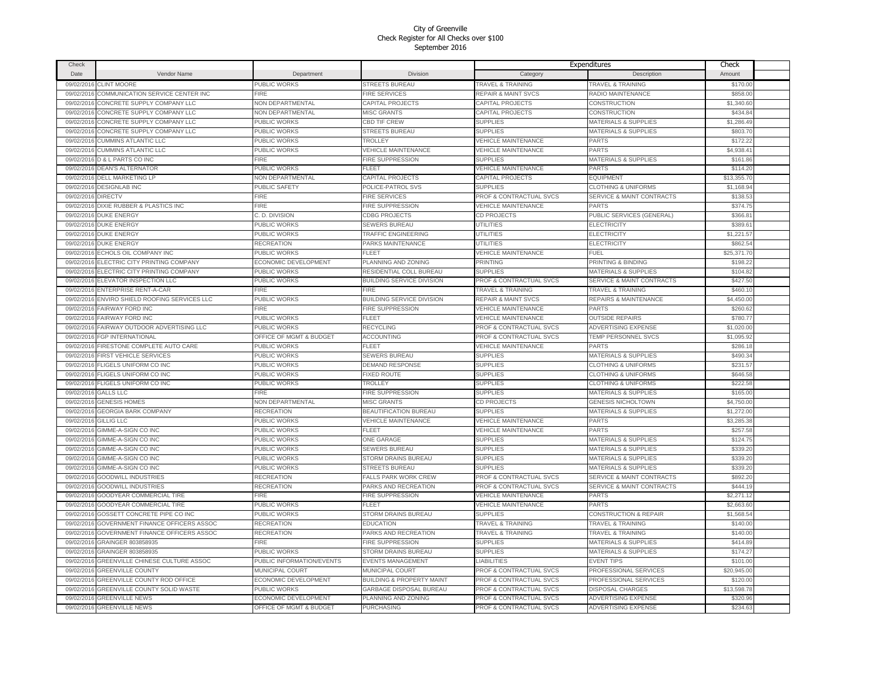# City of Greenville
## Check Register for All Checks over $100
## September 2016

| Check Date | Vendor Name | Department | Division | Expenditures Category | Description | Check Amount |
|---|---|---|---|---|---|---|
| 09/02/2016 | CLINT MOORE | PUBLIC WORKS | STREETS BUREAU | TRAVEL & TRAINING | TRAVEL & TRAINING | $170.00 |
| 09/02/2016 | COMMUNICATION SERVICE CENTER INC | FIRE | FIRE SERVICES | REPAIR & MAINT SVCS | RADIO MAINTENANCE | $858.00 |
| 09/02/2016 | CONCRETE SUPPLY COMPANY LLC | NON DEPARTMENTAL | CAPITAL PROJECTS | CAPITAL PROJECTS | CONSTRUCTION | $1,340.60 |
| 09/02/2016 | CONCRETE SUPPLY COMPANY LLC | NON DEPARTMENTAL | MISC GRANTS | CAPITAL PROJECTS | CONSTRUCTION | $434.84 |
| 09/02/2016 | CONCRETE SUPPLY COMPANY LLC | PUBLIC WORKS | CBD TIF CREW | SUPPLIES | MATERIALS & SUPPLIES | $1,286.49 |
| 09/02/2016 | CONCRETE SUPPLY COMPANY LLC | PUBLIC WORKS | STREETS BUREAU | SUPPLIES | MATERIALS & SUPPLIES | $803.70 |
| 09/02/2016 | CUMMINS ATLANTIC LLC | PUBLIC WORKS | TROLLEY | VEHICLE MAINTENANCE | PARTS | $172.22 |
| 09/02/2016 | CUMMINS ATLANTIC LLC | PUBLIC WORKS | VEHICLE MAINTENANCE | VEHICLE MAINTENANCE | PARTS | $4,938.41 |
| 09/02/2016 | D & L PARTS CO INC | FIRE | FIRE SUPPRESSION | SUPPLIES | MATERIALS & SUPPLIES | $161.86 |
| 09/02/2016 | DEAN'S ALTERNATOR | PUBLIC WORKS | FLEET | VEHICLE MAINTENANCE | PARTS | $114.20 |
| 09/02/2016 | DELL MARKETING LP | NON DEPARTMENTAL | CAPITAL PROJECTS | CAPITAL PROJECTS | EQUIPMENT | $13,355.70 |
| 09/02/2016 | DESIGNLAB INC | PUBLIC SAFETY | POLICE-PATROL SVS | SUPPLIES | CLOTHING & UNIFORMS | $1,168.94 |
| 09/02/2016 | DIRECTV | FIRE | FIRE SERVICES | PROF & CONTRACTUAL SVCS | SERVICE & MAINT CONTRACTS | $138.53 |
| 09/02/2016 | DIXIE RUBBER & PLASTICS INC | FIRE | FIRE SUPPRESSION | VEHICLE MAINTENANCE | PARTS | $374.75 |
| 09/02/2016 | DUKE ENERGY | C. D. DIVISION | CDBG PROJECTS | CD PROJECTS | PUBLIC SERVICES (GENERAL) | $366.81 |
| 09/02/2016 | DUKE ENERGY | PUBLIC WORKS | SEWERS BUREAU | UTILITIES | ELECTRICITY | $389.61 |
| 09/02/2016 | DUKE ENERGY | PUBLIC WORKS | TRAFFIC ENGINEERING | UTILITIES | ELECTRICITY | $1,221.57 |
| 09/02/2016 | DUKE ENERGY | RECREATION | PARKS MAINTENANCE | UTILITIES | ELECTRICITY | $862.54 |
| 09/02/2016 | ECHOLS OIL COMPANY INC | PUBLIC WORKS | FLEET | VEHICLE MAINTENANCE | FUEL | $25,371.70 |
| 09/02/2016 | ELECTRIC CITY PRINTING COMPANY | ECONOMIC DEVELOPMENT | PLANNING AND ZONING | PRINTING | PRINTING & BINDING | $198.22 |
| 09/02/2016 | ELECTRIC CITY PRINTING COMPANY | PUBLIC WORKS | RESIDENTIAL COLL BUREAU | SUPPLIES | MATERIALS & SUPPLIES | $104.82 |
| 09/02/2016 | ELEVATOR INSPECTION LLC | PUBLIC WORKS | BUILDING SERVICE DIVISION | PROF & CONTRACTUAL SVCS | SERVICE & MAINT CONTRACTS | $427.50 |
| 09/02/2016 | ENTERPRISE RENT-A-CAR | FIRE | FIRE | TRAVEL & TRAINING | TRAVEL & TRAINING | $460.10 |
| 09/02/2016 | ENVIRO SHIELD ROOFING SERVICES LLC | PUBLIC WORKS | BUILDING SERVICE DIVISION | REPAIR & MAINT SVCS | REPAIRS & MAINTENANCE | $4,450.00 |
| 09/02/2016 | FAIRWAY FORD INC | FIRE | FIRE SUPPRESSION | VEHICLE MAINTENANCE | PARTS | $260.62 |
| 09/02/2016 | FAIRWAY FORD INC | PUBLIC WORKS | FLEET | VEHICLE MAINTENANCE | OUTSIDE REPAIRS | $780.77 |
| 09/02/2016 | FAIRWAY OUTDOOR ADVERTISING LLC | PUBLIC WORKS | RECYCLING | PROF & CONTRACTUAL SVCS | ADVERTISING EXPENSE | $1,020.00 |
| 09/02/2016 | FGP INTERNATIONAL | OFFICE OF MGMT & BUDGET | ACCOUNTING | PROF & CONTRACTUAL SVCS | TEMP PERSONNEL SVCS | $1,095.92 |
| 09/02/2016 | FIRESTONE COMPLETE AUTO CARE | PUBLIC WORKS | FLEET | VEHICLE MAINTENANCE | PARTS | $286.18 |
| 09/02/2016 | FIRST VEHICLE SERVICES | PUBLIC WORKS | SEWERS BUREAU | SUPPLIES | MATERIALS & SUPPLIES | $490.34 |
| 09/02/2016 | FLIGELS UNIFORM CO INC | PUBLIC WORKS | DEMAND RESPONSE | SUPPLIES | CLOTHING & UNIFORMS | $231.57 |
| 09/02/2016 | FLIGELS UNIFORM CO INC | PUBLIC WORKS | FIXED ROUTE | SUPPLIES | CLOTHING & UNIFORMS | $646.58 |
| 09/02/2016 | FLIGELS UNIFORM CO INC | PUBLIC WORKS | TROLLEY | SUPPLIES | CLOTHING & UNIFORMS | $222.58 |
| 09/02/2016 | GALLS LLC | FIRE | FIRE SUPPRESSION | SUPPLIES | MATERIALS & SUPPLIES | $165.00 |
| 09/02/2016 | GENESIS HOMES | NON DEPARTMENTAL | MISC GRANTS | CD PROJECTS | GENESIS NICHOLTOWN | $4,750.00 |
| 09/02/2016 | GEORGIA BARK COMPANY | RECREATION | BEAUTIFICATION BUREAU | SUPPLIES | MATERIALS & SUPPLIES | $1,272.00 |
| 09/02/2016 | GILLIG LLC | PUBLIC WORKS | VEHICLE MAINTENANCE | VEHICLE MAINTENANCE | PARTS | $3,285.38 |
| 09/02/2016 | GIMME-A-SIGN CO INC | PUBLIC WORKS | FLEET | VEHICLE MAINTENANCE | PARTS | $257.58 |
| 09/02/2016 | GIMME-A-SIGN CO INC | PUBLIC WORKS | ONE GARAGE | SUPPLIES | MATERIALS & SUPPLIES | $124.75 |
| 09/02/2016 | GIMME-A-SIGN CO INC | PUBLIC WORKS | SEWERS BUREAU | SUPPLIES | MATERIALS & SUPPLIES | $339.20 |
| 09/02/2016 | GIMME-A-SIGN CO INC | PUBLIC WORKS | STORM DRAINS BUREAU | SUPPLIES | MATERIALS & SUPPLIES | $339.20 |
| 09/02/2016 | GIMME-A-SIGN CO INC | PUBLIC WORKS | STREETS BUREAU | SUPPLIES | MATERIALS & SUPPLIES | $339.20 |
| 09/02/2016 | GOODWILL INDUSTRIES | RECREATION | FALLS PARK WORK CREW | PROF & CONTRACTUAL SVCS | SERVICE & MAINT CONTRACTS | $892.20 |
| 09/02/2016 | GOODWILL INDUSTRIES | RECREATION | PARKS AND RECREATION | PROF & CONTRACTUAL SVCS | SERVICE & MAINT CONTRACTS | $444.19 |
| 09/02/2016 | GOODYEAR COMMERCIAL TIRE | FIRE | FIRE SUPPRESSION | VEHICLE MAINTENANCE | PARTS | $2,271.12 |
| 09/02/2016 | GOODYEAR COMMERCIAL TIRE | PUBLIC WORKS | FLEET | VEHICLE MAINTENANCE | PARTS | $2,663.60 |
| 09/02/2016 | GOSSETT CONCRETE PIPE CO INC | PUBLIC WORKS | STORM DRAINS BUREAU | SUPPLIES | CONSTRUCTION & REPAIR | $1,568.54 |
| 09/02/2016 | GOVERNMENT FINANCE OFFICERS ASSOC | RECREATION | EDUCATION | TRAVEL & TRAINING | TRAVEL & TRAINING | $140.00 |
| 09/02/2016 | GOVERNMENT FINANCE OFFICERS ASSOC | RECREATION | PARKS AND RECREATION | TRAVEL & TRAINING | TRAVEL & TRAINING | $140.00 |
| 09/02/2016 | GRAINGER 803858935 | FIRE | FIRE SUPPRESSION | SUPPLIES | MATERIALS & SUPPLIES | $414.89 |
| 09/02/2016 | GRAINGER 803858935 | PUBLIC WORKS | STORM DRAINS BUREAU | SUPPLIES | MATERIALS & SUPPLIES | $174.27 |
| 09/02/2016 | GREENVILLE CHINESE CULTURE ASSOC | PUBLIC INFORMATION/EVENTS | EVENTS MANAGEMENT | LIABILITIES | EVENT TIPS | $101.00 |
| 09/02/2016 | GREENVILLE COUNTY | MUNICIPAL COURT | MUNICIPAL COURT | PROF & CONTRACTUAL SVCS | PROFESSIONAL SERVICES | $20,945.00 |
| 09/02/2016 | GREENVILLE COUNTY ROD OFFICE | ECONOMIC DEVELOPMENT | BUILDING & PROPERTY MAINT | PROF & CONTRACTUAL SVCS | PROFESSIONAL SERVICES | $120.00 |
| 09/02/2016 | GREENVILLE COUNTY SOLID WASTE | PUBLIC WORKS | GARBAGE DISPOSAL BUREAU | PROF & CONTRACTUAL SVCS | DISPOSAL CHARGES | $13,598.78 |
| 09/02/2016 | GREENVILLE NEWS | ECONOMIC DEVELOPMENT | PLANNING AND ZONING | PROF & CONTRACTUAL SVCS | ADVERTISING EXPENSE | $320.96 |
| 09/02/2016 | GREENVILLE NEWS | OFFICE OF MGMT & BUDGET | PURCHASING | PROF & CONTRACTUAL SVCS | ADVERTISING EXPENSE | $234.63 |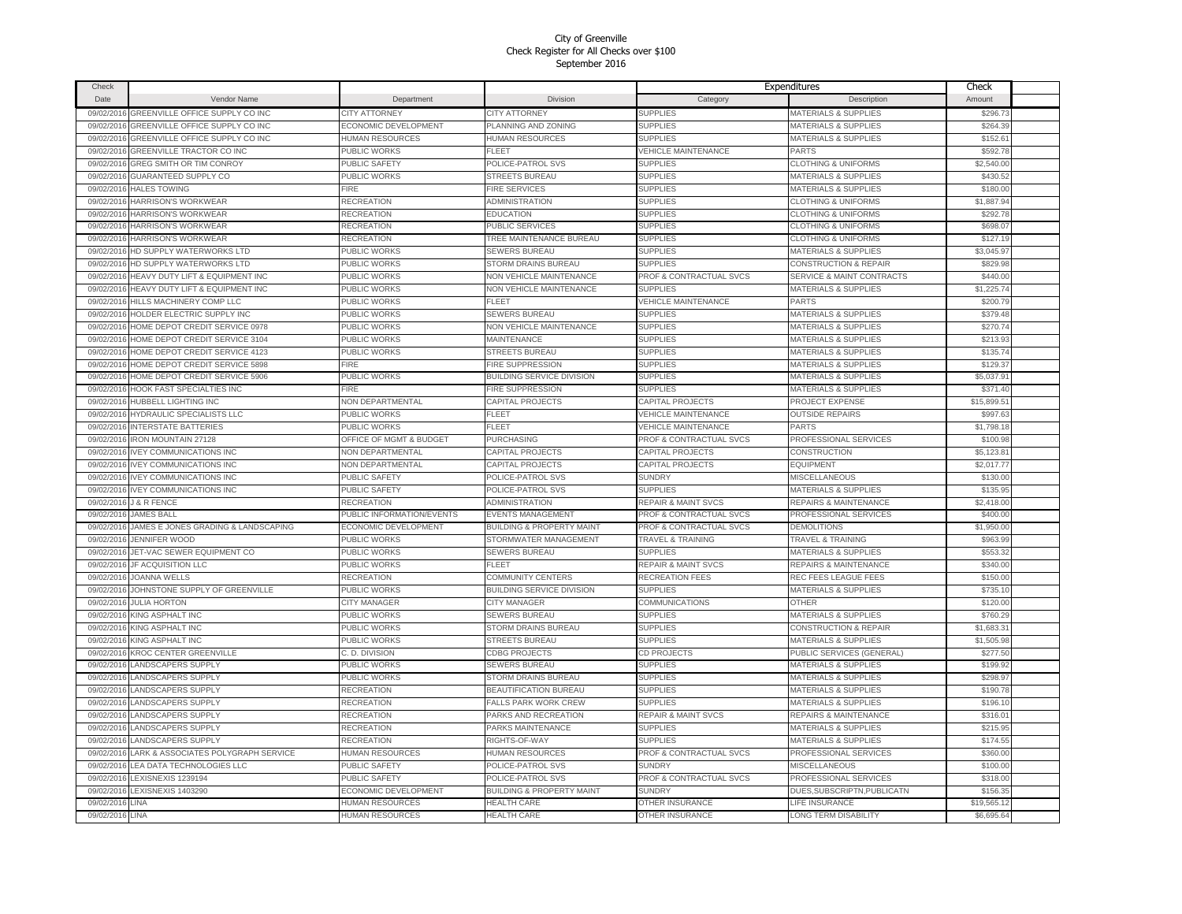City of Greenville
Check Register for All Checks over $100
September 2016

| Check Date | Vendor Name | Department | Division | Expenditures Category | Expenditures Description | Check Amount |
|---|---|---|---|---|---|---|
| 09/02/2016 | GREENVILLE OFFICE SUPPLY CO INC | CITY ATTORNEY | CITY ATTORNEY | SUPPLIES | MATERIALS & SUPPLIES | $296.73 |
| 09/02/2016 | GREENVILLE OFFICE SUPPLY CO INC | ECONOMIC DEVELOPMENT | PLANNING AND ZONING | SUPPLIES | MATERIALS & SUPPLIES | $264.39 |
| 09/02/2016 | GREENVILLE OFFICE SUPPLY CO INC | HUMAN RESOURCES | HUMAN RESOURCES | SUPPLIES | MATERIALS & SUPPLIES | $152.61 |
| 09/02/2016 | GREENVILLE TRACTOR CO INC | PUBLIC WORKS | FLEET | VEHICLE MAINTENANCE | PARTS | $592.78 |
| 09/02/2016 | GREG SMITH OR TIM CONROY | PUBLIC SAFETY | POLICE-PATROL SVS | SUPPLIES | CLOTHING & UNIFORMS | $2,540.00 |
| 09/02/2016 | GUARANTEED SUPPLY CO | PUBLIC WORKS | STREETS BUREAU | SUPPLIES | MATERIALS & SUPPLIES | $430.52 |
| 09/02/2016 | HALES TOWING | FIRE | FIRE SERVICES | SUPPLIES | MATERIALS & SUPPLIES | $180.00 |
| 09/02/2016 | HARRISON'S WORKWEAR | RECREATION | ADMINISTRATION | SUPPLIES | CLOTHING & UNIFORMS | $1,887.94 |
| 09/02/2016 | HARRISON'S WORKWEAR | RECREATION | EDUCATION | SUPPLIES | CLOTHING & UNIFORMS | $292.78 |
| 09/02/2016 | HARRISON'S WORKWEAR | RECREATION | PUBLIC SERVICES | SUPPLIES | CLOTHING & UNIFORMS | $698.07 |
| 09/02/2016 | HARRISON'S WORKWEAR | RECREATION | TREE MAINTENANCE BUREAU | SUPPLIES | CLOTHING & UNIFORMS | $127.19 |
| 09/02/2016 | HD SUPPLY WATERWORKS LTD | PUBLIC WORKS | SEWERS BUREAU | SUPPLIES | MATERIALS & SUPPLIES | $3,045.97 |
| 09/02/2016 | HD SUPPLY WATERWORKS LTD | PUBLIC WORKS | STORM DRAINS BUREAU | SUPPLIES | CONSTRUCTION & REPAIR | $829.98 |
| 09/02/2016 | HEAVY DUTY LIFT & EQUIPMENT INC | PUBLIC WORKS | NON VEHICLE MAINTENANCE | PROF & CONTRACTUAL SVCS | SERVICE & MAINT CONTRACTS | $440.00 |
| 09/02/2016 | HEAVY DUTY LIFT & EQUIPMENT INC | PUBLIC WORKS | NON VEHICLE MAINTENANCE | SUPPLIES | MATERIALS & SUPPLIES | $1,225.74 |
| 09/02/2016 | HILLS MACHINERY COMP LLC | PUBLIC WORKS | FLEET | VEHICLE MAINTENANCE | PARTS | $200.79 |
| 09/02/2016 | HOLDER ELECTRIC SUPPLY INC | PUBLIC WORKS | SEWERS BUREAU | SUPPLIES | MATERIALS & SUPPLIES | $379.48 |
| 09/02/2016 | HOME DEPOT CREDIT SERVICE 0978 | PUBLIC WORKS | NON VEHICLE MAINTENANCE | SUPPLIES | MATERIALS & SUPPLIES | $270.74 |
| 09/02/2016 | HOME DEPOT CREDIT SERVICE 3104 | PUBLIC WORKS | MAINTENANCE | SUPPLIES | MATERIALS & SUPPLIES | $213.93 |
| 09/02/2016 | HOME DEPOT CREDIT SERVICE 4123 | PUBLIC WORKS | STREETS BUREAU | SUPPLIES | MATERIALS & SUPPLIES | $135.74 |
| 09/02/2016 | HOME DEPOT CREDIT SERVICE 5898 | FIRE | FIRE SUPPRESSION | SUPPLIES | MATERIALS & SUPPLIES | $129.37 |
| 09/02/2016 | HOME DEPOT CREDIT SERVICE 5906 | PUBLIC WORKS | BUILDING SERVICE DIVISION | SUPPLIES | MATERIALS & SUPPLIES | $5,037.91 |
| 09/02/2016 | HOOK FAST SPECIALTIES INC | FIRE | FIRE SUPPRESSION | SUPPLIES | MATERIALS & SUPPLIES | $371.40 |
| 09/02/2016 | HUBBELL LIGHTING INC | NON DEPARTMENTAL | CAPITAL PROJECTS | CAPITAL PROJECTS | PROJECT EXPENSE | $15,899.51 |
| 09/02/2016 | HYDRAULIC SPECIALISTS LLC | PUBLIC WORKS | FLEET | VEHICLE MAINTENANCE | OUTSIDE REPAIRS | $997.63 |
| 09/02/2016 | INTERSTATE BATTERIES | PUBLIC WORKS | FLEET | VEHICLE MAINTENANCE | PARTS | $1,798.18 |
| 09/02/2016 | IRON MOUNTAIN 27128 | OFFICE OF MGMT & BUDGET | PURCHASING | PROF & CONTRACTUAL SVCS | PROFESSIONAL SERVICES | $100.98 |
| 09/02/2016 | IVEY COMMUNICATIONS INC | NON DEPARTMENTAL | CAPITAL PROJECTS | CAPITAL PROJECTS | CONSTRUCTION | $5,123.81 |
| 09/02/2016 | IVEY COMMUNICATIONS INC | NON DEPARTMENTAL | CAPITAL PROJECTS | CAPITAL PROJECTS | EQUIPMENT | $2,017.77 |
| 09/02/2016 | IVEY COMMUNICATIONS INC | PUBLIC SAFETY | POLICE-PATROL SVS | SUNDRY | MISCELLANEOUS | $130.00 |
| 09/02/2016 | IVEY COMMUNICATIONS INC | PUBLIC SAFETY | POLICE-PATROL SVS | SUPPLIES | MATERIALS & SUPPLIES | $135.95 |
| 09/02/2016 | J & R FENCE | RECREATION | ADMINISTRATION | REPAIR & MAINT SVCS | REPAIRS & MAINTENANCE | $2,418.00 |
| 09/02/2016 | JAMES BALL | PUBLIC INFORMATION/EVENTS | EVENTS MANAGEMENT | PROF & CONTRACTUAL SVCS | PROFESSIONAL SERVICES | $400.00 |
| 09/02/2016 | JAMES E JONES GRADING & LANDSCAPING | ECONOMIC DEVELOPMENT | BUILDING & PROPERTY MAINT | PROF & CONTRACTUAL SVCS | DEMOLITIONS | $1,950.00 |
| 09/02/2016 | JENNIFER WOOD | PUBLIC WORKS | STORMWATER MANAGEMENT | TRAVEL & TRAINING | TRAVEL & TRAINING | $963.99 |
| 09/02/2016 | JET-VAC SEWER EQUIPMENT CO | PUBLIC WORKS | SEWERS BUREAU | SUPPLIES | MATERIALS & SUPPLIES | $553.32 |
| 09/02/2016 | JF ACQUISITION LLC | PUBLIC WORKS | FLEET | REPAIR & MAINT SVCS | REPAIRS & MAINTENANCE | $340.00 |
| 09/02/2016 | JOANNA WELLS | RECREATION | COMMUNITY CENTERS | RECREATION FEES | REC FEES LEAGUE FEES | $150.00 |
| 09/02/2016 | JOHNSTONE SUPPLY OF GREENVILLE | PUBLIC WORKS | BUILDING SERVICE DIVISION | SUPPLIES | MATERIALS & SUPPLIES | $735.10 |
| 09/02/2016 | JULIA HORTON | CITY MANAGER | CITY MANAGER | COMMUNICATIONS | OTHER | $120.00 |
| 09/02/2016 | KING ASPHALT INC | PUBLIC WORKS | SEWERS BUREAU | SUPPLIES | MATERIALS & SUPPLIES | $760.29 |
| 09/02/2016 | KING ASPHALT INC | PUBLIC WORKS | STORM DRAINS BUREAU | SUPPLIES | CONSTRUCTION & REPAIR | $1,683.31 |
| 09/02/2016 | KING ASPHALT INC | PUBLIC WORKS | STREETS BUREAU | SUPPLIES | MATERIALS & SUPPLIES | $1,505.98 |
| 09/02/2016 | KROC CENTER GREENVILLE | C. D. DIVISION | CDBG PROJECTS | CD PROJECTS | PUBLIC SERVICES (GENERAL) | $277.50 |
| 09/02/2016 | LANDSCAPERS SUPPLY | PUBLIC WORKS | SEWERS BUREAU | SUPPLIES | MATERIALS & SUPPLIES | $199.92 |
| 09/02/2016 | LANDSCAPERS SUPPLY | PUBLIC WORKS | STORM DRAINS BUREAU | SUPPLIES | MATERIALS & SUPPLIES | $298.97 |
| 09/02/2016 | LANDSCAPERS SUPPLY | RECREATION | BEAUTIFICATION BUREAU | SUPPLIES | MATERIALS & SUPPLIES | $190.78 |
| 09/02/2016 | LANDSCAPERS SUPPLY | RECREATION | FALLS PARK WORK CREW | SUPPLIES | MATERIALS & SUPPLIES | $196.10 |
| 09/02/2016 | LANDSCAPERS SUPPLY | RECREATION | PARKS AND RECREATION | REPAIR & MAINT SVCS | REPAIRS & MAINTENANCE | $316.01 |
| 09/02/2016 | LANDSCAPERS SUPPLY | RECREATION | PARKS MAINTENANCE | SUPPLIES | MATERIALS & SUPPLIES | $215.95 |
| 09/02/2016 | LANDSCAPERS SUPPLY | RECREATION | RIGHTS-OF-WAY | SUPPLIES | MATERIALS & SUPPLIES | $174.55 |
| 09/02/2016 | LARK & ASSOCIATES POLYGRAPH SERVICE | HUMAN RESOURCES | HUMAN RESOURCES | PROF & CONTRACTUAL SVCS | PROFESSIONAL SERVICES | $360.00 |
| 09/02/2016 | LEA DATA TECHNOLOGIES LLC | PUBLIC SAFETY | POLICE-PATROL SVS | SUNDRY | MISCELLANEOUS | $100.00 |
| 09/02/2016 | LEXISNEXIS 1239194 | PUBLIC SAFETY | POLICE-PATROL SVS | PROF & CONTRACTUAL SVCS | PROFESSIONAL SERVICES | $318.00 |
| 09/02/2016 | LEXISNEXIS 1403290 | ECONOMIC DEVELOPMENT | BUILDING & PROPERTY MAINT | SUNDRY | DUES,SUBSCRIPTN,PUBLICATN | $156.35 |
| 09/02/2016 | LINA | HUMAN RESOURCES | HEALTH CARE | OTHER INSURANCE | LIFE INSURANCE | $19,565.12 |
| 09/02/2016 | LINA | HUMAN RESOURCES | HEALTH CARE | OTHER INSURANCE | LONG TERM DISABILITY | $6,695.64 |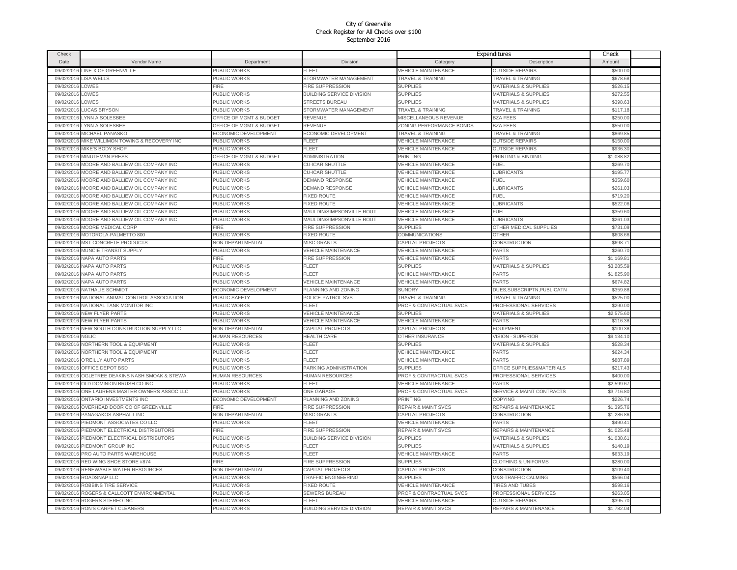# City of Greenville
## Check Register for All Checks over $100
### September 2016

| Check Date | Vendor Name | Department | Division | Expenditures Category | Description | Check Amount |
|---|---|---|---|---|---|---|
| 09/02/2016 | LINE X OF GREENVILLE | PUBLIC WORKS | FLEET | VEHICLE MAINTENANCE | OUTSIDE REPAIRS | $500.00 |
| 09/02/2016 | LISA WELLS | PUBLIC WORKS | STORMWATER MANAGEMENT | TRAVEL & TRAINING | TRAVEL & TRAINING | $678.68 |
| 09/02/2016 | LOWES | FIRE | FIRE SUPPRESSION | SUPPLIES | MATERIALS & SUPPLIES | $526.15 |
| 09/02/2016 | LOWES | PUBLIC WORKS | BUILDING SERVICE DIVISION | SUPPLIES | MATERIALS & SUPPLIES | $272.55 |
| 09/02/2016 | LOWES | PUBLIC WORKS | STREETS BUREAU | SUPPLIES | MATERIALS & SUPPLIES | $398.63 |
| 09/02/2016 | LUCAS BRYSON | PUBLIC WORKS | STORMWATER MANAGEMENT | TRAVEL & TRAINING | TRAVEL & TRAINING | $117.18 |
| 09/02/2016 | LYNN A SOLESBEE | OFFICE OF MGMT & BUDGET | REVENUE | MISCELLANEOUS REVENUE | BZA FEES | $250.00 |
| 09/02/2016 | LYNN A SOLESBEE | OFFICE OF MGMT & BUDGET | REVENUE | ZONING PERFORMANCE BONDS | BZA FEES | $550.00 |
| 09/02/2016 | MICHAEL PANASKO | ECONOMIC DEVELOPMENT | ECONOMIC DEVELOPMENT | TRAVEL & TRAINING | TRAVEL & TRAINING | $869.85 |
| 09/02/2016 | MIKE WILLIMON TOWING & RECOVERY INC | PUBLIC WORKS | FLEET | VEHICLE MAINTENANCE | OUTSIDE REPAIRS | $150.00 |
| 09/02/2016 | MIKE'S BODY SHOP | PUBLIC WORKS | FLEET | VEHICLE MAINTENANCE | OUTSIDE REPAIRS | $936.30 |
| 09/02/2016 | MINUTEMAN PRESS | OFFICE OF MGMT & BUDGET | ADMINISTRATION | PRINTING | PRINTING & BINDING | $1,088.82 |
| 09/02/2016 | MOORE AND BALLIEW OIL COMPANY INC | PUBLIC WORKS | CU-ICAR SHUTTLE | VEHICLE MAINTENANCE | FUEL | $269.70 |
| 09/02/2016 | MOORE AND BALLIEW OIL COMPANY INC | PUBLIC WORKS | CU-ICAR SHUTTLE | VEHICLE MAINTENANCE | LUBRICANTS | $195.77 |
| 09/02/2016 | MOORE AND BALLIEW OIL COMPANY INC | PUBLIC WORKS | DEMAND RESPONSE | VEHICLE MAINTENANCE | FUEL | $359.60 |
| 09/02/2016 | MOORE AND BALLIEW OIL COMPANY INC | PUBLIC WORKS | DEMAND RESPONSE | VEHICLE MAINTENANCE | LUBRICANTS | $261.03 |
| 09/02/2016 | MOORE AND BALLIEW OIL COMPANY INC | PUBLIC WORKS | FIXED ROUTE | VEHICLE MAINTENANCE | FUEL | $719.20 |
| 09/02/2016 | MOORE AND BALLIEW OIL COMPANY INC | PUBLIC WORKS | FIXED ROUTE | VEHICLE MAINTENANCE | LUBRICANTS | $522.06 |
| 09/02/2016 | MOORE AND BALLIEW OIL COMPANY INC | PUBLIC WORKS | MAULDIN/SIMPSONVILLE ROUT | VEHICLE MAINTENANCE | FUEL | $359.60 |
| 09/02/2016 | MOORE AND BALLIEW OIL COMPANY INC | PUBLIC WORKS | MAULDIN/SIMPSONVILLE ROUT | VEHICLE MAINTENANCE | LUBRICANTS | $261.03 |
| 09/02/2016 | MOORE MEDICAL CORP | FIRE | FIRE SUPPRESSION | SUPPLIES | OTHER MEDICAL SUPPLIES | $731.09 |
| 09/02/2016 | MOTOROLA-PALMETTO 800 | PUBLIC WORKS | FIXED ROUTE | COMMUNICATIONS | OTHER | $608.66 |
| 09/02/2016 | MST CONCRETE PRODUCTS | NON DEPARTMENTAL | MISC GRANTS | CAPITAL PROJECTS | CONSTRUCTION | $698.71 |
| 09/02/2016 | MUNCIE TRANSIT SUPPLY | PUBLIC WORKS | VEHICLE MAINTENANCE | VEHICLE MAINTENANCE | PARTS | $260.70 |
| 09/02/2016 | NAPA AUTO PARTS | FIRE | FIRE SUPPRESSION | VEHICLE MAINTENANCE | PARTS | $1,169.81 |
| 09/02/2016 | NAPA AUTO PARTS | PUBLIC WORKS | FLEET | SUPPLIES | MATERIALS & SUPPLIES | $3,285.59 |
| 09/02/2016 | NAPA AUTO PARTS | PUBLIC WORKS | FLEET | VEHICLE MAINTENANCE | PARTS | $1,825.90 |
| 09/02/2016 | NAPA AUTO PARTS | PUBLIC WORKS | VEHICLE MAINTENANCE | VEHICLE MAINTENANCE | PARTS | $674.82 |
| 09/02/2016 | NATHALIE SCHMIDT | ECONOMIC DEVELOPMENT | PLANNING AND ZONING | SUNDRY | DUES,SUBSCRIPTN,PUBLICATN | $359.88 |
| 09/02/2016 | NATIONAL ANIMAL CONTROL ASSOCIATION | PUBLIC SAFETY | POLICE-PATROL SVS | TRAVEL & TRAINING | TRAVEL & TRAINING | $525.00 |
| 09/02/2016 | NATIONAL TANK MONITOR INC | PUBLIC WORKS | FLEET | PROF & CONTRACTUAL SVCS | PROFESSIONAL SERVICES | $290.00 |
| 09/02/2016 | NEW FLYER PARTS | PUBLIC WORKS | VEHICLE MAINTENANCE | SUPPLIES | MATERIALS & SUPPLIES | $2,575.60 |
| 09/02/2016 | NEW FLYER PARTS | PUBLIC WORKS | VEHICLE MAINTENANCE | VEHICLE MAINTENANCE | PARTS | $116.38 |
| 09/02/2016 | NEW SOUTH CONSTRUCTION SUPPLY LLC | NON DEPARTMENTAL | CAPITAL PROJECTS | CAPITAL PROJECTS | EQUIPMENT | $100.38 |
| 09/02/2016 | NGLIC | HUMAN RESOURCES | HEALTH CARE | OTHER INSURANCE | VISION - SUPERIOR | $9,134.10 |
| 09/02/2016 | NORTHERN TOOL & EQUIPMENT | PUBLIC WORKS | FLEET | SUPPLIES | MATERIALS & SUPPLIES | $528.34 |
| 09/02/2016 | NORTHERN TOOL & EQUIPMENT | PUBLIC WORKS | FLEET | VEHICLE MAINTENANCE | PARTS | $624.34 |
| 09/02/2016 | O'REILLY AUTO PARTS | PUBLIC WORKS | FLEET | VEHICLE MAINTENANCE | PARTS | $887.89 |
| 09/02/2016 | OFFICE DEPOT BSD | PUBLIC WORKS | PARKING ADMINISTRATION | SUPPLIES | OFFICE SUPPLIES&MATERIALS | $217.43 |
| 09/02/2016 | OGLETREE DEAKINS NASH SMOAK & STEWA | HUMAN RESOURCES | HUMAN RESOURCES | PROF & CONTRACTUAL SVCS | PROFESSIONAL SERVICES | $400.00 |
| 09/02/2016 | OLD DOMINION BRUSH CO INC | PUBLIC WORKS | FLEET | VEHICLE MAINTENANCE | PARTS | $2,599.67 |
| 09/02/2016 | ONE LAURENS MASTER OWNERS ASSOC LLC | PUBLIC WORKS | ONE GARAGE | PROF & CONTRACTUAL SVCS | SERVICE & MAINT CONTRACTS | $3,716.80 |
| 09/02/2016 | ONTARIO INVESTMENTS INC | ECONOMIC DEVELOPMENT | PLANNING AND ZONING | PRINTING | COPYING | $226.74 |
| 09/02/2016 | OVERHEAD DOOR CO OF GREENVILLE | FIRE | FIRE SUPPRESSION | REPAIR & MAINT SVCS | REPAIRS & MAINTENANCE | $1,395.76 |
| 09/02/2016 | PANAGAKOS ASPHALT INC | NON DEPARTMENTAL | MISC GRANTS | CAPITAL PROJECTS | CONSTRUCTION | $1,286.86 |
| 09/02/2016 | PIEDMONT ASSOCIATES CO LLC | PUBLIC WORKS | FLEET | VEHICLE MAINTENANCE | PARTS | $490.41 |
| 09/02/2016 | PIEDMONT ELECTRICAL DISTRIBUTORS | FIRE | FIRE SUPPRESSION | REPAIR & MAINT SVCS | REPAIRS & MAINTENANCE | $1,025.48 |
| 09/02/2016 | PIEDMONT ELECTRICAL DISTRIBUTORS | PUBLIC WORKS | BUILDING SERVICE DIVISION | SUPPLIES | MATERIALS & SUPPLIES | $1,038.61 |
| 09/02/2016 | PIEDMONT GROUP INC | PUBLIC WORKS | FLEET | SUPPLIES | MATERIALS & SUPPLIES | $140.19 |
| 09/02/2016 | PRO AUTO PARTS WAREHOUSE | PUBLIC WORKS | FLEET | VEHICLE MAINTENANCE | PARTS | $633.19 |
| 09/02/2016 | RED WING SHOE STORE #874 | FIRE | FIRE SUPPRESSION | SUPPLIES | CLOTHING & UNIFORMS | $280.00 |
| 09/02/2016 | RENEWABLE WATER RESOURCES | NON DEPARTMENTAL | CAPITAL PROJECTS | CAPITAL PROJECTS | CONSTRUCTION | $109.40 |
| 09/02/2016 | ROADSNAP LLC | PUBLIC WORKS | TRAFFIC ENGINEERING | SUPPLIES | M&S-TRAFFIC CALMING | $566.04 |
| 09/02/2016 | ROBBINS TIRE SERVICE | PUBLIC WORKS | FIXED ROUTE | VEHICLE MAINTENANCE | TIRES AND TUBES | $598.16 |
| 09/02/2016 | ROGERS & CALLCOTT ENVIRONMENTAL | PUBLIC WORKS | SEWERS BUREAU | PROF & CONTRACTUAL SVCS | PROFESSIONAL SERVICES | $263.05 |
| 09/02/2016 | ROGERS STEREO INC | PUBLIC WORKS | FLEET | VEHICLE MAINTENANCE | OUTSIDE REPAIRS | $395.70 |
| 09/02/2016 | RON'S CARPET CLEANERS | PUBLIC WORKS | BUILDING SERVICE DIVISION | REPAIR & MAINT SVCS | REPAIRS & MAINTENANCE | $1,782.04 |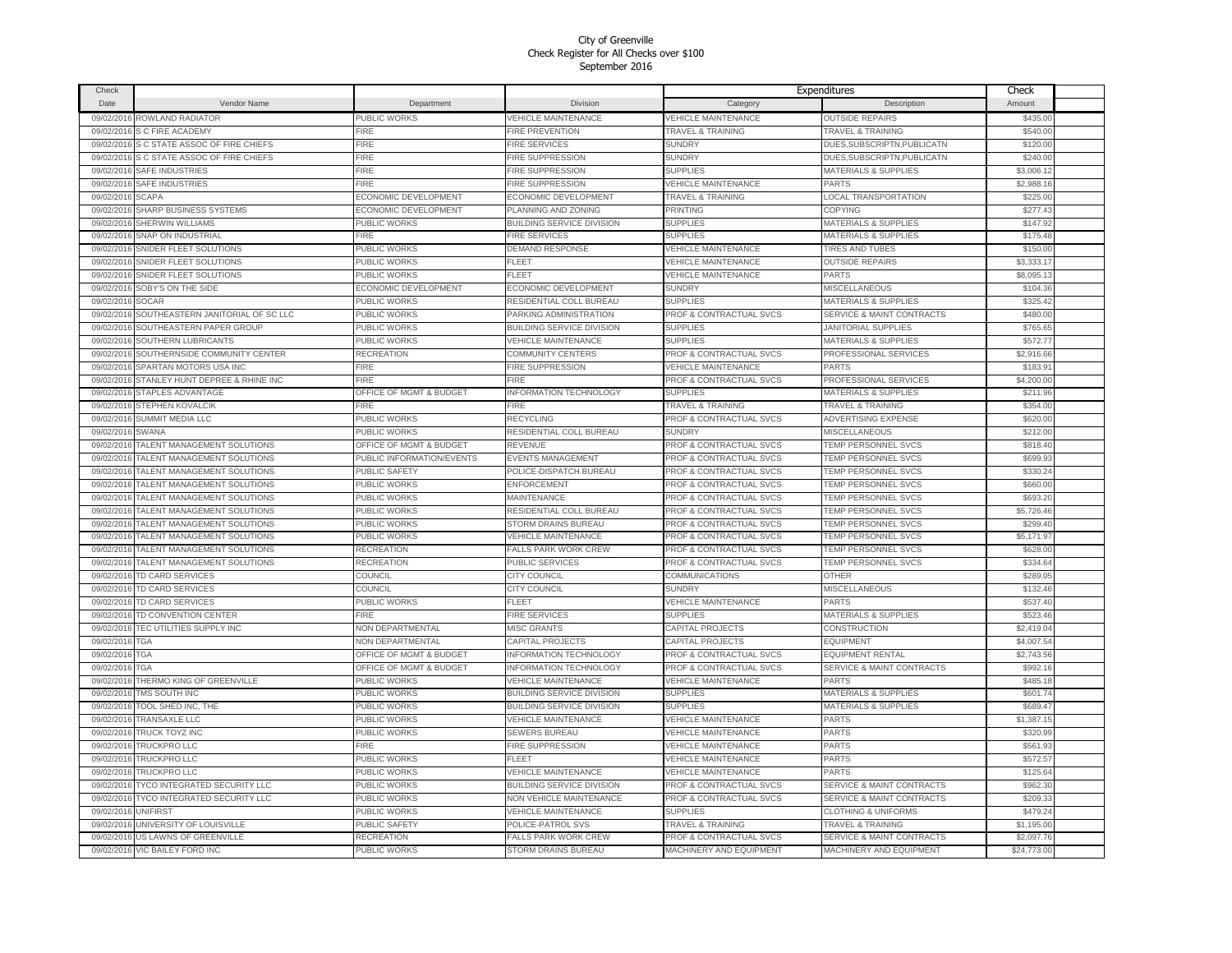# City of Greenville
## Check Register for All Checks over $100
### September 2016

| Check Date | Vendor Name | Department | Division | Expenditures Category | Description | Check Amount |
|---|---|---|---|---|---|---|
| 09/02/2016 | ROWLAND RADIATOR | PUBLIC WORKS | VEHICLE MAINTENANCE | VEHICLE MAINTENANCE | OUTSIDE REPAIRS | $435.00 |
| 09/02/2016 | S C FIRE ACADEMY | FIRE | FIRE PREVENTION | TRAVEL & TRAINING | TRAVEL & TRAINING | $540.00 |
| 09/02/2016 | S C STATE ASSOC OF FIRE CHIEFS | FIRE | FIRE SERVICES | SUNDRY | DUES,SUBSCRIPTN,PUBLICATN | $120.00 |
| 09/02/2016 | S C STATE ASSOC OF FIRE CHIEFS | FIRE | FIRE SUPPRESSION | SUNDRY | DUES,SUBSCRIPTN,PUBLICATN | $240.00 |
| 09/02/2016 | SAFE INDUSTRIES | FIRE | FIRE SUPPRESSION | SUPPLIES | MATERIALS & SUPPLIES | $3,006.12 |
| 09/02/2016 | SAFE INDUSTRIES | FIRE | FIRE SUPPRESSION | VEHICLE MAINTENANCE | PARTS | $2,988.16 |
| 09/02/2016 | SCAPA | ECONOMIC DEVELOPMENT | ECONOMIC DEVELOPMENT | TRAVEL & TRAINING | LOCAL TRANSPORTATION | $225.00 |
| 09/02/2016 | SHARP BUSINESS SYSTEMS | ECONOMIC DEVELOPMENT | PLANNING AND ZONING | PRINTING | COPYING | $277.43 |
| 09/02/2016 | SHERWIN WILLIAMS | PUBLIC WORKS | BUILDING SERVICE DIVISION | SUPPLIES | MATERIALS & SUPPLIES | $147.92 |
| 09/02/2016 | SNAP ON INDUSTRIAL | FIRE | FIRE SERVICES | SUPPLIES | MATERIALS & SUPPLIES | $175.48 |
| 09/02/2016 | SNIDER FLEET SOLUTIONS | PUBLIC WORKS | DEMAND RESPONSE | VEHICLE MAINTENANCE | TIRES AND TUBES | $150.00 |
| 09/02/2016 | SNIDER FLEET SOLUTIONS | PUBLIC WORKS | FLEET | VEHICLE MAINTENANCE | OUTSIDE REPAIRS | $3,333.17 |
| 09/02/2016 | SNIDER FLEET SOLUTIONS | PUBLIC WORKS | FLEET | VEHICLE MAINTENANCE | PARTS | $8,095.13 |
| 09/02/2016 | SOBY'S ON THE SIDE | ECONOMIC DEVELOPMENT | ECONOMIC DEVELOPMENT | SUNDRY | MISCELLANEOUS | $104.36 |
| 09/02/2016 | SOCAR | PUBLIC WORKS | RESIDENTIAL COLL BUREAU | SUPPLIES | MATERIALS & SUPPLIES | $325.42 |
| 09/02/2016 | SOUTHEASTERN JANITORIAL OF SC LLC | PUBLIC WORKS | PARKING ADMINISTRATION | PROF & CONTRACTUAL SVCS | SERVICE & MAINT CONTRACTS | $480.00 |
| 09/02/2016 | SOUTHEASTERN PAPER GROUP | PUBLIC WORKS | BUILDING SERVICE DIVISION | SUPPLIES | JANITORIAL SUPPLIES | $765.65 |
| 09/02/2016 | SOUTHERN LUBRICANTS | PUBLIC WORKS | VEHICLE MAINTENANCE | SUPPLIES | MATERIALS & SUPPLIES | $572.77 |
| 09/02/2016 | SOUTHERNSIDE COMMUNITY CENTER | RECREATION | COMMUNITY CENTERS | PROF & CONTRACTUAL SVCS | PROFESSIONAL SERVICES | $2,916.66 |
| 09/02/2016 | SPARTAN MOTORS USA INC | FIRE | FIRE SUPPRESSION | VEHICLE MAINTENANCE | PARTS | $183.91 |
| 09/02/2016 | STANLEY HUNT DEPREE & RHINE INC | FIRE | FIRE | PROF & CONTRACTUAL SVCS | PROFESSIONAL SERVICES | $4,200.00 |
| 09/02/2016 | STAPLES ADVANTAGE | OFFICE OF MGMT & BUDGET | INFORMATION TECHNOLOGY | SUPPLIES | MATERIALS & SUPPLIES | $211.96 |
| 09/02/2016 | STEPHEN KOVALCIK | FIRE | FIRE | TRAVEL & TRAINING | TRAVEL & TRAINING | $354.00 |
| 09/02/2016 | SUMMIT MEDIA LLC | PUBLIC WORKS | RECYCLING | PROF & CONTRACTUAL SVCS | ADVERTISING EXPENSE | $620.00 |
| 09/02/2016 | SWANA | PUBLIC WORKS | RESIDENTIAL COLL BUREAU | SUNDRY | MISCELLANEOUS | $212.00 |
| 09/02/2016 | TALENT MANAGEMENT SOLUTIONS | OFFICE OF MGMT & BUDGET | REVENUE | PROF & CONTRACTUAL SVCS | TEMP PERSONNEL SVCS | $818.40 |
| 09/02/2016 | TALENT MANAGEMENT SOLUTIONS | PUBLIC INFORMATION/EVENTS | EVENTS MANAGEMENT | PROF & CONTRACTUAL SVCS | TEMP PERSONNEL SVCS | $699.93 |
| 09/02/2016 | TALENT MANAGEMENT SOLUTIONS | PUBLIC SAFETY | POLICE-DISPATCH BUREAU | PROF & CONTRACTUAL SVCS | TEMP PERSONNEL SVCS | $330.24 |
| 09/02/2016 | TALENT MANAGEMENT SOLUTIONS | PUBLIC WORKS | ENFORCEMENT | PROF & CONTRACTUAL SVCS | TEMP PERSONNEL SVCS | $660.00 |
| 09/02/2016 | TALENT MANAGEMENT SOLUTIONS | PUBLIC WORKS | MAINTENANCE | PROF & CONTRACTUAL SVCS | TEMP PERSONNEL SVCS | $693.20 |
| 09/02/2016 | TALENT MANAGEMENT SOLUTIONS | PUBLIC WORKS | RESIDENTIAL COLL BUREAU | PROF & CONTRACTUAL SVCS | TEMP PERSONNEL SVCS | $5,726.46 |
| 09/02/2016 | TALENT MANAGEMENT SOLUTIONS | PUBLIC WORKS | STORM DRAINS BUREAU | PROF & CONTRACTUAL SVCS | TEMP PERSONNEL SVCS | $299.40 |
| 09/02/2016 | TALENT MANAGEMENT SOLUTIONS | PUBLIC WORKS | VEHICLE MAINTENANCE | PROF & CONTRACTUAL SVCS | TEMP PERSONNEL SVCS | $5,171.97 |
| 09/02/2016 | TALENT MANAGEMENT SOLUTIONS | RECREATION | FALLS PARK WORK CREW | PROF & CONTRACTUAL SVCS | TEMP PERSONNEL SVCS | $628.00 |
| 09/02/2016 | TALENT MANAGEMENT SOLUTIONS | RECREATION | PUBLIC SERVICES | PROF & CONTRACTUAL SVCS | TEMP PERSONNEL SVCS | $334.64 |
| 09/02/2016 | TD CARD SERVICES | COUNCIL | CITY COUNCIL | COMMUNICATIONS | OTHER | $289.05 |
| 09/02/2016 | TD CARD SERVICES | COUNCIL | CITY COUNCIL | SUNDRY | MISCELLANEOUS | $132.46 |
| 09/02/2016 | TD CARD SERVICES | PUBLIC WORKS | FLEET | VEHICLE MAINTENANCE | PARTS | $537.40 |
| 09/02/2016 | TD CONVENTION CENTER | FIRE | FIRE SERVICES | SUPPLIES | MATERIALS & SUPPLIES | $523.46 |
| 09/02/2016 | TEC UTILITIES SUPPLY INC | NON DEPARTMENTAL | MISC GRANTS | CAPITAL PROJECTS | CONSTRUCTION | $2,419.04 |
| 09/02/2016 | TGA | NON DEPARTMENTAL | CAPITAL PROJECTS | CAPITAL PROJECTS | EQUIPMENT | $4,007.54 |
| 09/02/2016 | TGA | OFFICE OF MGMT & BUDGET | INFORMATION TECHNOLOGY | PROF & CONTRACTUAL SVCS | EQUIPMENT RENTAL | $2,743.56 |
| 09/02/2016 | TGA | OFFICE OF MGMT & BUDGET | INFORMATION TECHNOLOGY | PROF & CONTRACTUAL SVCS | SERVICE & MAINT CONTRACTS | $992.16 |
| 09/02/2016 | THERMO KING OF GREENVILLE | PUBLIC WORKS | VEHICLE MAINTENANCE | VEHICLE MAINTENANCE | PARTS | $485.18 |
| 09/02/2016 | TMS SOUTH INC | PUBLIC WORKS | BUILDING SERVICE DIVISION | SUPPLIES | MATERIALS & SUPPLIES | $601.74 |
| 09/02/2016 | TOOL SHED INC, THE | PUBLIC WORKS | BUILDING SERVICE DIVISION | SUPPLIES | MATERIALS & SUPPLIES | $689.47 |
| 09/02/2016 | TRANSAXLE LLC | PUBLIC WORKS | VEHICLE MAINTENANCE | VEHICLE MAINTENANCE | PARTS | $1,387.15 |
| 09/02/2016 | TRUCK TOYZ INC | PUBLIC WORKS | SEWERS BUREAU | VEHICLE MAINTENANCE | PARTS | $320.99 |
| 09/02/2016 | TRUCKPRO LLC | FIRE | FIRE SUPPRESSION | VEHICLE MAINTENANCE | PARTS | $561.93 |
| 09/02/2016 | TRUCKPRO LLC | PUBLIC WORKS | FLEET | VEHICLE MAINTENANCE | PARTS | $572.57 |
| 09/02/2016 | TRUCKPRO LLC | PUBLIC WORKS | VEHICLE MAINTENANCE | VEHICLE MAINTENANCE | PARTS | $125.64 |
| 09/02/2016 | TYCO INTEGRATED SECURITY LLC | PUBLIC WORKS | BUILDING SERVICE DIVISION | PROF & CONTRACTUAL SVCS | SERVICE & MAINT CONTRACTS | $962.30 |
| 09/02/2016 | TYCO INTEGRATED SECURITY LLC | PUBLIC WORKS | NON VEHICLE MAINTENANCE | PROF & CONTRACTUAL SVCS | SERVICE & MAINT CONTRACTS | $209.33 |
| 09/02/2016 | UNIFIRST | PUBLIC WORKS | VEHICLE MAINTENANCE | SUPPLIES | CLOTHING & UNIFORMS | $479.24 |
| 09/02/2016 | UNIVERSITY OF LOUISVILLE | PUBLIC SAFETY | POLICE-PATROL SVS | TRAVEL & TRAINING | TRAVEL & TRAINING | $1,195.00 |
| 09/02/2016 | US LAWNS OF GREENVILLE | RECREATION | FALLS PARK WORK CREW | PROF & CONTRACTUAL SVCS | SERVICE & MAINT CONTRACTS | $2,097.76 |
| 09/02/2016 | VIC BAILEY FORD INC | PUBLIC WORKS | STORM DRAINS BUREAU | MACHINERY AND EQUIPMENT | MACHINERY AND EQUIPMENT | $24,773.00 |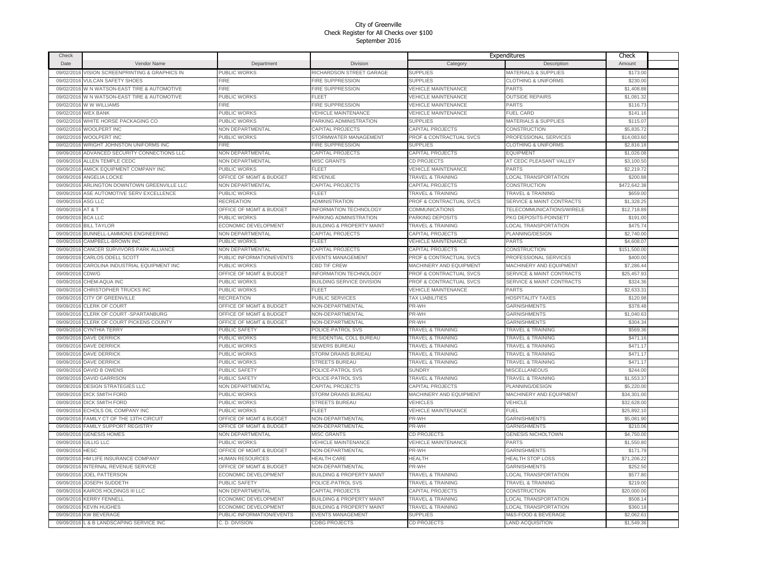City of Greenville
Check Register for All Checks over $100
September 2016

| Check Date | Vendor Name | Department | Division | Expenditures Category | Description | Check Amount |
|---|---|---|---|---|---|---|
| 09/02/2016 | VISION SCREENPRINTING & GRAPHICS IN | PUBLIC WORKS | RICHARDSON STREET GARAGE | SUPPLIES | MATERIALS & SUPPLIES | $173.00 |
| 09/02/2016 | VULCAN SAFETY SHOES | FIRE | FIRE SUPPRESSION | SUPPLIES | CLOTHING & UNIFORMS | $230.00 |
| 09/02/2016 | W N WATSON-EAST TIRE & AUTOMOTIVE | FIRE | FIRE SUPPRESSION | VEHICLE MAINTENANCE | PARTS | $1,408.88 |
| 09/02/2016 | W N WATSON-EAST TIRE & AUTOMOTIVE | PUBLIC WORKS | FLEET | VEHICLE MAINTENANCE | OUTSIDE REPAIRS | $1,081.32 |
| 09/02/2016 | W W WILLIAMS | FIRE | FIRE SUPPRESSION | VEHICLE MAINTENANCE | PARTS | $116.73 |
| 09/02/2016 | WEX BANK | PUBLIC WORKS | VEHICLE MAINTENANCE | VEHICLE MAINTENANCE | FUEL CARD | $141.16 |
| 09/02/2016 | WHITE HORSE PACKAGING CO | PUBLIC WORKS | PARKING ADMINISTRATION | SUPPLIES | MATERIALS & SUPPLIES | $115.07 |
| 09/02/2016 | WOOLPERT INC | NON DEPARTMENTAL | CAPITAL PROJECTS | CAPITAL PROJECTS | CONSTRUCTION | $5,835.72 |
| 09/02/2016 | WOOLPERT INC | PUBLIC WORKS | STORMWATER MANAGEMENT | PROF & CONTRACTUAL SVCS | PROFESSIONAL SERVICES | $14,083.60 |
| 09/02/2016 | WRIGHT JOHNSTON UNIFORMS INC | FIRE | FIRE SUPPRESSION | SUPPLIES | CLOTHING & UNIFORMS | $2,816.18 |
| 09/09/2016 | ADVANCED SECURITY CONNECTIONS LLC | NON DEPARTMENTAL | CAPITAL PROJECTS | CAPITAL PROJECTS | EQUIPMENT | $1,026.08 |
| 09/09/2016 | ALLEN TEMPLE CEDC | NON DEPARTMENTAL | MISC GRANTS | CD PROJECTS | AT CEDC PLEASANT VALLEY | $3,100.50 |
| 09/09/2016 | AMICK EQUIPMENT COMPANY INC | PUBLIC WORKS | FLEET | VEHICLE MAINTENANCE | PARTS | $2,219.72 |
| 09/09/2016 | ANGELIA LOCKE | OFFICE OF MGMT & BUDGET | REVENUE | TRAVEL & TRAINING | LOCAL TRANSPORTATION | $200.88 |
| 09/09/2016 | ARLINGTON DOWNTOWN GREENVILLE LLC | NON DEPARTMENTAL | CAPITAL PROJECTS | CAPITAL PROJECTS | CONSTRUCTION | $472,642.38 |
| 09/09/2016 | ASE AUTOMOTIVE SERV EXCELLENCE | PUBLIC WORKS | FLEET | TRAVEL & TRAINING | TRAVEL & TRAINING | $659.00 |
| 09/09/2016 | ASG LLC | RECREATION | ADMINISTRATION | PROF & CONTRACTUAL SVCS | SERVICE & MAINT CONTRACTS | $1,328.25 |
| 09/09/2016 | AT & T | OFFICE OF MGMT & BUDGET | INFORMATION TECHNOLOGY | COMMUNICATIONS | TELECOMMUNICATIONS/WIRELE | $12,718.89 |
| 09/09/2016 | BCA LLC | PUBLIC WORKS | PARKING ADMINISTRATION | PARKING DEPOSITS | PKG DEPOSITS-POINSETT | $191.00 |
| 09/09/2016 | BILL TAYLOR | ECONOMIC DEVELOPMENT | BUILDING & PROPERTY MAINT | TRAVEL & TRAINING | LOCAL TRANSPORTATION | $475.74 |
| 09/09/2016 | BUNNELL-LAMMONS ENGINEERING | NON DEPARTMENTAL | CAPITAL PROJECTS | CAPITAL PROJECTS | PLANNING/DESIGN | $2,740.00 |
| 09/09/2016 | CAMPBELL-BROWN INC | PUBLIC WORKS | FLEET | VEHICLE MAINTENANCE | PARTS | $4,608.07 |
| 09/09/2016 | CANCER SURVIVORS PARK ALLIANCE | NON DEPARTMENTAL | CAPITAL PROJECTS | CAPITAL PROJECTS | CONSTRUCTION | $151,500.00 |
| 09/09/2016 | CARLOS ODELL SCOTT | PUBLIC INFORMATION/EVENTS | EVENTS MANAGEMENT | PROF & CONTRACTUAL SVCS | PROFESSIONAL SERVICES | $400.00 |
| 09/09/2016 | CAROLINA INDUSTRIAL EQUIPMENT INC | PUBLIC WORKS | CBD TIF CREW | MACHINERY AND EQUIPMENT | MACHINERY AND EQUIPMENT | $7,286.44 |
| 09/09/2016 | CDW/G | OFFICE OF MGMT & BUDGET | INFORMATION TECHNOLOGY | PROF & CONTRACTUAL SVCS | SERVICE & MAINT CONTRACTS | $25,457.93 |
| 09/09/2016 | CHEM-AQUA INC | PUBLIC WORKS | BUILDING SERVICE DIVISION | PROF & CONTRACTUAL SVCS | SERVICE & MAINT CONTRACTS | $324.36 |
| 09/09/2016 | CHRISTOPHER TRUCKS INC | PUBLIC WORKS | FLEET | VEHICLE MAINTENANCE | PARTS | $2,633.31 |
| 09/09/2016 | CITY OF GREENVILLE | RECREATION | PUBLIC SERVICES | TAX LIABILITIES | HOSPITALITY TAXES | $120.98 |
| 09/09/2016 | CLERK OF COURT | OFFICE OF MGMT & BUDGET | NON-DEPARTMENTAL | PR-WH | GARNISHMENTS | $378.48 |
| 09/09/2016 | CLERK OF COURT -SPARTANBURG | OFFICE OF MGMT & BUDGET | NON-DEPARTMENTAL | PR-WH | GARNISHMENTS | $1,040.63 |
| 09/09/2016 | CLERK OF COURT PICKENS COUNTY | OFFICE OF MGMT & BUDGET | NON-DEPARTMENTAL | PR-WH | GARNISHMENTS | $304.34 |
| 09/09/2016 | CYNTHIA TERRY | PUBLIC SAFETY | POLICE-PATROL SVS | TRAVEL & TRAINING | TRAVEL & TRAINING | $569.36 |
| 09/09/2016 | DAVE DERRICK | PUBLIC WORKS | RESIDENTIAL COLL BUREAU | TRAVEL & TRAINING | TRAVEL & TRAINING | $471.16 |
| 09/09/2016 | DAVE DERRICK | PUBLIC WORKS | SEWERS BUREAU | TRAVEL & TRAINING | TRAVEL & TRAINING | $471.17 |
| 09/09/2016 | DAVE DERRICK | PUBLIC WORKS | STORM DRAINS BUREAU | TRAVEL & TRAINING | TRAVEL & TRAINING | $471.17 |
| 09/09/2016 | DAVE DERRICK | PUBLIC WORKS | STREETS BUREAU | TRAVEL & TRAINING | TRAVEL & TRAINING | $471.17 |
| 09/09/2016 | DAVID B OWENS | PUBLIC SAFETY | POLICE-PATROL SVS | SUNDRY | MISCELLANEOUS | $244.00 |
| 09/09/2016 | DAVID GARRISON | PUBLIC SAFETY | POLICE-PATROL SVS | TRAVEL & TRAINING | TRAVEL & TRAINING | $1,553.37 |
| 09/09/2016 | DESIGN STRATEGIES LLC | NON DEPARTMENTAL | CAPITAL PROJECTS | CAPITAL PROJECTS | PLANNING/DESIGN | $5,220.00 |
| 09/09/2016 | DICK SMITH FORD | PUBLIC WORKS | STORM DRAINS BUREAU | MACHINERY AND EQUIPMENT | MACHINERY AND EQUIPMENT | $34,301.00 |
| 09/09/2016 | DICK SMITH FORD | PUBLIC WORKS | STREETS BUREAU | VEHICLES | VEHICLE | $32,628.00 |
| 09/09/2016 | ECHOLS OIL COMPANY INC | PUBLIC WORKS | FLEET | VEHICLE MAINTENANCE | FUEL | $25,892.10 |
| 09/09/2016 | FAMILY CT OF THE 13TH CIRCUIT | OFFICE OF MGMT & BUDGET | NON-DEPARTMENTAL | PR-WH | GARNISHMENTS | $5,081.90 |
| 09/09/2016 | FAMILY SUPPORT REGISTRY | OFFICE OF MGMT & BUDGET | NON-DEPARTMENTAL | PR-WH | GARNISHMENTS | $210.06 |
| 09/09/2016 | GENESIS HOMES | NON DEPARTMENTAL | MISC GRANTS | CD PROJECTS | GENESIS NICHOLTOWN | $4,750.00 |
| 09/09/2016 | GILLIG LLC | PUBLIC WORKS | VEHICLE MAINTENANCE | VEHICLE MAINTENANCE | PARTS | $1,550.80 |
| 09/09/2016 | HESC | OFFICE OF MGMT & BUDGET | NON-DEPARTMENTAL | PR-WH | GARNISHMENTS | $171.79 |
| 09/09/2016 | HM LIFE INSURANCE COMPANY | HUMAN RESOURCES | HEALTH CARE | HEALTH | HEALTH STOP LOSS | $71,206.22 |
| 09/09/2016 | INTERNAL REVENUE SERVICE | OFFICE OF MGMT & BUDGET | NON-DEPARTMENTAL | PR-WH | GARNISHMENTS | $252.50 |
| 09/09/2016 | JOEL PATTERSON | ECONOMIC DEVELOPMENT | BUILDING & PROPERTY MAINT | TRAVEL & TRAINING | LOCAL TRANSPORTATION | $577.80 |
| 09/09/2016 | JOSEPH SUDDETH | PUBLIC SAFETY | POLICE-PATROL SVS | TRAVEL & TRAINING | TRAVEL & TRAINING | $219.00 |
| 09/09/2016 | KAIROS HOLDINGS III LLC | NON DEPARTMENTAL | CAPITAL PROJECTS | CAPITAL PROJECTS | CONSTRUCTION | $20,000.00 |
| 09/09/2016 | KERRY FENNELL | ECONOMIC DEVELOPMENT | BUILDING & PROPERTY MAINT | TRAVEL & TRAINING | LOCAL TRANSPORTATION | $508.14 |
| 09/09/2016 | KEVIN HUGHES | ECONOMIC DEVELOPMENT | BUILDING & PROPERTY MAINT | TRAVEL & TRAINING | LOCAL TRANSPORTATION | $360.18 |
| 09/09/2016 | KW BEVERAGE | PUBLIC INFORMATION/EVENTS | EVENTS MANAGEMENT | SUPPLIES | M&S-FOOD & BEVERAGE | $2,062.61 |
| 09/09/2016 | L & B LANDSCAPING SERVICE INC | C. D. DIVISION | CDBG PROJECTS | CD PROJECTS | LAND ACQUISITION | $1,549.36 |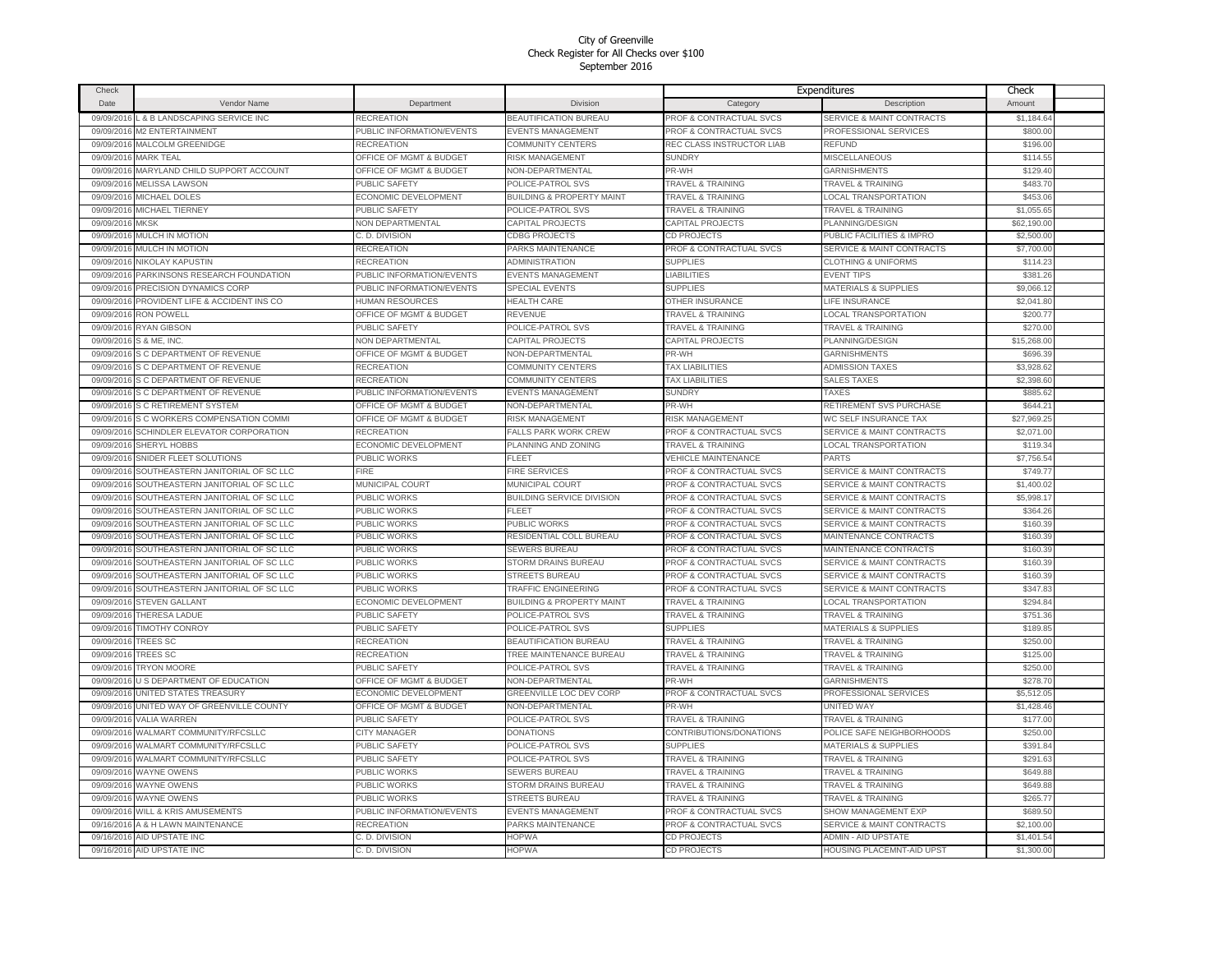City of Greenville
Check Register for All Checks over $100
September 2016

| Check Date | Vendor Name | Department | Division | Expenditures Category | Description | Check Amount |
|---|---|---|---|---|---|---|
| 09/09/2016 | L & B LANDSCAPING SERVICE INC | RECREATION | BEAUTIFICATION BUREAU | PROF & CONTRACTUAL SVCS | SERVICE & MAINT CONTRACTS | $1,184.64 |
| 09/09/2016 | M2 ENTERTAINMENT | PUBLIC INFORMATION/EVENTS | EVENTS MANAGEMENT | PROF & CONTRACTUAL SVCS | PROFESSIONAL SERVICES | $800.00 |
| 09/09/2016 | MALCOLM GREENIDGE | RECREATION | COMMUNITY CENTERS | REC CLASS INSTRUCTOR LIAB | REFUND | $196.00 |
| 09/09/2016 | MARK TEAL | OFFICE OF MGMT & BUDGET | RISK MANAGEMENT | SUNDRY | MISCELLANEOUS | $114.55 |
| 09/09/2016 | MARYLAND CHILD SUPPORT ACCOUNT | OFFICE OF MGMT & BUDGET | NON-DEPARTMENTAL | PR-WH | GARNISHMENTS | $129.40 |
| 09/09/2016 | MELISSA LAWSON | PUBLIC SAFETY | POLICE-PATROL SVS | TRAVEL & TRAINING | TRAVEL & TRAINING | $483.70 |
| 09/09/2016 | MICHAEL DOLES | ECONOMIC DEVELOPMENT | BUILDING & PROPERTY MAINT | TRAVEL & TRAINING | LOCAL TRANSPORTATION | $453.06 |
| 09/09/2016 | MICHAEL TIERNEY | PUBLIC SAFETY | POLICE-PATROL SVS | TRAVEL & TRAINING | TRAVEL & TRAINING | $1,055.65 |
| 09/09/2016 | MKSK | NON DEPARTMENTAL | CAPITAL PROJECTS | CAPITAL PROJECTS | PLANNING/DESIGN | $62,190.00 |
| 09/09/2016 | MULCH IN MOTION | C. D. DIVISION | CDBG PROJECTS | CD PROJECTS | PUBLIC FACILITIES & IMPRO | $2,500.00 |
| 09/09/2016 | MULCH IN MOTION | RECREATION | PARKS MAINTENANCE | PROF & CONTRACTUAL SVCS | SERVICE & MAINT CONTRACTS | $7,700.00 |
| 09/09/2016 | NIKOLAY KAPUSTIN | RECREATION | ADMINISTRATION | SUPPLIES | CLOTHING & UNIFORMS | $114.23 |
| 09/09/2016 | PARKINSONS RESEARCH FOUNDATION | PUBLIC INFORMATION/EVENTS | EVENTS MANAGEMENT | LIABILITIES | EVENT TIPS | $381.26 |
| 09/09/2016 | PRECISION DYNAMICS CORP | PUBLIC INFORMATION/EVENTS | SPECIAL EVENTS | SUPPLIES | MATERIALS & SUPPLIES | $9,066.12 |
| 09/09/2016 | PROVIDENT LIFE & ACCIDENT INS CO | HUMAN RESOURCES | HEALTH CARE | OTHER INSURANCE | LIFE INSURANCE | $2,041.80 |
| 09/09/2016 | RON POWELL | OFFICE OF MGMT & BUDGET | REVENUE | TRAVEL & TRAINING | LOCAL TRANSPORTATION | $200.77 |
| 09/09/2016 | RYAN GIBSON | PUBLIC SAFETY | POLICE-PATROL SVS | TRAVEL & TRAINING | TRAVEL & TRAINING | $270.00 |
| 09/09/2016 | S & ME, INC. | NON DEPARTMENTAL | CAPITAL PROJECTS | CAPITAL PROJECTS | PLANNING/DESIGN | $15,268.00 |
| 09/09/2016 | S C DEPARTMENT OF REVENUE | OFFICE OF MGMT & BUDGET | NON-DEPARTMENTAL | PR-WH | GARNISHMENTS | $696.39 |
| 09/09/2016 | S C DEPARTMENT OF REVENUE | RECREATION | COMMUNITY CENTERS | TAX LIABILITIES | ADMISSION TAXES | $3,928.62 |
| 09/09/2016 | S C DEPARTMENT OF REVENUE | RECREATION | COMMUNITY CENTERS | TAX LIABILITIES | SALES TAXES | $2,398.60 |
| 09/09/2016 | S C DEPARTMENT OF REVENUE | PUBLIC INFORMATION/EVENTS | EVENTS MANAGEMENT | SUNDRY | TAXES | $885.62 |
| 09/09/2016 | S C RETIREMENT SYSTEM | OFFICE OF MGMT & BUDGET | NON-DEPARTMENTAL | PR-WH | RETIREMENT SVS PURCHASE | $644.21 |
| 09/09/2016 | S C WORKERS COMPENSATION COMMI | OFFICE OF MGMT & BUDGET | RISK MANAGEMENT | RISK MANAGEMENT | WC SELF INSURANCE TAX | $27,969.25 |
| 09/09/2016 | SCHINDLER ELEVATOR CORPORATION | RECREATION | FALLS PARK WORK CREW | PROF & CONTRACTUAL SVCS | SERVICE & MAINT CONTRACTS | $2,071.00 |
| 09/09/2016 | SHERYL HOBBS | ECONOMIC DEVELOPMENT | PLANNING AND ZONING | TRAVEL & TRAINING | LOCAL TRANSPORTATION | $119.34 |
| 09/09/2016 | SNIDER FLEET SOLUTIONS | PUBLIC WORKS | FLEET | VEHICLE MAINTENANCE | PARTS | $7,756.54 |
| 09/09/2016 | SOUTHEASTERN JANITORIAL OF SC LLC | FIRE | FIRE SERVICES | PROF & CONTRACTUAL SVCS | SERVICE & MAINT CONTRACTS | $749.77 |
| 09/09/2016 | SOUTHEASTERN JANITORIAL OF SC LLC | MUNICIPAL COURT | MUNICIPAL COURT | PROF & CONTRACTUAL SVCS | SERVICE & MAINT CONTRACTS | $1,400.02 |
| 09/09/2016 | SOUTHEASTERN JANITORIAL OF SC LLC | PUBLIC WORKS | BUILDING SERVICE DIVISION | PROF & CONTRACTUAL SVCS | SERVICE & MAINT CONTRACTS | $5,998.17 |
| 09/09/2016 | SOUTHEASTERN JANITORIAL OF SC LLC | PUBLIC WORKS | FLEET | PROF & CONTRACTUAL SVCS | SERVICE & MAINT CONTRACTS | $364.26 |
| 09/09/2016 | SOUTHEASTERN JANITORIAL OF SC LLC | PUBLIC WORKS | PUBLIC WORKS | PROF & CONTRACTUAL SVCS | SERVICE & MAINT CONTRACTS | $160.39 |
| 09/09/2016 | SOUTHEASTERN JANITORIAL OF SC LLC | PUBLIC WORKS | RESIDENTIAL COLL BUREAU | PROF & CONTRACTUAL SVCS | MAINTENANCE CONTRACTS | $160.39 |
| 09/09/2016 | SOUTHEASTERN JANITORIAL OF SC LLC | PUBLIC WORKS | SEWERS BUREAU | PROF & CONTRACTUAL SVCS | MAINTENANCE CONTRACTS | $160.39 |
| 09/09/2016 | SOUTHEASTERN JANITORIAL OF SC LLC | PUBLIC WORKS | STORM DRAINS BUREAU | PROF & CONTRACTUAL SVCS | SERVICE & MAINT CONTRACTS | $160.39 |
| 09/09/2016 | SOUTHEASTERN JANITORIAL OF SC LLC | PUBLIC WORKS | STREETS BUREAU | PROF & CONTRACTUAL SVCS | SERVICE & MAINT CONTRACTS | $160.39 |
| 09/09/2016 | SOUTHEASTERN JANITORIAL OF SC LLC | PUBLIC WORKS | TRAFFIC ENGINEERING | PROF & CONTRACTUAL SVCS | SERVICE & MAINT CONTRACTS | $347.83 |
| 09/09/2016 | STEVEN GALLANT | ECONOMIC DEVELOPMENT | BUILDING & PROPERTY MAINT | TRAVEL & TRAINING | LOCAL TRANSPORTATION | $294.84 |
| 09/09/2016 | THERESA LADUE | PUBLIC SAFETY | POLICE-PATROL SVS | TRAVEL & TRAINING | TRAVEL & TRAINING | $751.36 |
| 09/09/2016 | TIMOTHY CONROY | PUBLIC SAFETY | POLICE-PATROL SVS | SUPPLIES | MATERIALS & SUPPLIES | $189.85 |
| 09/09/2016 | TREES SC | RECREATION | BEAUTIFICATION BUREAU | TRAVEL & TRAINING | TRAVEL & TRAINING | $250.00 |
| 09/09/2016 | TREES SC | RECREATION | TREE MAINTENANCE BUREAU | TRAVEL & TRAINING | TRAVEL & TRAINING | $125.00 |
| 09/09/2016 | TRYON MOORE | PUBLIC SAFETY | POLICE-PATROL SVS | TRAVEL & TRAINING | TRAVEL & TRAINING | $250.00 |
| 09/09/2016 | U S DEPARTMENT OF EDUCATION | OFFICE OF MGMT & BUDGET | NON-DEPARTMENTAL | PR-WH | GARNISHMENTS | $278.70 |
| 09/09/2016 | UNITED STATES TREASURY | ECONOMIC DEVELOPMENT | GREENVILLE LOC DEV CORP | PROF & CONTRACTUAL SVCS | PROFESSIONAL SERVICES | $5,512.05 |
| 09/09/2016 | UNITED WAY OF GREENVILLE COUNTY | OFFICE OF MGMT & BUDGET | NON-DEPARTMENTAL | PR-WH | UNITED WAY | $1,428.46 |
| 09/09/2016 | VALIA WARREN | PUBLIC SAFETY | POLICE-PATROL SVS | TRAVEL & TRAINING | TRAVEL & TRAINING | $177.00 |
| 09/09/2016 | WALMART COMMUNITY/RFCSLLC | CITY MANAGER | DONATIONS | CONTRIBUTIONS/DONATIONS | POLICE SAFE NEIGHBORHOODS | $250.00 |
| 09/09/2016 | WALMART COMMUNITY/RFCSLLC | PUBLIC SAFETY | POLICE-PATROL SVS | SUPPLIES | MATERIALS & SUPPLIES | $391.84 |
| 09/09/2016 | WALMART COMMUNITY/RFCSLLC | PUBLIC SAFETY | POLICE-PATROL SVS | TRAVEL & TRAINING | TRAVEL & TRAINING | $291.63 |
| 09/09/2016 | WAYNE OWENS | PUBLIC WORKS | SEWERS BUREAU | TRAVEL & TRAINING | TRAVEL & TRAINING | $649.88 |
| 09/09/2016 | WAYNE OWENS | PUBLIC WORKS | STORM DRAINS BUREAU | TRAVEL & TRAINING | TRAVEL & TRAINING | $649.88 |
| 09/09/2016 | WAYNE OWENS | PUBLIC WORKS | STREETS BUREAU | TRAVEL & TRAINING | TRAVEL & TRAINING | $265.77 |
| 09/09/2016 | WILL & KRIS AMUSEMENTS | PUBLIC INFORMATION/EVENTS | EVENTS MANAGEMENT | PROF & CONTRACTUAL SVCS | SHOW MANAGEMENT EXP | $689.50 |
| 09/16/2016 | A & H LAWN MAINTENANCE | RECREATION | PARKS MAINTENANCE | PROF & CONTRACTUAL SVCS | SERVICE & MAINT CONTRACTS | $2,100.00 |
| 09/16/2016 | AID UPSTATE INC | C. D. DIVISION | HOPWA | CD PROJECTS | ADMIN - AID UPSTATE | $1,401.54 |
| 09/16/2016 | AID UPSTATE INC | C. D. DIVISION | HOPWA | CD PROJECTS | HOUSING PLACEMNT-AID UPST | $1,300.00 |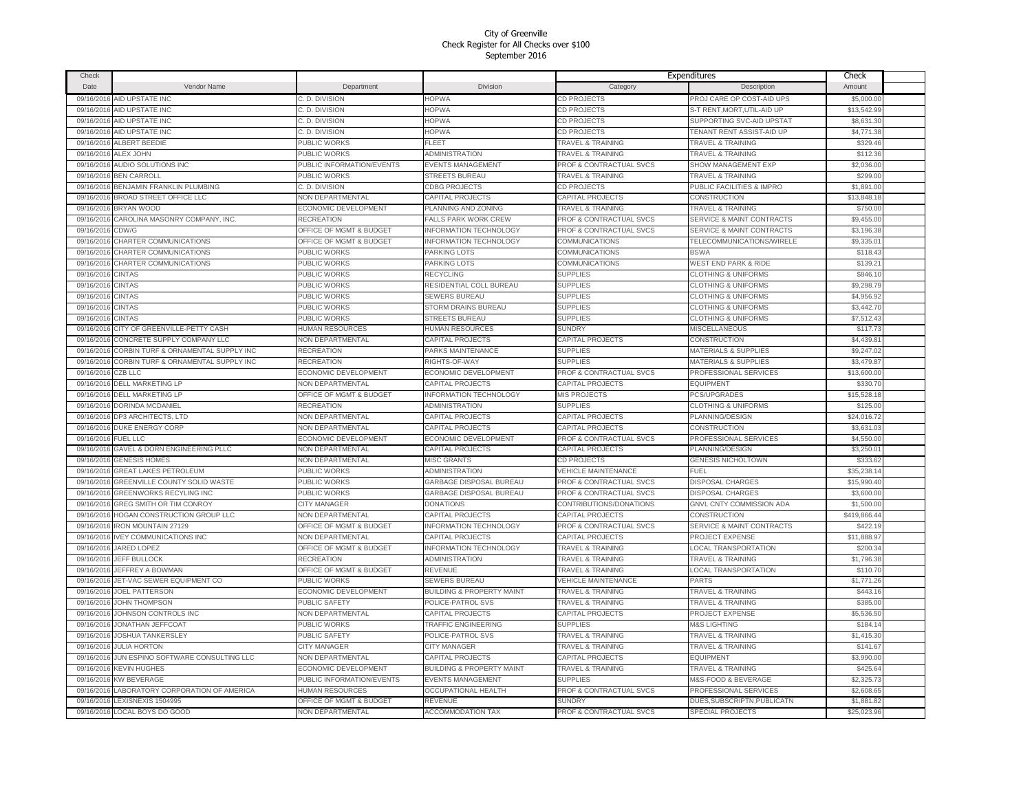City of Greenville
Check Register for All Checks over $100
September 2016

| Check Date | Vendor Name | Department | Division | Expenditures Category | Description | Check Amount |
|---|---|---|---|---|---|---|
| 09/16/2016 | AID UPSTATE INC | C. D. DIVISION | HOPWA | CD PROJECTS | PROJ CARE OP COST-AID UPS | $5,000.00 |
| 09/16/2016 | AID UPSTATE INC | C. D. DIVISION | HOPWA | CD PROJECTS | S-T RENT,MORT,UTIL-AID UP | $13,542.99 |
| 09/16/2016 | AID UPSTATE INC | C. D. DIVISION | HOPWA | CD PROJECTS | SUPPORTING SVC-AID UPSTAT | $8,631.30 |
| 09/16/2016 | AID UPSTATE INC | C. D. DIVISION | HOPWA | CD PROJECTS | TENANT RENT ASSIST-AID UP | $4,771.38 |
| 09/16/2016 | ALBERT BEEDIE | PUBLIC WORKS | FLEET | TRAVEL & TRAINING | TRAVEL & TRAINING | $329.46 |
| 09/16/2016 | ALEX JOHN | PUBLIC WORKS | ADMINISTRATION | TRAVEL & TRAINING | TRAVEL & TRAINING | $112.36 |
| 09/16/2016 | AUDIO SOLUTIONS INC | PUBLIC INFORMATION/EVENTS | EVENTS MANAGEMENT | PROF & CONTRACTUAL SVCS | SHOW MANAGEMENT EXP | $2,036.00 |
| 09/16/2016 | BEN CARROLL | PUBLIC WORKS | STREETS BUREAU | TRAVEL & TRAINING | TRAVEL & TRAINING | $299.00 |
| 09/16/2016 | BENJAMIN FRANKLIN PLUMBING | C. D. DIVISION | CDBG PROJECTS | CD PROJECTS | PUBLIC FACILITIES & IMPRO | $1,891.00 |
| 09/16/2016 | BROAD STREET OFFICE LLC | NON DEPARTMENTAL | CAPITAL PROJECTS | CAPITAL PROJECTS | CONSTRUCTION | $13,848.18 |
| 09/16/2016 | BRYAN WOOD | ECONOMIC DEVELOPMENT | PLANNING AND ZONING | TRAVEL & TRAINING | TRAVEL & TRAINING | $750.00 |
| 09/16/2016 | CAROLINA MASONRY COMPANY, INC. | RECREATION | FALLS PARK WORK CREW | PROF & CONTRACTUAL SVCS | SERVICE & MAINT CONTRACTS | $9,455.00 |
| 09/16/2016 | CDW/G | OFFICE OF MGMT & BUDGET | INFORMATION TECHNOLOGY | PROF & CONTRACTUAL SVCS | SERVICE & MAINT CONTRACTS | $3,196.38 |
| 09/16/2016 | CHARTER COMMUNICATIONS | OFFICE OF MGMT & BUDGET | INFORMATION TECHNOLOGY | COMMUNICATIONS | TELECOMMUNICATIONS/WIRELE | $9,335.01 |
| 09/16/2016 | CHARTER COMMUNICATIONS | PUBLIC WORKS | PARKING LOTS | COMMUNICATIONS | BSWA | $118.43 |
| 09/16/2016 | CHARTER COMMUNICATIONS | PUBLIC WORKS | PARKING LOTS | COMMUNICATIONS | WEST END PARK & RIDE | $139.21 |
| 09/16/2016 | CINTAS | PUBLIC WORKS | RECYCLING | SUPPLIES | CLOTHING & UNIFORMS | $846.10 |
| 09/16/2016 | CINTAS | PUBLIC WORKS | RESIDENTIAL COLL BUREAU | SUPPLIES | CLOTHING & UNIFORMS | $9,298.79 |
| 09/16/2016 | CINTAS | PUBLIC WORKS | SEWERS BUREAU | SUPPLIES | CLOTHING & UNIFORMS | $4,956.92 |
| 09/16/2016 | CINTAS | PUBLIC WORKS | STORM DRAINS BUREAU | SUPPLIES | CLOTHING & UNIFORMS | $3,442.70 |
| 09/16/2016 | CINTAS | PUBLIC WORKS | STREETS BUREAU | SUPPLIES | CLOTHING & UNIFORMS | $7,512.43 |
| 09/16/2016 | CITY OF GREENVILLE-PETTY CASH | HUMAN RESOURCES | HUMAN RESOURCES | SUNDRY | MISCELLANEOUS | $117.73 |
| 09/16/2016 | CONCRETE SUPPLY COMPANY LLC | NON DEPARTMENTAL | CAPITAL PROJECTS | CAPITAL PROJECTS | CONSTRUCTION | $4,439.81 |
| 09/16/2016 | CORBIN TURF & ORNAMENTAL SUPPLY INC | RECREATION | PARKS MAINTENANCE | SUPPLIES | MATERIALS & SUPPLIES | $9,247.02 |
| 09/16/2016 | CORBIN TURF & ORNAMENTAL SUPPLY INC | RECREATION | RIGHTS-OF-WAY | SUPPLIES | MATERIALS & SUPPLIES | $3,479.87 |
| 09/16/2016 | CZB LLC | ECONOMIC DEVELOPMENT | ECONOMIC DEVELOPMENT | PROF & CONTRACTUAL SVCS | PROFESSIONAL SERVICES | $13,600.00 |
| 09/16/2016 | DELL MARKETING LP | NON DEPARTMENTAL | CAPITAL PROJECTS | CAPITAL PROJECTS | EQUIPMENT | $330.70 |
| 09/16/2016 | DELL MARKETING LP | OFFICE OF MGMT & BUDGET | INFORMATION TECHNOLOGY | MIS PROJECTS | PCS/UPGRADES | $15,528.18 |
| 09/16/2016 | DORINDA MCDANIEL | RECREATION | ADMINISTRATION | SUPPLIES | CLOTHING & UNIFORMS | $125.00 |
| 09/16/2016 | DP3 ARCHITECTS, LTD | NON DEPARTMENTAL | CAPITAL PROJECTS | CAPITAL PROJECTS | PLANNING/DESIGN | $24,016.72 |
| 09/16/2016 | DUKE ENERGY CORP | NON DEPARTMENTAL | CAPITAL PROJECTS | CAPITAL PROJECTS | CONSTRUCTION | $3,631.03 |
| 09/16/2016 | FUEL LLC | ECONOMIC DEVELOPMENT | ECONOMIC DEVELOPMENT | PROF & CONTRACTUAL SVCS | PROFESSIONAL SERVICES | $4,550.00 |
| 09/16/2016 | GAVEL & DORN ENGINEERING PLLC | NON DEPARTMENTAL | CAPITAL PROJECTS | CAPITAL PROJECTS | PLANNING/DESIGN | $3,250.01 |
| 09/16/2016 | GENESIS HOMES | NON DEPARTMENTAL | MISC GRANTS | CD PROJECTS | GENESIS NICHOLTOWN | $333.62 |
| 09/16/2016 | GREAT LAKES PETROLEUM | PUBLIC WORKS | ADMINISTRATION | VEHICLE MAINTENANCE | FUEL | $35,238.14 |
| 09/16/2016 | GREENVILLE COUNTY SOLID WASTE | PUBLIC WORKS | GARBAGE DISPOSAL BUREAU | PROF & CONTRACTUAL SVCS | DISPOSAL CHARGES | $15,990.40 |
| 09/16/2016 | GREENWORKS RECYLING INC | PUBLIC WORKS | GARBAGE DISPOSAL BUREAU | PROF & CONTRACTUAL SVCS | DISPOSAL CHARGES | $3,600.00 |
| 09/16/2016 | GREG SMITH OR TIM CONROY | CITY MANAGER | DONATIONS | CONTRIBUTIONS/DONATIONS | GNVL CNTY COMMISSION ADA | $1,500.00 |
| 09/16/2016 | HOGAN CONSTRUCTION GROUP LLC | NON DEPARTMENTAL | CAPITAL PROJECTS | CAPITAL PROJECTS | CONSTRUCTION | $419,866.44 |
| 09/16/2016 | IRON MOUNTAIN 27129 | OFFICE OF MGMT & BUDGET | INFORMATION TECHNOLOGY | PROF & CONTRACTUAL SVCS | SERVICE & MAINT CONTRACTS | $422.19 |
| 09/16/2016 | IVEY COMMUNICATIONS INC | NON DEPARTMENTAL | CAPITAL PROJECTS | CAPITAL PROJECTS | PROJECT EXPENSE | $11,888.97 |
| 09/16/2016 | JARED LOPEZ | OFFICE OF MGMT & BUDGET | INFORMATION TECHNOLOGY | TRAVEL & TRAINING | LOCAL TRANSPORTATION | $200.34 |
| 09/16/2016 | JEFF BULLOCK | RECREATION | ADMINISTRATION | TRAVEL & TRAINING | TRAVEL & TRAINING | $1,796.38 |
| 09/16/2016 | JEFFREY A BOWMAN | OFFICE OF MGMT & BUDGET | REVENUE | TRAVEL & TRAINING | LOCAL TRANSPORTATION | $110.70 |
| 09/16/2016 | JET-VAC SEWER EQUIPMENT CO | PUBLIC WORKS | SEWERS BUREAU | VEHICLE MAINTENANCE | PARTS | $1,771.26 |
| 09/16/2016 | JOEL PATTERSON | ECONOMIC DEVELOPMENT | BUILDING & PROPERTY MAINT | TRAVEL & TRAINING | TRAVEL & TRAINING | $443.16 |
| 09/16/2016 | JOHN THOMPSON | PUBLIC SAFETY | POLICE-PATROL SVS | TRAVEL & TRAINING | TRAVEL & TRAINING | $385.00 |
| 09/16/2016 | JOHNSON CONTROLS INC | NON DEPARTMENTAL | CAPITAL PROJECTS | CAPITAL PROJECTS | PROJECT EXPENSE | $5,536.50 |
| 09/16/2016 | JONATHAN JEFFCOAT | PUBLIC WORKS | TRAFFIC ENGINEERING | SUPPLIES | M&S LIGHTING | $184.14 |
| 09/16/2016 | JOSHUA TANKERSLEY | PUBLIC SAFETY | POLICE-PATROL SVS | TRAVEL & TRAINING | TRAVEL & TRAINING | $1,415.30 |
| 09/16/2016 | JULIA HORTON | CITY MANAGER | CITY MANAGER | TRAVEL & TRAINING | TRAVEL & TRAINING | $141.67 |
| 09/16/2016 | JUN ESPINO SOFTWARE CONSULTING LLC | NON DEPARTMENTAL | CAPITAL PROJECTS | CAPITAL PROJECTS | EQUIPMENT | $3,990.00 |
| 09/16/2016 | KEVIN HUGHES | ECONOMIC DEVELOPMENT | BUILDING & PROPERTY MAINT | TRAVEL & TRAINING | TRAVEL & TRAINING | $425.64 |
| 09/16/2016 | KW BEVERAGE | PUBLIC INFORMATION/EVENTS | EVENTS MANAGEMENT | SUPPLIES | M&S-FOOD & BEVERAGE | $2,325.73 |
| 09/16/2016 | LABORATORY CORPORATION OF AMERICA | HUMAN RESOURCES | OCCUPATIONAL HEALTH | PROF & CONTRACTUAL SVCS | PROFESSIONAL SERVICES | $2,608.65 |
| 09/16/2016 | LEXISNEXIS 1504995 | OFFICE OF MGMT & BUDGET | REVENUE | SUNDRY | DUES,SUBSCRIPTN,PUBLICATN | $1,881.82 |
| 09/16/2016 | LOCAL BOYS DO GOOD | NON DEPARTMENTAL | ACCOMMODATION TAX | PROF & CONTRACTUAL SVCS | SPECIAL PROJECTS | $25,023.96 |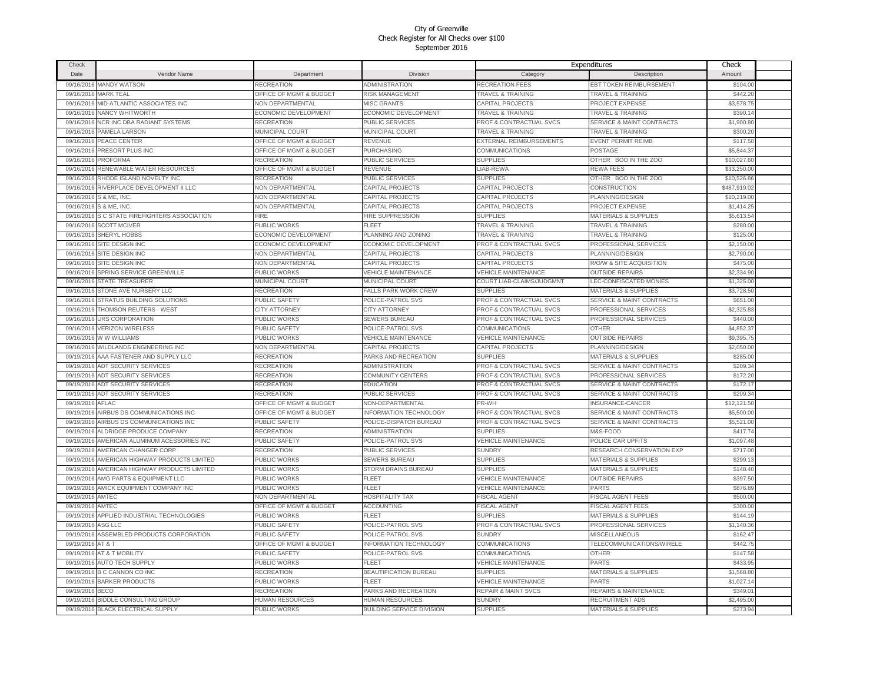City of Greenville
Check Register for All Checks over $100
September 2016

| Check Date | Vendor Name | Department | Division | Expenditures Category | Description | Check Amount |
|---|---|---|---|---|---|---|
| 09/16/2016 | MANDY WATSON | RECREATION | ADMINISTRATION | RECREATION FEES | EBT TOKEN REIMBURSEMENT | $104.00 |
| 09/16/2016 | MARK TEAL | OFFICE OF MGMT & BUDGET | RISK MANAGEMENT | TRAVEL & TRAINING | TRAVEL & TRAINING | $442.20 |
| 09/16/2016 | MID-ATLANTIC ASSOCIATES INC | NON DEPARTMENTAL | MISC GRANTS | CAPITAL PROJECTS | PROJECT EXPENSE | $3,578.75 |
| 09/16/2016 | NANCY WHITWORTH | ECONOMIC DEVELOPMENT | ECONOMIC DEVELOPMENT | TRAVEL & TRAINING | TRAVEL & TRAINING | $390.14 |
| 09/16/2016 | NCR INC DBA RADIANT SYSTEMS | RECREATION | PUBLIC SERVICES | PROF & CONTRACTUAL SVCS | SERVICE & MAINT CONTRACTS | $1,900.80 |
| 09/16/2016 | PAMELA LARSON | MUNICIPAL COURT | MUNICIPAL COURT | TRAVEL & TRAINING | TRAVEL & TRAINING | $300.20 |
| 09/16/2016 | PEACE CENTER | OFFICE OF MGMT & BUDGET | REVENUE | EXTERNAL REIMBURSEMENTS | EVENT PERMIT REIMB | $117.50 |
| 09/16/2016 | PRESORT PLUS INC | OFFICE OF MGMT & BUDGET | PURCHASING | COMMUNICATIONS | POSTAGE | $5,844.37 |
| 09/16/2016 | PROFORMA | RECREATION | PUBLIC SERVICES | SUPPLIES | OTHER BOO IN THE ZOO | $10,027.60 |
| 09/16/2016 | RENEWABLE WATER RESOURCES | OFFICE OF MGMT & BUDGET | REVENUE | LIAB-REWA | REWA FEES | $33,250.00 |
| 09/16/2016 | RHODE ISLAND NOVELTY INC | RECREATION | PUBLIC SERVICES | SUPPLIES | OTHER BOO IN THE ZOO | $10,526.86 |
| 09/16/2016 | RIVERPLACE DEVELOPMENT II LLC | NON DEPARTMENTAL | CAPITAL PROJECTS | CAPITAL PROJECTS | CONSTRUCTION | $487,919.02 |
| 09/16/2016 | S & ME, INC. | NON DEPARTMENTAL | CAPITAL PROJECTS | CAPITAL PROJECTS | PLANNING/DESIGN | $10,219.00 |
| 09/16/2016 | S & ME, INC. | NON DEPARTMENTAL | CAPITAL PROJECTS | CAPITAL PROJECTS | PROJECT EXPENSE | $1,414.25 |
| 09/16/2016 | S C STATE FIREFIGHTERS ASSOCIATION | FIRE | FIRE SUPPRESSION | SUPPLIES | MATERIALS & SUPPLIES | $5,613.54 |
| 09/16/2016 | SCOTT MCIVER | PUBLIC WORKS | FLEET | TRAVEL & TRAINING | TRAVEL & TRAINING | $280.00 |
| 09/16/2016 | SHERYL HOBBS | ECONOMIC DEVELOPMENT | PLANNING AND ZONING | TRAVEL & TRAINING | TRAVEL & TRAINING | $125.00 |
| 09/16/2016 | SITE DESIGN INC | ECONOMIC DEVELOPMENT | ECONOMIC DEVELOPMENT | PROF & CONTRACTUAL SVCS | PROFESSIONAL SERVICES | $2,150.00 |
| 09/16/2016 | SITE DESIGN INC | NON DEPARTMENTAL | CAPITAL PROJECTS | CAPITAL PROJECTS | PLANNING/DESIGN | $2,790.00 |
| 09/16/2016 | SITE DESIGN INC | NON DEPARTMENTAL | CAPITAL PROJECTS | CAPITAL PROJECTS | R/O/W & SITE ACQUISITION | $475.00 |
| 09/16/2016 | SPRING SERVICE GREENVILLE | PUBLIC WORKS | VEHICLE MAINTENANCE | VEHICLE MAINTENANCE | OUTSIDE REPAIRS | $2,334.90 |
| 09/16/2016 | STATE TREASURER | MUNICIPAL COURT | MUNICIPAL COURT | COURT LIAB-CLAIMS/JUDGMNT | LEC-CONFISCATED MONIES | $1,325.00 |
| 09/16/2016 | STONE AVE NURSERY LLC | RECREATION | FALLS PARK WORK CREW | SUPPLIES | MATERIALS & SUPPLIES | $3,728.50 |
| 09/16/2016 | STRATUS BUILDING SOLUTIONS | PUBLIC SAFETY | POLICE-PATROL SVS | PROF & CONTRACTUAL SVCS | SERVICE & MAINT CONTRACTS | $651.00 |
| 09/16/2016 | THOMSON REUTERS - WEST | CITY ATTORNEY | CITY ATTORNEY | PROF & CONTRACTUAL SVCS | PROFESSIONAL SERVICES | $2,325.83 |
| 09/16/2016 | URS CORPORATION | PUBLIC WORKS | SEWERS BUREAU | PROF & CONTRACTUAL SVCS | PROFESSIONAL SERVICES | $440.00 |
| 09/16/2016 | VERIZON WIRELESS | PUBLIC SAFETY | POLICE-PATROL SVS | COMMUNICATIONS | OTHER | $4,852.37 |
| 09/16/2016 | W W WILLIAMS | PUBLIC WORKS | VEHICLE MAINTENANCE | VEHICLE MAINTENANCE | OUTSIDE REPAIRS | $9,395.75 |
| 09/16/2016 | WILDLANDS ENGINEERING INC | NON DEPARTMENTAL | CAPITAL PROJECTS | CAPITAL PROJECTS | PLANNING/DESIGN | $2,050.00 |
| 09/19/2016 | AAA FASTENER AND SUPPLY LLC | RECREATION | PARKS AND RECREATION | SUPPLIES | MATERIALS & SUPPLIES | $285.00 |
| 09/19/2016 | ADT SECURITY SERVICES | RECREATION | ADMINISTRATION | PROF & CONTRACTUAL SVCS | SERVICE & MAINT CONTRACTS | $209.34 |
| 09/19/2016 | ADT SECURITY SERVICES | RECREATION | COMMUNITY CENTERS | PROF & CONTRACTUAL SVCS | PROFESSIONAL SERVICES | $172.20 |
| 09/19/2016 | ADT SECURITY SERVICES | RECREATION | EDUCATION | PROF & CONTRACTUAL SVCS | SERVICE & MAINT CONTRACTS | $172.17 |
| 09/19/2016 | ADT SECURITY SERVICES | RECREATION | PUBLIC SERVICES | PROF & CONTRACTUAL SVCS | SERVICE & MAINT CONTRACTS | $209.34 |
| 09/19/2016 | AFLAC | OFFICE OF MGMT & BUDGET | NON-DEPARTMENTAL | PR-WH | INSURANCE-CANCER | $12,121.50 |
| 09/19/2016 | AIRBUS DS COMMUNICATIONS INC | OFFICE OF MGMT & BUDGET | INFORMATION TECHNOLOGY | PROF & CONTRACTUAL SVCS | SERVICE & MAINT CONTRACTS | $5,500.00 |
| 09/19/2016 | AIRBUS DS COMMUNICATIONS INC | PUBLIC SAFETY | POLICE-DISPATCH BUREAU | PROF & CONTRACTUAL SVCS | SERVICE & MAINT CONTRACTS | $5,521.00 |
| 09/19/2016 | ALDRIDGE PRODUCE COMPANY | RECREATION | ADMINISTRATION | SUPPLIES | M&S-FOOD | $417.74 |
| 09/19/2016 | AMERICAN ALUMINUM ACESSORIES INC | PUBLIC SAFETY | POLICE-PATROL SVS | VEHICLE MAINTENANCE | POLICE CAR UPFITS | $1,097.48 |
| 09/19/2016 | AMERICAN CHANGER CORP | RECREATION | PUBLIC SERVICES | SUNDRY | RESEARCH CONSERVATION EXP | $717.00 |
| 09/19/2016 | AMERICAN HIGHWAY PRODUCTS LIMITED | PUBLIC WORKS | SEWERS BUREAU | SUPPLIES | MATERIALS & SUPPLIES | $299.13 |
| 09/19/2016 | AMERICAN HIGHWAY PRODUCTS LIMITED | PUBLIC WORKS | STORM DRAINS BUREAU | SUPPLIES | MATERIALS & SUPPLIES | $148.40 |
| 09/19/2016 | AMG PARTS & EQUIPMENT LLC | PUBLIC WORKS | FLEET | VEHICLE MAINTENANCE | OUTSIDE REPAIRS | $397.50 |
| 09/19/2016 | AMICK EQUIPMENT COMPANY INC | PUBLIC WORKS | FLEET | VEHICLE MAINTENANCE | PARTS | $876.89 |
| 09/19/2016 | AMTEC | NON DEPARTMENTAL | HOSPITALITY TAX | FISCAL AGENT | FISCAL AGENT FEES | $500.00 |
| 09/19/2016 | AMTEC | OFFICE OF MGMT & BUDGET | ACCOUNTING | FISCAL AGENT | FISCAL AGENT FEES | $300.00 |
| 09/19/2016 | APPLIED INDUSTRIAL TECHNOLOGIES | PUBLIC WORKS | FLEET | SUPPLIES | MATERIALS & SUPPLIES | $144.19 |
| 09/19/2016 | ASG LLC | PUBLIC SAFETY | POLICE-PATROL SVS | PROF & CONTRACTUAL SVCS | PROFESSIONAL SERVICES | $1,140.36 |
| 09/19/2016 | ASSEMBLED PRODUCTS CORPORATION | PUBLIC SAFETY | POLICE-PATROL SVS | SUNDRY | MISCELLANEOUS | $162.47 |
| 09/19/2016 | AT & T | OFFICE OF MGMT & BUDGET | INFORMATION TECHNOLOGY | COMMUNICATIONS | TELECOMMUNICATIONS/WIRELE | $442.75 |
| 09/19/2016 | AT & T MOBILITY | PUBLIC SAFETY | POLICE-PATROL SVS | COMMUNICATIONS | OTHER | $147.58 |
| 09/19/2016 | AUTO TECH SUPPLY | PUBLIC WORKS | FLEET | VEHICLE MAINTENANCE | PARTS | $433.95 |
| 09/19/2016 | B C CANNON CO INC | RECREATION | BEAUTIFICATION BUREAU | SUPPLIES | MATERIALS & SUPPLIES | $1,568.80 |
| 09/19/2016 | BARKER PRODUCTS | PUBLIC WORKS | FLEET | VEHICLE MAINTENANCE | PARTS | $1,027.14 |
| 09/19/2016 | BECO | RECREATION | PARKS AND RECREATION | REPAIR & MAINT SVCS | REPAIRS & MAINTENANCE | $349.01 |
| 09/19/2016 | BIDDLE CONSULTING GROUP | HUMAN RESOURCES | HUMAN RESOURCES | SUNDRY | RECRUITMENT ADS | $2,495.00 |
| 09/19/2016 | BLACK ELECTRICAL SUPPLY | PUBLIC WORKS | BUILDING SERVICE DIVISION | SUPPLIES | MATERIALS & SUPPLIES | $273.94 |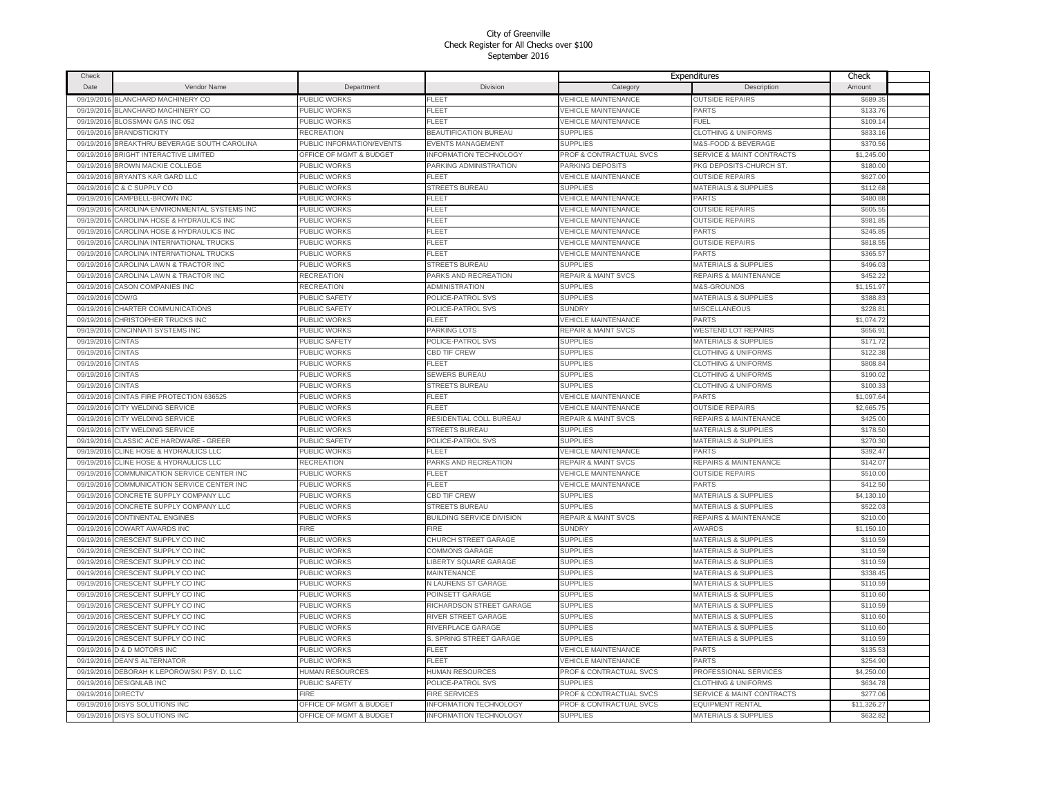City of Greenville
Check Register for All Checks over $100
September 2016

| Check Date | Vendor Name | Department | Division | Expenditures Category | Expenditures Description | Check Amount |
|---|---|---|---|---|---|---|
| 09/19/2016 | BLANCHARD MACHINERY CO | PUBLIC WORKS | FLEET | VEHICLE MAINTENANCE | OUTSIDE REPAIRS | $689.35 |
| 09/19/2016 | BLANCHARD MACHINERY CO | PUBLIC WORKS | FLEET | VEHICLE MAINTENANCE | PARTS | $133.76 |
| 09/19/2016 | BLOSSMAN GAS INC 052 | PUBLIC WORKS | FLEET | VEHICLE MAINTENANCE | FUEL | $109.14 |
| 09/19/2016 | BRANDSTICKITY | RECREATION | BEAUTIFICATION BUREAU | SUPPLIES | CLOTHING & UNIFORMS | $833.16 |
| 09/19/2016 | BREAKTHRU BEVERAGE SOUTH CAROLINA | PUBLIC INFORMATION/EVENTS | EVENTS MANAGEMENT | SUPPLIES | M&S-FOOD & BEVERAGE | $370.56 |
| 09/19/2016 | BRIGHT INTERACTIVE LIMITED | OFFICE OF MGMT & BUDGET | INFORMATION TECHNOLOGY | PROF & CONTRACTUAL SVCS | SERVICE & MAINT CONTRACTS | $1,245.00 |
| 09/19/2016 | BROWN MACKIE COLLEGE | PUBLIC WORKS | PARKING ADMINISTRATION | PARKING DEPOSITS | PKG DEPOSITS-CHURCH ST. | $180.00 |
| 09/19/2016 | BRYANTS KAR GARD LLC | PUBLIC WORKS | FLEET | VEHICLE MAINTENANCE | OUTSIDE REPAIRS | $627.00 |
| 09/19/2016 | C & C SUPPLY CO | PUBLIC WORKS | STREETS BUREAU | SUPPLIES | MATERIALS & SUPPLIES | $112.68 |
| 09/19/2016 | CAMPBELL-BROWN INC | PUBLIC WORKS | FLEET | VEHICLE MAINTENANCE | PARTS | $480.88 |
| 09/19/2016 | CAROLINA ENVIRONMENTAL SYSTEMS INC | PUBLIC WORKS | FLEET | VEHICLE MAINTENANCE | OUTSIDE REPAIRS | $605.55 |
| 09/19/2016 | CAROLINA HOSE & HYDRAULICS INC | PUBLIC WORKS | FLEET | VEHICLE MAINTENANCE | OUTSIDE REPAIRS | $981.85 |
| 09/19/2016 | CAROLINA HOSE & HYDRAULICS INC | PUBLIC WORKS | FLEET | VEHICLE MAINTENANCE | PARTS | $245.85 |
| 09/19/2016 | CAROLINA INTERNATIONAL TRUCKS | PUBLIC WORKS | FLEET | VEHICLE MAINTENANCE | OUTSIDE REPAIRS | $818.55 |
| 09/19/2016 | CAROLINA INTERNATIONAL TRUCKS | PUBLIC WORKS | FLEET | VEHICLE MAINTENANCE | PARTS | $365.57 |
| 09/19/2016 | CAROLINA LAWN & TRACTOR INC | PUBLIC WORKS | STREETS BUREAU | SUPPLIES | MATERIALS & SUPPLIES | $496.03 |
| 09/19/2016 | CAROLINA LAWN & TRACTOR INC | RECREATION | PARKS AND RECREATION | REPAIR & MAINT SVCS | REPAIRS & MAINTENANCE | $452.22 |
| 09/19/2016 | CASON COMPANIES INC | RECREATION | ADMINISTRATION | SUPPLIES | M&S-GROUNDS | $1,151.97 |
| 09/19/2016 | CDW/G | PUBLIC SAFETY | POLICE-PATROL SVS | SUPPLIES | MATERIALS & SUPPLIES | $388.83 |
| 09/19/2016 | CHARTER COMMUNICATIONS | PUBLIC SAFETY | POLICE-PATROL SVS | SUNDRY | MISCELLANEOUS | $228.81 |
| 09/19/2016 | CHRISTOPHER TRUCKS INC | PUBLIC WORKS | FLEET | VEHICLE MAINTENANCE | PARTS | $1,074.72 |
| 09/19/2016 | CINCINNATI SYSTEMS INC | PUBLIC WORKS | PARKING LOTS | REPAIR & MAINT SVCS | WESTEND LOT REPAIRS | $656.91 |
| 09/19/2016 | CINTAS | PUBLIC SAFETY | POLICE-PATROL SVS | SUPPLIES | MATERIALS & SUPPLIES | $171.72 |
| 09/19/2016 | CINTAS | PUBLIC WORKS | CBD TIF CREW | SUPPLIES | CLOTHING & UNIFORMS | $122.38 |
| 09/19/2016 | CINTAS | PUBLIC WORKS | FLEET | SUPPLIES | CLOTHING & UNIFORMS | $808.84 |
| 09/19/2016 | CINTAS | PUBLIC WORKS | SEWERS BUREAU | SUPPLIES | CLOTHING & UNIFORMS | $190.02 |
| 09/19/2016 | CINTAS | PUBLIC WORKS | STREETS BUREAU | SUPPLIES | CLOTHING & UNIFORMS | $100.33 |
| 09/19/2016 | CINTAS FIRE PROTECTION 636525 | PUBLIC WORKS | FLEET | VEHICLE MAINTENANCE | PARTS | $1,097.64 |
| 09/19/2016 | CITY WELDING SERVICE | PUBLIC WORKS | FLEET | VEHICLE MAINTENANCE | OUTSIDE REPAIRS | $2,665.75 |
| 09/19/2016 | CITY WELDING SERVICE | PUBLIC WORKS | RESIDENTIAL COLL BUREAU | REPAIR & MAINT SVCS | REPAIRS & MAINTENANCE | $425.00 |
| 09/19/2016 | CITY WELDING SERVICE | PUBLIC WORKS | STREETS BUREAU | SUPPLIES | MATERIALS & SUPPLIES | $178.50 |
| 09/19/2016 | CLASSIC ACE HARDWARE - GREER | PUBLIC SAFETY | POLICE-PATROL SVS | SUPPLIES | MATERIALS & SUPPLIES | $270.30 |
| 09/19/2016 | CLINE HOSE & HYDRAULICS LLC | PUBLIC WORKS | FLEET | VEHICLE MAINTENANCE | PARTS | $392.47 |
| 09/19/2016 | CLINE HOSE & HYDRAULICS LLC | RECREATION | PARKS AND RECREATION | REPAIR & MAINT SVCS | REPAIRS & MAINTENANCE | $142.07 |
| 09/19/2016 | COMMUNICATION SERVICE CENTER INC | PUBLIC WORKS | FLEET | VEHICLE MAINTENANCE | OUTSIDE REPAIRS | $510.00 |
| 09/19/2016 | COMMUNICATION SERVICE CENTER INC | PUBLIC WORKS | FLEET | VEHICLE MAINTENANCE | PARTS | $412.50 |
| 09/19/2016 | CONCRETE SUPPLY COMPANY LLC | PUBLIC WORKS | CBD TIF CREW | SUPPLIES | MATERIALS & SUPPLIES | $4,130.10 |
| 09/19/2016 | CONCRETE SUPPLY COMPANY LLC | PUBLIC WORKS | STREETS BUREAU | SUPPLIES | MATERIALS & SUPPLIES | $522.03 |
| 09/19/2016 | CONTINENTAL ENGINES | PUBLIC WORKS | BUILDING SERVICE DIVISION | REPAIR & MAINT SVCS | REPAIRS & MAINTENANCE | $210.00 |
| 09/19/2016 | COWART AWARDS INC | FIRE | FIRE | SUNDRY | AWARDS | $1,150.10 |
| 09/19/2016 | CRESCENT SUPPLY CO INC | PUBLIC WORKS | CHURCH STREET GARAGE | SUPPLIES | MATERIALS & SUPPLIES | $110.59 |
| 09/19/2016 | CRESCENT SUPPLY CO INC | PUBLIC WORKS | COMMONS GARAGE | SUPPLIES | MATERIALS & SUPPLIES | $110.59 |
| 09/19/2016 | CRESCENT SUPPLY CO INC | PUBLIC WORKS | LIBERTY SQUARE GARAGE | SUPPLIES | MATERIALS & SUPPLIES | $110.59 |
| 09/19/2016 | CRESCENT SUPPLY CO INC | PUBLIC WORKS | MAINTENANCE | SUPPLIES | MATERIALS & SUPPLIES | $338.45 |
| 09/19/2016 | CRESCENT SUPPLY CO INC | PUBLIC WORKS | N LAURENS ST GARAGE | SUPPLIES | MATERIALS & SUPPLIES | $110.59 |
| 09/19/2016 | CRESCENT SUPPLY CO INC | PUBLIC WORKS | POINSETT GARAGE | SUPPLIES | MATERIALS & SUPPLIES | $110.60 |
| 09/19/2016 | CRESCENT SUPPLY CO INC | PUBLIC WORKS | RICHARDSON STREET GARAGE | SUPPLIES | MATERIALS & SUPPLIES | $110.59 |
| 09/19/2016 | CRESCENT SUPPLY CO INC | PUBLIC WORKS | RIVER STREET GARAGE | SUPPLIES | MATERIALS & SUPPLIES | $110.60 |
| 09/19/2016 | CRESCENT SUPPLY CO INC | PUBLIC WORKS | RIVERPLACE GARAGE | SUPPLIES | MATERIALS & SUPPLIES | $110.60 |
| 09/19/2016 | CRESCENT SUPPLY CO INC | PUBLIC WORKS | S. SPRING STREET GARAGE | SUPPLIES | MATERIALS & SUPPLIES | $110.59 |
| 09/19/2016 | D & D MOTORS INC | PUBLIC WORKS | FLEET | VEHICLE MAINTENANCE | PARTS | $135.53 |
| 09/19/2016 | DEAN'S ALTERNATOR | PUBLIC WORKS | FLEET | VEHICLE MAINTENANCE | PARTS | $254.90 |
| 09/19/2016 | DEBORAH K LEPOROWSKI PSY. D. LLC | HUMAN RESOURCES | HUMAN RESOURCES | PROF & CONTRACTUAL SVCS | PROFESSIONAL SERVICES | $4,250.00 |
| 09/19/2016 | DESIGNLAB INC | PUBLIC SAFETY | POLICE-PATROL SVS | SUPPLIES | CLOTHING & UNIFORMS | $634.78 |
| 09/19/2016 | DIRECTV | FIRE | FIRE SERVICES | PROF & CONTRACTUAL SVCS | SERVICE & MAINT CONTRACTS | $277.06 |
| 09/19/2016 | DISYS SOLUTIONS INC | OFFICE OF MGMT & BUDGET | INFORMATION TECHNOLOGY | PROF & CONTRACTUAL SVCS | EQUIPMENT RENTAL | $11,326.27 |
| 09/19/2016 | DISYS SOLUTIONS INC | OFFICE OF MGMT & BUDGET | INFORMATION TECHNOLOGY | SUPPLIES | MATERIALS & SUPPLIES | $632.82 |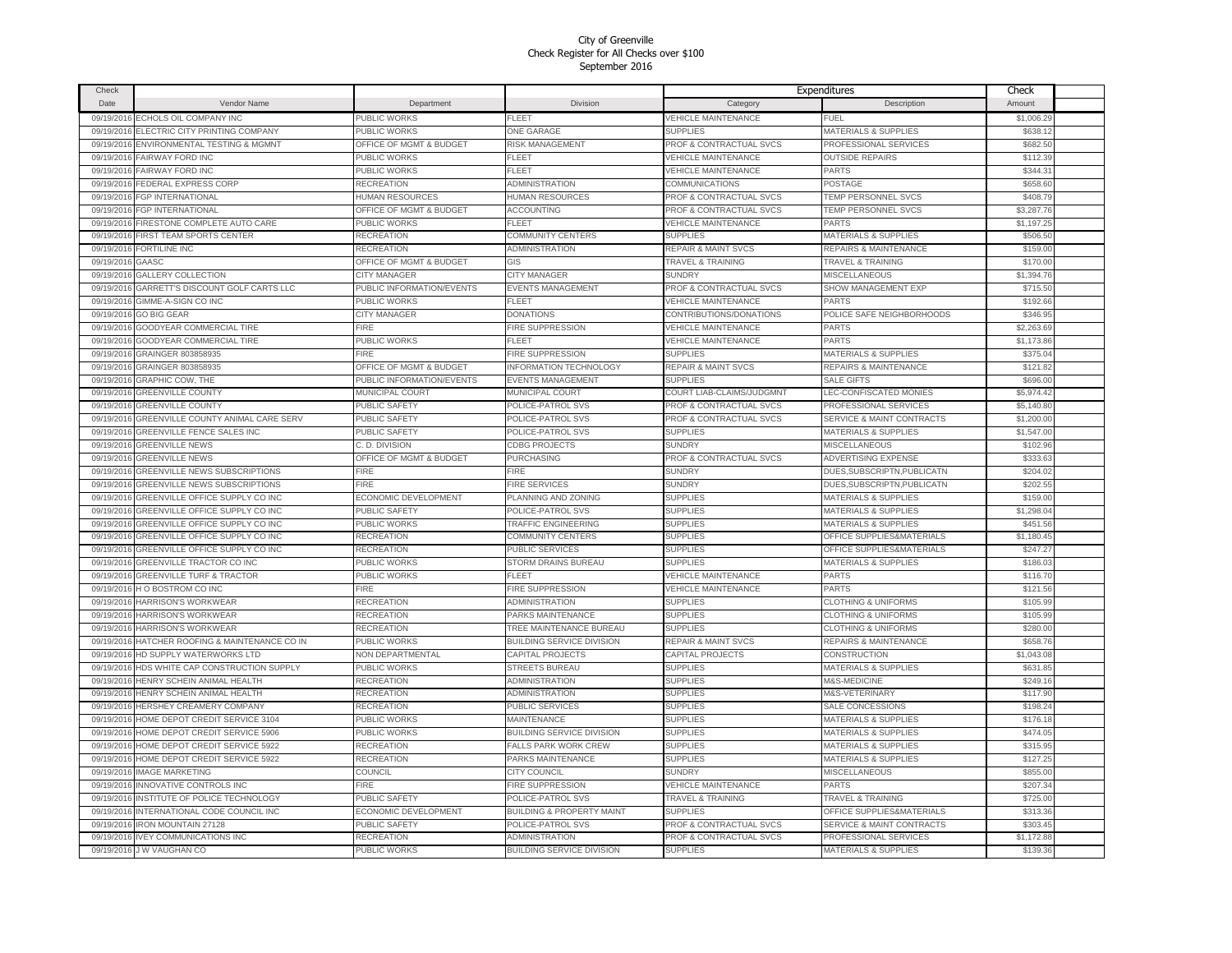City of Greenville
Check Register for All Checks over $100
September 2016

| Check Date | Vendor Name | Department | Division | Expenditures Category | Expenditures Description | Check Amount |
|---|---|---|---|---|---|---|
| 09/19/2016 | ECHOLS OIL COMPANY INC | PUBLIC WORKS | FLEET | VEHICLE MAINTENANCE | FUEL | $1,006.29 |
| 09/19/2016 | ELECTRIC CITY PRINTING COMPANY | PUBLIC WORKS | ONE GARAGE | SUPPLIES | MATERIALS & SUPPLIES | $638.12 |
| 09/19/2016 | ENVIRONMENTAL TESTING & MGMNT | OFFICE OF MGMT & BUDGET | RISK MANAGEMENT | PROF & CONTRACTUAL SVCS | PROFESSIONAL SERVICES | $682.50 |
| 09/19/2016 | FAIRWAY FORD INC | PUBLIC WORKS | FLEET | VEHICLE MAINTENANCE | OUTSIDE REPAIRS | $112.39 |
| 09/19/2016 | FAIRWAY FORD INC | PUBLIC WORKS | FLEET | VEHICLE MAINTENANCE | PARTS | $344.31 |
| 09/19/2016 | FEDERAL EXPRESS CORP | RECREATION | ADMINISTRATION | COMMUNICATIONS | POSTAGE | $658.60 |
| 09/19/2016 | FGP INTERNATIONAL | HUMAN RESOURCES | HUMAN RESOURCES | PROF & CONTRACTUAL SVCS | TEMP PERSONNEL SVCS | $408.79 |
| 09/19/2016 | FGP INTERNATIONAL | OFFICE OF MGMT & BUDGET | ACCOUNTING | PROF & CONTRACTUAL SVCS | TEMP PERSONNEL SVCS | $3,287.76 |
| 09/19/2016 | FIRESTONE COMPLETE AUTO CARE | PUBLIC WORKS | FLEET | VEHICLE MAINTENANCE | PARTS | $1,197.25 |
| 09/19/2016 | FIRST TEAM SPORTS CENTER | RECREATION | COMMUNITY CENTERS | SUPPLIES | MATERIALS & SUPPLIES | $506.50 |
| 09/19/2016 | FORTILINE INC | RECREATION | ADMINISTRATION | REPAIR & MAINT SVCS | REPAIRS & MAINTENANCE | $159.00 |
| 09/19/2016 | GAASC | OFFICE OF MGMT & BUDGET | GIS | TRAVEL & TRAINING | TRAVEL & TRAINING | $170.00 |
| 09/19/2016 | GALLERY COLLECTION | CITY MANAGER | CITY MANAGER | SUNDRY | MISCELLANEOUS | $1,394.76 |
| 09/19/2016 | GARRETT'S DISCOUNT GOLF CARTS LLC | PUBLIC INFORMATION/EVENTS | EVENTS MANAGEMENT | PROF & CONTRACTUAL SVCS | SHOW MANAGEMENT EXP | $715.50 |
| 09/19/2016 | GIMME-A-SIGN CO INC | PUBLIC WORKS | FLEET | VEHICLE MAINTENANCE | PARTS | $192.66 |
| 09/19/2016 | GO BIG GEAR | CITY MANAGER | DONATIONS | CONTRIBUTIONS/DONATIONS | POLICE SAFE NEIGHBORHOODS | $346.95 |
| 09/19/2016 | GOODYEAR COMMERCIAL TIRE | FIRE | FIRE SUPPRESSION | VEHICLE MAINTENANCE | PARTS | $2,263.69 |
| 09/19/2016 | GOODYEAR COMMERCIAL TIRE | PUBLIC WORKS | FLEET | VEHICLE MAINTENANCE | PARTS | $1,173.86 |
| 09/19/2016 | GRAINGER 803858935 | FIRE | FIRE SUPPRESSION | SUPPLIES | MATERIALS & SUPPLIES | $375.04 |
| 09/19/2016 | GRAINGER 803858935 | OFFICE OF MGMT & BUDGET | INFORMATION TECHNOLOGY | REPAIR & MAINT SVCS | REPAIRS & MAINTENANCE | $121.82 |
| 09/19/2016 | GRAPHIC COW, THE | PUBLIC INFORMATION/EVENTS | EVENTS MANAGEMENT | SUPPLIES | SALE GIFTS | $696.00 |
| 09/19/2016 | GREENVILLE COUNTY | MUNICIPAL COURT | MUNICIPAL COURT | COURT LIAB-CLAIMS/JUDGMNT | LEC-CONFISCATED MONIES | $5,974.42 |
| 09/19/2016 | GREENVILLE COUNTY | PUBLIC SAFETY | POLICE-PATROL SVS | PROF & CONTRACTUAL SVCS | PROFESSIONAL SERVICES | $5,140.80 |
| 09/19/2016 | GREENVILLE COUNTY ANIMAL CARE SERV | PUBLIC SAFETY | POLICE-PATROL SVS | PROF & CONTRACTUAL SVCS | SERVICE & MAINT CONTRACTS | $1,200.00 |
| 09/19/2016 | GREENVILLE FENCE SALES INC | PUBLIC SAFETY | POLICE-PATROL SVS | SUPPLIES | MATERIALS & SUPPLIES | $1,547.00 |
| 09/19/2016 | GREENVILLE NEWS | C. D. DIVISION | CDBG PROJECTS | SUNDRY | MISCELLANEOUS | $102.96 |
| 09/19/2016 | GREENVILLE NEWS | OFFICE OF MGMT & BUDGET | PURCHASING | PROF & CONTRACTUAL SVCS | ADVERTISING EXPENSE | $333.63 |
| 09/19/2016 | GREENVILLE NEWS SUBSCRIPTIONS | FIRE | FIRE | SUNDRY | DUES,SUBSCRIPTN,PUBLICATN | $204.02 |
| 09/19/2016 | GREENVILLE NEWS SUBSCRIPTIONS | FIRE | FIRE SERVICES | SUNDRY | DUES,SUBSCRIPTN,PUBLICATN | $202.55 |
| 09/19/2016 | GREENVILLE OFFICE SUPPLY CO INC | ECONOMIC DEVELOPMENT | PLANNING AND ZONING | SUPPLIES | MATERIALS & SUPPLIES | $159.00 |
| 09/19/2016 | GREENVILLE OFFICE SUPPLY CO INC | PUBLIC SAFETY | POLICE-PATROL SVS | SUPPLIES | MATERIALS & SUPPLIES | $1,298.04 |
| 09/19/2016 | GREENVILLE OFFICE SUPPLY CO INC | PUBLIC WORKS | TRAFFIC ENGINEERING | SUPPLIES | MATERIALS & SUPPLIES | $451.56 |
| 09/19/2016 | GREENVILLE OFFICE SUPPLY CO INC | RECREATION | COMMUNITY CENTERS | SUPPLIES | OFFICE SUPPLIES&MATERIALS | $1,180.45 |
| 09/19/2016 | GREENVILLE OFFICE SUPPLY CO INC | RECREATION | PUBLIC SERVICES | SUPPLIES | OFFICE SUPPLIES&MATERIALS | $247.27 |
| 09/19/2016 | GREENVILLE TRACTOR CO INC | PUBLIC WORKS | STORM DRAINS BUREAU | SUPPLIES | MATERIALS & SUPPLIES | $186.03 |
| 09/19/2016 | GREENVILLE TURF & TRACTOR | PUBLIC WORKS | FLEET | VEHICLE MAINTENANCE | PARTS | $116.70 |
| 09/19/2016 | H O BOSTROM CO INC | FIRE | FIRE SUPPRESSION | VEHICLE MAINTENANCE | PARTS | $121.56 |
| 09/19/2016 | HARRISON'S WORKWEAR | RECREATION | ADMINISTRATION | SUPPLIES | CLOTHING & UNIFORMS | $105.99 |
| 09/19/2016 | HARRISON'S WORKWEAR | RECREATION | PARKS MAINTENANCE | SUPPLIES | CLOTHING & UNIFORMS | $105.99 |
| 09/19/2016 | HARRISON'S WORKWEAR | RECREATION | TREE MAINTENANCE BUREAU | SUPPLIES | CLOTHING & UNIFORMS | $280.00 |
| 09/19/2016 | HATCHER ROOFING & MAINTENANCE CO IN | PUBLIC WORKS | BUILDING SERVICE DIVISION | REPAIR & MAINT SVCS | REPAIRS & MAINTENANCE | $658.76 |
| 09/19/2016 | HD SUPPLY WATERWORKS LTD | NON DEPARTMENTAL | CAPITAL PROJECTS | CAPITAL PROJECTS | CONSTRUCTION | $1,043.08 |
| 09/19/2016 | HDS WHITE CAP CONSTRUCTION SUPPLY | PUBLIC WORKS | STREETS BUREAU | SUPPLIES | MATERIALS & SUPPLIES | $631.85 |
| 09/19/2016 | HENRY SCHEIN ANIMAL HEALTH | RECREATION | ADMINISTRATION | SUPPLIES | M&S-MEDICINE | $249.16 |
| 09/19/2016 | HENRY SCHEIN ANIMAL HEALTH | RECREATION | ADMINISTRATION | SUPPLIES | M&S-VETERINARY | $117.90 |
| 09/19/2016 | HERSHEY CREAMERY COMPANY | RECREATION | PUBLIC SERVICES | SUPPLIES | SALE CONCESSIONS | $198.24 |
| 09/19/2016 | HOME DEPOT CREDIT SERVICE 3104 | PUBLIC WORKS | MAINTENANCE | SUPPLIES | MATERIALS & SUPPLIES | $176.18 |
| 09/19/2016 | HOME DEPOT CREDIT SERVICE 5906 | PUBLIC WORKS | BUILDING SERVICE DIVISION | SUPPLIES | MATERIALS & SUPPLIES | $474.05 |
| 09/19/2016 | HOME DEPOT CREDIT SERVICE 5922 | RECREATION | FALLS PARK WORK CREW | SUPPLIES | MATERIALS & SUPPLIES | $315.95 |
| 09/19/2016 | HOME DEPOT CREDIT SERVICE 5922 | RECREATION | PARKS MAINTENANCE | SUPPLIES | MATERIALS & SUPPLIES | $127.25 |
| 09/19/2016 | IMAGE MARKETING | COUNCIL | CITY COUNCIL | SUNDRY | MISCELLANEOUS | $855.00 |
| 09/19/2016 | INNOVATIVE CONTROLS INC | FIRE | FIRE SUPPRESSION | VEHICLE MAINTENANCE | PARTS | $207.34 |
| 09/19/2016 | INSTITUTE OF POLICE TECHNOLOGY | PUBLIC SAFETY | POLICE-PATROL SVS | TRAVEL & TRAINING | TRAVEL & TRAINING | $725.00 |
| 09/19/2016 | INTERNATIONAL CODE COUNCIL INC | ECONOMIC DEVELOPMENT | BUILDING & PROPERTY MAINT | SUPPLIES | OFFICE SUPPLIES&MATERIALS | $313.36 |
| 09/19/2016 | IRON MOUNTAIN 27128 | PUBLIC SAFETY | POLICE-PATROL SVS | PROF & CONTRACTUAL SVCS | SERVICE & MAINT CONTRACTS | $303.45 |
| 09/19/2016 | IVEY COMMUNICATIONS INC | RECREATION | ADMINISTRATION | PROF & CONTRACTUAL SVCS | PROFESSIONAL SERVICES | $1,172.88 |
| 09/19/2016 | J W VAUGHAN CO | PUBLIC WORKS | BUILDING SERVICE DIVISION | SUPPLIES | MATERIALS & SUPPLIES | $139.36 |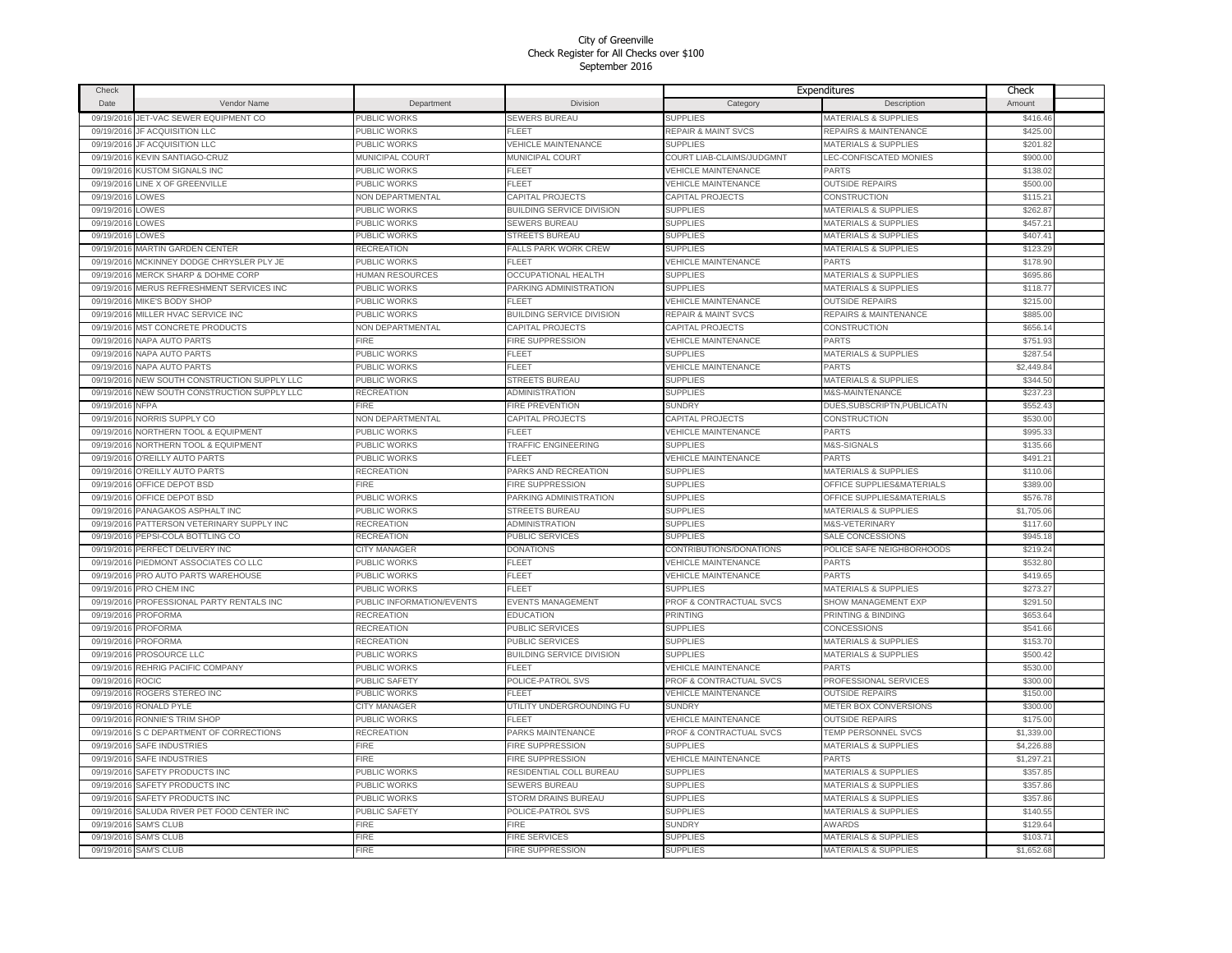City of Greenville
Check Register for All Checks over $100
September 2016

| Check Date | Vendor Name | Department | Division | Expenditures Category | Description | Check Amount |
|---|---|---|---|---|---|---|
| 09/19/2016 | JET-VAC SEWER EQUIPMENT CO | PUBLIC WORKS | SEWERS BUREAU | SUPPLIES | MATERIALS & SUPPLIES | $416.46 |
| 09/19/2016 | JF ACQUISITION LLC | PUBLIC WORKS | FLEET | REPAIR & MAINT SVCS | REPAIRS & MAINTENANCE | $425.00 |
| 09/19/2016 | JF ACQUISITION LLC | PUBLIC WORKS | VEHICLE MAINTENANCE | SUPPLIES | MATERIALS & SUPPLIES | $201.82 |
| 09/19/2016 | KEVIN SANTIAGO-CRUZ | MUNICIPAL COURT | MUNICIPAL COURT | COURT LIAB-CLAIMS/JUDGMNT | LEC-CONFISCATED MONIES | $900.00 |
| 09/19/2016 | KUSTOM SIGNALS INC | PUBLIC WORKS | FLEET | VEHICLE MAINTENANCE | PARTS | $138.02 |
| 09/19/2016 | LINE X OF GREENVILLE | PUBLIC WORKS | FLEET | VEHICLE MAINTENANCE | OUTSIDE REPAIRS | $500.00 |
| 09/19/2016 | LOWES | NON DEPARTMENTAL | CAPITAL PROJECTS | CAPITAL PROJECTS | CONSTRUCTION | $115.21 |
| 09/19/2016 | LOWES | PUBLIC WORKS | BUILDING SERVICE DIVISION | SUPPLIES | MATERIALS & SUPPLIES | $262.87 |
| 09/19/2016 | LOWES | PUBLIC WORKS | SEWERS BUREAU | SUPPLIES | MATERIALS & SUPPLIES | $457.21 |
| 09/19/2016 | LOWES | PUBLIC WORKS | STREETS BUREAU | SUPPLIES | MATERIALS & SUPPLIES | $407.41 |
| 09/19/2016 | MARTIN GARDEN CENTER | RECREATION | FALLS PARK WORK CREW | SUPPLIES | MATERIALS & SUPPLIES | $123.29 |
| 09/19/2016 | MCKINNEY DODGE CHRYSLER PLY JE | PUBLIC WORKS | FLEET | VEHICLE MAINTENANCE | PARTS | $178.90 |
| 09/19/2016 | MERCK SHARP & DOHME CORP | HUMAN RESOURCES | OCCUPATIONAL HEALTH | SUPPLIES | MATERIALS & SUPPLIES | $695.86 |
| 09/19/2016 | MERUS REFRESHMENT SERVICES INC | PUBLIC WORKS | PARKING ADMINISTRATION | SUPPLIES | MATERIALS & SUPPLIES | $118.77 |
| 09/19/2016 | MIKE'S BODY SHOP | PUBLIC WORKS | FLEET | VEHICLE MAINTENANCE | OUTSIDE REPAIRS | $215.00 |
| 09/19/2016 | MILLER HVAC SERVICE INC | PUBLIC WORKS | BUILDING SERVICE DIVISION | REPAIR & MAINT SVCS | REPAIRS & MAINTENANCE | $885.00 |
| 09/19/2016 | MST CONCRETE PRODUCTS | NON DEPARTMENTAL | CAPITAL PROJECTS | CAPITAL PROJECTS | CONSTRUCTION | $656.14 |
| 09/19/2016 | NAPA AUTO PARTS | FIRE | FIRE SUPPRESSION | VEHICLE MAINTENANCE | PARTS | $751.93 |
| 09/19/2016 | NAPA AUTO PARTS | PUBLIC WORKS | FLEET | SUPPLIES | MATERIALS & SUPPLIES | $287.54 |
| 09/19/2016 | NAPA AUTO PARTS | PUBLIC WORKS | FLEET | VEHICLE MAINTENANCE | PARTS | $2,449.84 |
| 09/19/2016 | NEW SOUTH CONSTRUCTION SUPPLY LLC | PUBLIC WORKS | STREETS BUREAU | SUPPLIES | MATERIALS & SUPPLIES | $344.50 |
| 09/19/2016 | NEW SOUTH CONSTRUCTION SUPPLY LLC | RECREATION | ADMINISTRATION | SUPPLIES | M&S-MAINTENANCE | $237.23 |
| 09/19/2016 | NFPA | FIRE | FIRE PREVENTION | SUNDRY | DUES,SUBSCRIPTN,PUBLICATN | $552.43 |
| 09/19/2016 | NORRIS SUPPLY CO | NON DEPARTMENTAL | CAPITAL PROJECTS | CAPITAL PROJECTS | CONSTRUCTION | $530.00 |
| 09/19/2016 | NORTHERN TOOL & EQUIPMENT | PUBLIC WORKS | FLEET | VEHICLE MAINTENANCE | PARTS | $995.33 |
| 09/19/2016 | NORTHERN TOOL & EQUIPMENT | PUBLIC WORKS | TRAFFIC ENGINEERING | SUPPLIES | M&S-SIGNALS | $135.66 |
| 09/19/2016 | O'REILLY AUTO PARTS | PUBLIC WORKS | FLEET | VEHICLE MAINTENANCE | PARTS | $491.21 |
| 09/19/2016 | O'REILLY AUTO PARTS | RECREATION | PARKS AND RECREATION | SUPPLIES | MATERIALS & SUPPLIES | $110.06 |
| 09/19/2016 | OFFICE DEPOT BSD | FIRE | FIRE SUPPRESSION | SUPPLIES | OFFICE SUPPLIES&MATERIALS | $389.00 |
| 09/19/2016 | OFFICE DEPOT BSD | PUBLIC WORKS | PARKING ADMINISTRATION | SUPPLIES | OFFICE SUPPLIES&MATERIALS | $576.78 |
| 09/19/2016 | PANAGAKOS ASPHALT INC | PUBLIC WORKS | STREETS BUREAU | SUPPLIES | MATERIALS & SUPPLIES | $1,705.06 |
| 09/19/2016 | PATTERSON VETERINARY SUPPLY INC | RECREATION | ADMINISTRATION | SUPPLIES | M&S-VETERINARY | $117.60 |
| 09/19/2016 | PEPSI-COLA BOTTLING CO | RECREATION | PUBLIC SERVICES | SUPPLIES | SALE CONCESSIONS | $945.18 |
| 09/19/2016 | PERFECT DELIVERY INC | CITY MANAGER | DONATIONS | CONTRIBUTIONS/DONATIONS | POLICE SAFE NEIGHBORHOODS | $219.24 |
| 09/19/2016 | PIEDMONT ASSOCIATES CO LLC | PUBLIC WORKS | FLEET | VEHICLE MAINTENANCE | PARTS | $532.80 |
| 09/19/2016 | PRO AUTO PARTS WAREHOUSE | PUBLIC WORKS | FLEET | VEHICLE MAINTENANCE | PARTS | $419.65 |
| 09/19/2016 | PRO CHEM INC | PUBLIC WORKS | FLEET | SUPPLIES | MATERIALS & SUPPLIES | $273.27 |
| 09/19/2016 | PROFESSIONAL PARTY RENTALS INC | PUBLIC INFORMATION/EVENTS | EVENTS MANAGEMENT | PROF & CONTRACTUAL SVCS | SHOW MANAGEMENT EXP | $291.50 |
| 09/19/2016 | PROFORMA | RECREATION | EDUCATION | PRINTING | PRINTING & BINDING | $653.64 |
| 09/19/2016 | PROFORMA | RECREATION | PUBLIC SERVICES | SUPPLIES | CONCESSIONS | $541.66 |
| 09/19/2016 | PROFORMA | RECREATION | PUBLIC SERVICES | SUPPLIES | MATERIALS & SUPPLIES | $153.70 |
| 09/19/2016 | PROSOURCE LLC | PUBLIC WORKS | BUILDING SERVICE DIVISION | SUPPLIES | MATERIALS & SUPPLIES | $500.42 |
| 09/19/2016 | REHRIG PACIFIC COMPANY | PUBLIC WORKS | FLEET | VEHICLE MAINTENANCE | PARTS | $530.00 |
| 09/19/2016 | ROCIC | PUBLIC SAFETY | POLICE-PATROL SVS | PROF & CONTRACTUAL SVCS | PROFESSIONAL SERVICES | $300.00 |
| 09/19/2016 | ROGERS STEREO INC | PUBLIC WORKS | FLEET | VEHICLE MAINTENANCE | OUTSIDE REPAIRS | $150.00 |
| 09/19/2016 | RONALD PYLE | CITY MANAGER | UTILITY UNDERGROUNDING FU | SUNDRY | METER BOX CONVERSIONS | $300.00 |
| 09/19/2016 | RONNIE'S TRIM SHOP | PUBLIC WORKS | FLEET | VEHICLE MAINTENANCE | OUTSIDE REPAIRS | $175.00 |
| 09/19/2016 | S C DEPARTMENT OF CORRECTIONS | RECREATION | PARKS MAINTENANCE | PROF & CONTRACTUAL SVCS | TEMP PERSONNEL SVCS | $1,339.00 |
| 09/19/2016 | SAFE INDUSTRIES | FIRE | FIRE SUPPRESSION | SUPPLIES | MATERIALS & SUPPLIES | $4,226.88 |
| 09/19/2016 | SAFE INDUSTRIES | FIRE | FIRE SUPPRESSION | VEHICLE MAINTENANCE | PARTS | $1,297.21 |
| 09/19/2016 | SAFETY PRODUCTS INC | PUBLIC WORKS | RESIDENTIAL COLL BUREAU | SUPPLIES | MATERIALS & SUPPLIES | $357.85 |
| 09/19/2016 | SAFETY PRODUCTS INC | PUBLIC WORKS | SEWERS BUREAU | SUPPLIES | MATERIALS & SUPPLIES | $357.86 |
| 09/19/2016 | SAFETY PRODUCTS INC | PUBLIC WORKS | STORM DRAINS BUREAU | SUPPLIES | MATERIALS & SUPPLIES | $357.86 |
| 09/19/2016 | SALUDA RIVER PET FOOD CENTER INC | PUBLIC SAFETY | POLICE-PATROL SVS | SUPPLIES | MATERIALS & SUPPLIES | $140.55 |
| 09/19/2016 | SAM'S CLUB | FIRE | FIRE | SUNDRY | AWARDS | $129.64 |
| 09/19/2016 | SAM'S CLUB | FIRE | FIRE SERVICES | SUPPLIES | MATERIALS & SUPPLIES | $103.71 |
| 09/19/2016 | SAM'S CLUB | FIRE | FIRE SUPPRESSION | SUPPLIES | MATERIALS & SUPPLIES | $1,652.68 |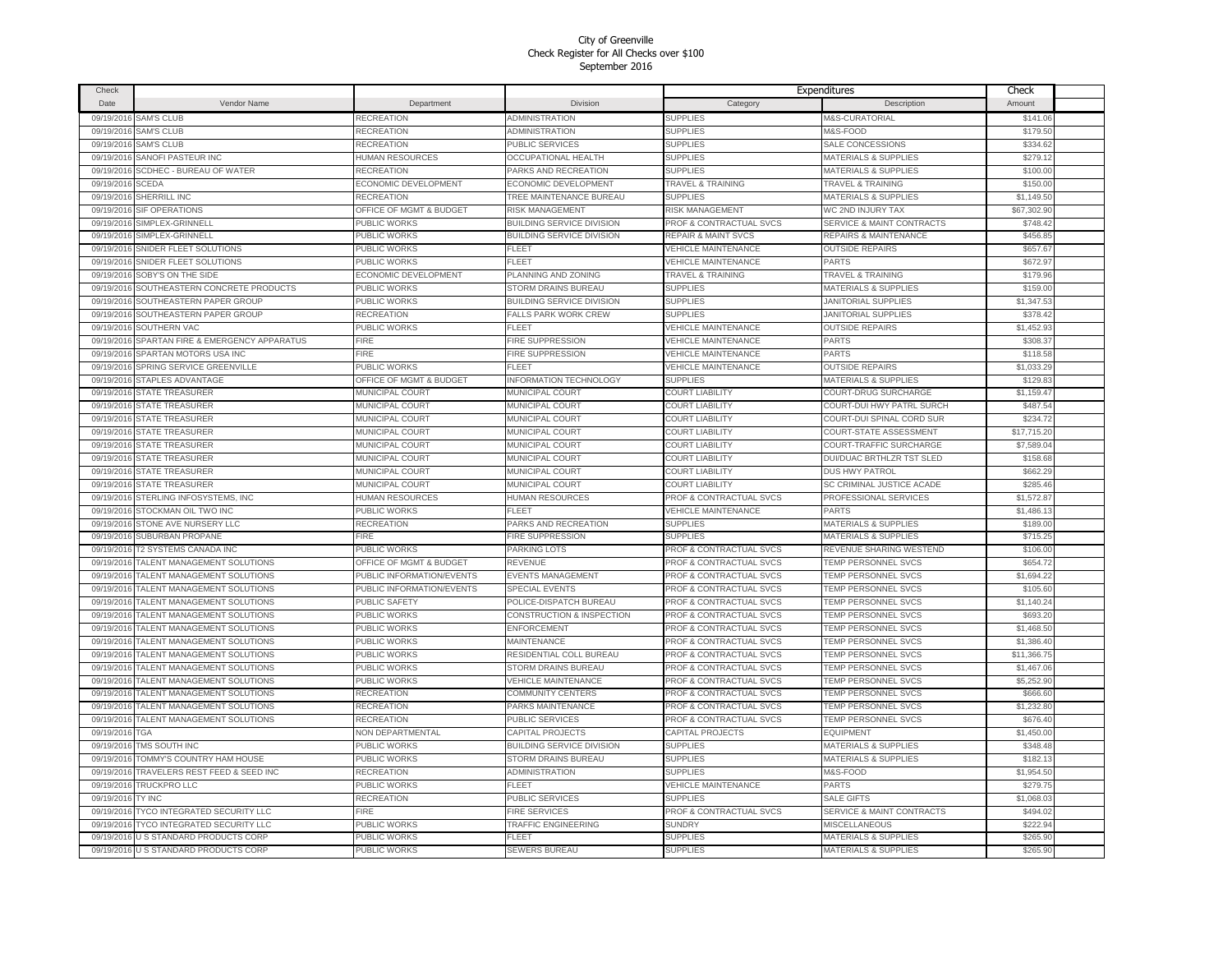City of Greenville
Check Register for All Checks over $100
September 2016

| Check Date | Vendor Name | Department | Division | Expenditures Category | Description | Check Amount |
|---|---|---|---|---|---|---|
| 09/19/2016 | SAM'S CLUB | RECREATION | ADMINISTRATION | SUPPLIES | M&S-CURATORIAL | $141.06 |
| 09/19/2016 | SAM'S CLUB | RECREATION | ADMINISTRATION | SUPPLIES | M&S-FOOD | $179.50 |
| 09/19/2016 | SAM'S CLUB | RECREATION | PUBLIC SERVICES | SUPPLIES | SALE CONCESSIONS | $334.62 |
| 09/19/2016 | SANOFI PASTEUR INC | HUMAN RESOURCES | OCCUPATIONAL HEALTH | SUPPLIES | MATERIALS & SUPPLIES | $279.12 |
| 09/19/2016 | SCDHEC - BUREAU OF WATER | RECREATION | PARKS AND RECREATION | SUPPLIES | MATERIALS & SUPPLIES | $100.00 |
| 09/19/2016 | SCEDA | ECONOMIC DEVELOPMENT | ECONOMIC DEVELOPMENT | TRAVEL & TRAINING | TRAVEL & TRAINING | $150.00 |
| 09/19/2016 | SHERRILL INC | RECREATION | TREE MAINTENANCE BUREAU | SUPPLIES | MATERIALS & SUPPLIES | $1,149.50 |
| 09/19/2016 | SIF OPERATIONS | OFFICE OF MGMT & BUDGET | RISK MANAGEMENT | RISK MANAGEMENT | WC 2ND INJURY TAX | $67,302.90 |
| 09/19/2016 | SIMPLEX-GRINNELL | PUBLIC WORKS | BUILDING SERVICE DIVISION | PROF & CONTRACTUAL SVCS | SERVICE & MAINT CONTRACTS | $748.42 |
| 09/19/2016 | SIMPLEX-GRINNELL | PUBLIC WORKS | BUILDING SERVICE DIVISION | REPAIR & MAINT SVCS | REPAIRS & MAINTENANCE | $456.85 |
| 09/19/2016 | SNIDER FLEET SOLUTIONS | PUBLIC WORKS | FLEET | VEHICLE MAINTENANCE | OUTSIDE REPAIRS | $657.67 |
| 09/19/2016 | SNIDER FLEET SOLUTIONS | PUBLIC WORKS | FLEET | VEHICLE MAINTENANCE | PARTS | $672.97 |
| 09/19/2016 | SOBY'S ON THE SIDE | ECONOMIC DEVELOPMENT | PLANNING AND ZONING | TRAVEL & TRAINING | TRAVEL & TRAINING | $179.96 |
| 09/19/2016 | SOUTHEASTERN CONCRETE PRODUCTS | PUBLIC WORKS | STORM DRAINS BUREAU | SUPPLIES | MATERIALS & SUPPLIES | $159.00 |
| 09/19/2016 | SOUTHEASTERN PAPER GROUP | PUBLIC WORKS | BUILDING SERVICE DIVISION | SUPPLIES | JANITORIAL SUPPLIES | $1,347.53 |
| 09/19/2016 | SOUTHEASTERN PAPER GROUP | RECREATION | FALLS PARK WORK CREW | SUPPLIES | JANITORIAL SUPPLIES | $378.42 |
| 09/19/2016 | SOUTHERN VAC | PUBLIC WORKS | FLEET | VEHICLE MAINTENANCE | OUTSIDE REPAIRS | $1,452.93 |
| 09/19/2016 | SPARTAN FIRE & EMERGENCY APPARATUS | FIRE | FIRE SUPPRESSION | VEHICLE MAINTENANCE | PARTS | $308.37 |
| 09/19/2016 | SPARTAN MOTORS USA INC | FIRE | FIRE SUPPRESSION | VEHICLE MAINTENANCE | PARTS | $118.58 |
| 09/19/2016 | SPRING SERVICE GREENVILLE | PUBLIC WORKS | FLEET | VEHICLE MAINTENANCE | OUTSIDE REPAIRS | $1,033.29 |
| 09/19/2016 | STAPLES ADVANTAGE | OFFICE OF MGMT & BUDGET | INFORMATION TECHNOLOGY | SUPPLIES | MATERIALS & SUPPLIES | $129.83 |
| 09/19/2016 | STATE TREASURER | MUNICIPAL COURT | MUNICIPAL COURT | COURT LIABILITY | COURT-DRUG SURCHARGE | $1,159.47 |
| 09/19/2016 | STATE TREASURER | MUNICIPAL COURT | MUNICIPAL COURT | COURT LIABILITY | COURT-DUI HWY PATRL SURCH | $487.54 |
| 09/19/2016 | STATE TREASURER | MUNICIPAL COURT | MUNICIPAL COURT | COURT LIABILITY | COURT-DUI SPINAL CORD SUR | $234.72 |
| 09/19/2016 | STATE TREASURER | MUNICIPAL COURT | MUNICIPAL COURT | COURT LIABILITY | COURT-STATE ASSESSMENT | $17,715.20 |
| 09/19/2016 | STATE TREASURER | MUNICIPAL COURT | MUNICIPAL COURT | COURT LIABILITY | COURT-TRAFFIC SURCHARGE | $7,589.04 |
| 09/19/2016 | STATE TREASURER | MUNICIPAL COURT | MUNICIPAL COURT | COURT LIABILITY | DUI/DUAC BRTHLZR TST SLED | $158.68 |
| 09/19/2016 | STATE TREASURER | MUNICIPAL COURT | MUNICIPAL COURT | COURT LIABILITY | DUS HWY PATROL | $662.29 |
| 09/19/2016 | STATE TREASURER | MUNICIPAL COURT | MUNICIPAL COURT | COURT LIABILITY | SC CRIMINAL JUSTICE ACADE | $285.46 |
| 09/19/2016 | STERLING INFOSYSTEMS, INC | HUMAN RESOURCES | HUMAN RESOURCES | PROF & CONTRACTUAL SVCS | PROFESSIONAL SERVICES | $1,572.87 |
| 09/19/2016 | STOCKMAN OIL TWO INC | PUBLIC WORKS | FLEET | VEHICLE MAINTENANCE | PARTS | $1,486.13 |
| 09/19/2016 | STONE AVE NURSERY LLC | RECREATION | PARKS AND RECREATION | SUPPLIES | MATERIALS & SUPPLIES | $189.00 |
| 09/19/2016 | SUBURBAN PROPANE | FIRE | FIRE SUPPRESSION | SUPPLIES | MATERIALS & SUPPLIES | $715.25 |
| 09/19/2016 | T2 SYSTEMS CANADA INC | PUBLIC WORKS | PARKING LOTS | PROF & CONTRACTUAL SVCS | REVENUE SHARING WESTEND | $106.00 |
| 09/19/2016 | TALENT MANAGEMENT SOLUTIONS | OFFICE OF MGMT & BUDGET | REVENUE | PROF & CONTRACTUAL SVCS | TEMP PERSONNEL SVCS | $654.72 |
| 09/19/2016 | TALENT MANAGEMENT SOLUTIONS | PUBLIC INFORMATION/EVENTS | EVENTS MANAGEMENT | PROF & CONTRACTUAL SVCS | TEMP PERSONNEL SVCS | $1,694.22 |
| 09/19/2016 | TALENT MANAGEMENT SOLUTIONS | PUBLIC INFORMATION/EVENTS | SPECIAL EVENTS | PROF & CONTRACTUAL SVCS | TEMP PERSONNEL SVCS | $105.60 |
| 09/19/2016 | TALENT MANAGEMENT SOLUTIONS | PUBLIC SAFETY | POLICE-DISPATCH BUREAU | PROF & CONTRACTUAL SVCS | TEMP PERSONNEL SVCS | $1,140.24 |
| 09/19/2016 | TALENT MANAGEMENT SOLUTIONS | PUBLIC WORKS | CONSTRUCTION & INSPECTION | PROF & CONTRACTUAL SVCS | TEMP PERSONNEL SVCS | $693.20 |
| 09/19/2016 | TALENT MANAGEMENT SOLUTIONS | PUBLIC WORKS | ENFORCEMENT | PROF & CONTRACTUAL SVCS | TEMP PERSONNEL SVCS | $1,468.50 |
| 09/19/2016 | TALENT MANAGEMENT SOLUTIONS | PUBLIC WORKS | MAINTENANCE | PROF & CONTRACTUAL SVCS | TEMP PERSONNEL SVCS | $1,386.40 |
| 09/19/2016 | TALENT MANAGEMENT SOLUTIONS | PUBLIC WORKS | RESIDENTIAL COLL BUREAU | PROF & CONTRACTUAL SVCS | TEMP PERSONNEL SVCS | $11,366.75 |
| 09/19/2016 | TALENT MANAGEMENT SOLUTIONS | PUBLIC WORKS | STORM DRAINS BUREAU | PROF & CONTRACTUAL SVCS | TEMP PERSONNEL SVCS | $1,467.06 |
| 09/19/2016 | TALENT MANAGEMENT SOLUTIONS | PUBLIC WORKS | VEHICLE MAINTENANCE | PROF & CONTRACTUAL SVCS | TEMP PERSONNEL SVCS | $5,252.90 |
| 09/19/2016 | TALENT MANAGEMENT SOLUTIONS | RECREATION | COMMUNITY CENTERS | PROF & CONTRACTUAL SVCS | TEMP PERSONNEL SVCS | $666.60 |
| 09/19/2016 | TALENT MANAGEMENT SOLUTIONS | RECREATION | PARKS MAINTENANCE | PROF & CONTRACTUAL SVCS | TEMP PERSONNEL SVCS | $1,232.80 |
| 09/19/2016 | TALENT MANAGEMENT SOLUTIONS | RECREATION | PUBLIC SERVICES | PROF & CONTRACTUAL SVCS | TEMP PERSONNEL SVCS | $676.40 |
| 09/19/2016 | TGA | NON DEPARTMENTAL | CAPITAL PROJECTS | CAPITAL PROJECTS | EQUIPMENT | $1,450.00 |
| 09/19/2016 | TMS SOUTH INC | PUBLIC WORKS | BUILDING SERVICE DIVISION | SUPPLIES | MATERIALS & SUPPLIES | $348.48 |
| 09/19/2016 | TOMMY'S COUNTRY HAM HOUSE | PUBLIC WORKS | STORM DRAINS BUREAU | SUPPLIES | MATERIALS & SUPPLIES | $182.13 |
| 09/19/2016 | TRAVELERS REST FEED & SEED INC | RECREATION | ADMINISTRATION | SUPPLIES | M&S-FOOD | $1,954.50 |
| 09/19/2016 | TRUCKPRO LLC | PUBLIC WORKS | FLEET | VEHICLE MAINTENANCE | PARTS | $279.75 |
| 09/19/2016 | TY INC | RECREATION | PUBLIC SERVICES | SUPPLIES | SALE GIFTS | $1,068.03 |
| 09/19/2016 | TYCO INTEGRATED SECURITY LLC | FIRE | FIRE SERVICES | PROF & CONTRACTUAL SVCS | SERVICE & MAINT CONTRACTS | $494.02 |
| 09/19/2016 | TYCO INTEGRATED SECURITY LLC | PUBLIC WORKS | TRAFFIC ENGINEERING | SUNDRY | MISCELLANEOUS | $222.94 |
| 09/19/2016 | U S STANDARD PRODUCTS CORP | PUBLIC WORKS | FLEET | SUPPLIES | MATERIALS & SUPPLIES | $265.90 |
| 09/19/2016 | U S STANDARD PRODUCTS CORP | PUBLIC WORKS | SEWERS BUREAU | SUPPLIES | MATERIALS & SUPPLIES | $265.90 |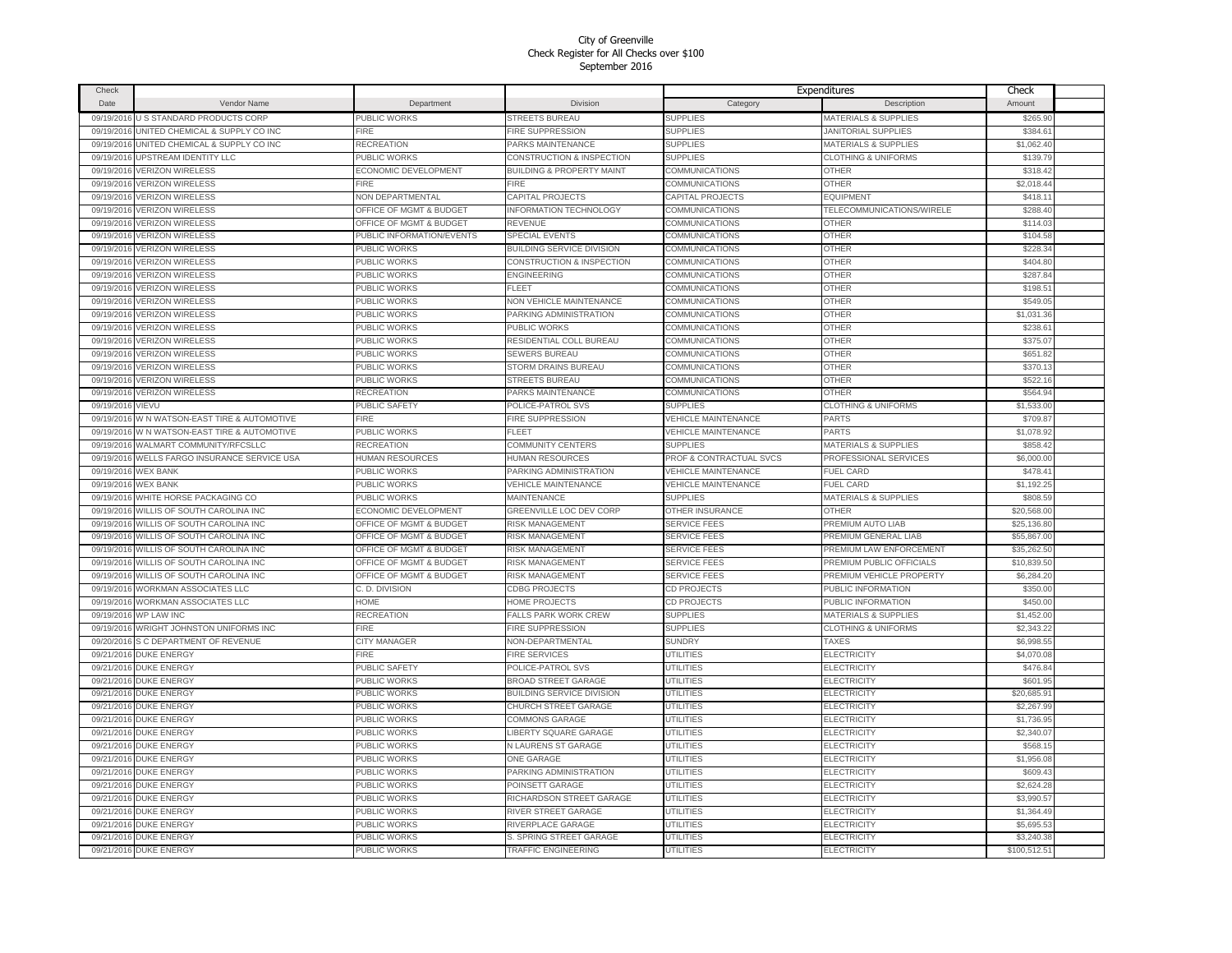City of Greenville
Check Register for All Checks over $100
September 2016

| Check Date | Vendor Name | Department | Division | Expenditures Category | Description | Check Amount |
|---|---|---|---|---|---|---|
| 09/19/2016 | U S STANDARD PRODUCTS CORP | PUBLIC WORKS | STREETS BUREAU | SUPPLIES | MATERIALS & SUPPLIES | $265.90 |
| 09/19/2016 | UNITED CHEMICAL & SUPPLY CO INC | FIRE | FIRE SUPPRESSION | SUPPLIES | JANITORIAL SUPPLIES | $384.61 |
| 09/19/2016 | UNITED CHEMICAL & SUPPLY CO INC | RECREATION | PARKS MAINTENANCE | SUPPLIES | MATERIALS & SUPPLIES | $1,062.40 |
| 09/19/2016 | UPSTREAM IDENTITY LLC | PUBLIC WORKS | CONSTRUCTION & INSPECTION | SUPPLIES | CLOTHING & UNIFORMS | $139.79 |
| 09/19/2016 | VERIZON WIRELESS | ECONOMIC DEVELOPMENT | BUILDING & PROPERTY MAINT | COMMUNICATIONS | OTHER | $318.42 |
| 09/19/2016 | VERIZON WIRELESS | FIRE | FIRE | COMMUNICATIONS | OTHER | $2,018.44 |
| 09/19/2016 | VERIZON WIRELESS | NON DEPARTMENTAL | CAPITAL PROJECTS | CAPITAL PROJECTS | EQUIPMENT | $418.11 |
| 09/19/2016 | VERIZON WIRELESS | OFFICE OF MGMT & BUDGET | INFORMATION TECHNOLOGY | COMMUNICATIONS | TELECOMMUNICATIONS/WIRELE | $288.40 |
| 09/19/2016 | VERIZON WIRELESS | OFFICE OF MGMT & BUDGET | REVENUE | COMMUNICATIONS | OTHER | $114.03 |
| 09/19/2016 | VERIZON WIRELESS | PUBLIC INFORMATION/EVENTS | SPECIAL EVENTS | COMMUNICATIONS | OTHER | $104.58 |
| 09/19/2016 | VERIZON WIRELESS | PUBLIC WORKS | BUILDING SERVICE DIVISION | COMMUNICATIONS | OTHER | $228.34 |
| 09/19/2016 | VERIZON WIRELESS | PUBLIC WORKS | CONSTRUCTION & INSPECTION | COMMUNICATIONS | OTHER | $404.80 |
| 09/19/2016 | VERIZON WIRELESS | PUBLIC WORKS | ENGINEERING | COMMUNICATIONS | OTHER | $287.84 |
| 09/19/2016 | VERIZON WIRELESS | PUBLIC WORKS | FLEET | COMMUNICATIONS | OTHER | $198.51 |
| 09/19/2016 | VERIZON WIRELESS | PUBLIC WORKS | NON VEHICLE MAINTENANCE | COMMUNICATIONS | OTHER | $549.05 |
| 09/19/2016 | VERIZON WIRELESS | PUBLIC WORKS | PARKING ADMINISTRATION | COMMUNICATIONS | OTHER | $1,031.36 |
| 09/19/2016 | VERIZON WIRELESS | PUBLIC WORKS | PUBLIC WORKS | COMMUNICATIONS | OTHER | $238.61 |
| 09/19/2016 | VERIZON WIRELESS | PUBLIC WORKS | RESIDENTIAL COLL BUREAU | COMMUNICATIONS | OTHER | $375.07 |
| 09/19/2016 | VERIZON WIRELESS | PUBLIC WORKS | SEWERS BUREAU | COMMUNICATIONS | OTHER | $651.82 |
| 09/19/2016 | VERIZON WIRELESS | PUBLIC WORKS | STORM DRAINS BUREAU | COMMUNICATIONS | OTHER | $370.13 |
| 09/19/2016 | VERIZON WIRELESS | PUBLIC WORKS | STREETS BUREAU | COMMUNICATIONS | OTHER | $522.16 |
| 09/19/2016 | VERIZON WIRELESS | RECREATION | PARKS MAINTENANCE | COMMUNICATIONS | OTHER | $564.94 |
| 09/19/2016 | VIEVU | PUBLIC SAFETY | POLICE-PATROL SVS | SUPPLIES | CLOTHING & UNIFORMS | $1,533.00 |
| 09/19/2016 | W N WATSON-EAST TIRE & AUTOMOTIVE | FIRE | FIRE SUPPRESSION | VEHICLE MAINTENANCE | PARTS | $709.87 |
| 09/19/2016 | W N WATSON-EAST TIRE & AUTOMOTIVE | PUBLIC WORKS | FLEET | VEHICLE MAINTENANCE | PARTS | $1,078.92 |
| 09/19/2016 | WALMART COMMUNITY/RFCSLLC | RECREATION | COMMUNITY CENTERS | SUPPLIES | MATERIALS & SUPPLIES | $858.42 |
| 09/19/2016 | WELLS FARGO INSURANCE SERVICE USA | HUMAN RESOURCES | HUMAN RESOURCES | PROF & CONTRACTUAL SVCS | PROFESSIONAL SERVICES | $6,000.00 |
| 09/19/2016 | WEX BANK | PUBLIC WORKS | PARKING ADMINISTRATION | VEHICLE MAINTENANCE | FUEL CARD | $478.41 |
| 09/19/2016 | WEX BANK | PUBLIC WORKS | VEHICLE MAINTENANCE | VEHICLE MAINTENANCE | FUEL CARD | $1,192.25 |
| 09/19/2016 | WHITE HORSE PACKAGING CO | PUBLIC WORKS | MAINTENANCE | SUPPLIES | MATERIALS & SUPPLIES | $808.59 |
| 09/19/2016 | WILLIS OF SOUTH CAROLINA INC | ECONOMIC DEVELOPMENT | GREENVILLE LOC DEV CORP | OTHER INSURANCE | OTHER | $20,568.00 |
| 09/19/2016 | WILLIS OF SOUTH CAROLINA INC | OFFICE OF MGMT & BUDGET | RISK MANAGEMENT | SERVICE FEES | PREMIUM AUTO LIAB | $25,136.80 |
| 09/19/2016 | WILLIS OF SOUTH CAROLINA INC | OFFICE OF MGMT & BUDGET | RISK MANAGEMENT | SERVICE FEES | PREMIUM GENERAL LIAB | $55,867.00 |
| 09/19/2016 | WILLIS OF SOUTH CAROLINA INC | OFFICE OF MGMT & BUDGET | RISK MANAGEMENT | SERVICE FEES | PREMIUM LAW ENFORCEMENT | $35,262.50 |
| 09/19/2016 | WILLIS OF SOUTH CAROLINA INC | OFFICE OF MGMT & BUDGET | RISK MANAGEMENT | SERVICE FEES | PREMIUM PUBLIC OFFICIALS | $10,839.50 |
| 09/19/2016 | WILLIS OF SOUTH CAROLINA INC | OFFICE OF MGMT & BUDGET | RISK MANAGEMENT | SERVICE FEES | PREMIUM VEHICLE PROPERTY | $6,284.20 |
| 09/19/2016 | WORKMAN ASSOCIATES LLC | C. D. DIVISION | CDBG PROJECTS | CD PROJECTS | PUBLIC INFORMATION | $350.00 |
| 09/19/2016 | WORKMAN ASSOCIATES LLC | HOME | HOME PROJECTS | CD PROJECTS | PUBLIC INFORMATION | $450.00 |
| 09/19/2016 | WP LAW INC | RECREATION | FALLS PARK WORK CREW | SUPPLIES | MATERIALS & SUPPLIES | $1,452.00 |
| 09/19/2016 | WRIGHT JOHNSTON UNIFORMS INC | FIRE | FIRE SUPPRESSION | SUPPLIES | CLOTHING & UNIFORMS | $2,343.22 |
| 09/20/2016 | S C DEPARTMENT OF REVENUE | CITY MANAGER | NON-DEPARTMENTAL | SUNDRY | TAXES | $6,998.55 |
| 09/21/2016 | DUKE ENERGY | FIRE | FIRE SERVICES | UTILITIES | ELECTRICITY | $4,070.08 |
| 09/21/2016 | DUKE ENERGY | PUBLIC SAFETY | POLICE-PATROL SVS | UTILITIES | ELECTRICITY | $476.84 |
| 09/21/2016 | DUKE ENERGY | PUBLIC WORKS | BROAD STREET GARAGE | UTILITIES | ELECTRICITY | $601.95 |
| 09/21/2016 | DUKE ENERGY | PUBLIC WORKS | BUILDING SERVICE DIVISION | UTILITIES | ELECTRICITY | $20,685.91 |
| 09/21/2016 | DUKE ENERGY | PUBLIC WORKS | CHURCH STREET GARAGE | UTILITIES | ELECTRICITY | $2,267.99 |
| 09/21/2016 | DUKE ENERGY | PUBLIC WORKS | COMMONS GARAGE | UTILITIES | ELECTRICITY | $1,736.95 |
| 09/21/2016 | DUKE ENERGY | PUBLIC WORKS | LIBERTY SQUARE GARAGE | UTILITIES | ELECTRICITY | $2,340.07 |
| 09/21/2016 | DUKE ENERGY | PUBLIC WORKS | N LAURENS ST GARAGE | UTILITIES | ELECTRICITY | $568.15 |
| 09/21/2016 | DUKE ENERGY | PUBLIC WORKS | ONE GARAGE | UTILITIES | ELECTRICITY | $1,956.08 |
| 09/21/2016 | DUKE ENERGY | PUBLIC WORKS | PARKING ADMINISTRATION | UTILITIES | ELECTRICITY | $609.43 |
| 09/21/2016 | DUKE ENERGY | PUBLIC WORKS | POINSETT GARAGE | UTILITIES | ELECTRICITY | $2,624.28 |
| 09/21/2016 | DUKE ENERGY | PUBLIC WORKS | RICHARDSON STREET GARAGE | UTILITIES | ELECTRICITY | $3,990.57 |
| 09/21/2016 | DUKE ENERGY | PUBLIC WORKS | RIVER STREET GARAGE | UTILITIES | ELECTRICITY | $1,364.49 |
| 09/21/2016 | DUKE ENERGY | PUBLIC WORKS | RIVERPLACE GARAGE | UTILITIES | ELECTRICITY | $5,695.53 |
| 09/21/2016 | DUKE ENERGY | PUBLIC WORKS | S. SPRING STREET GARAGE | UTILITIES | ELECTRICITY | $3,240.38 |
| 09/21/2016 | DUKE ENERGY | PUBLIC WORKS | TRAFFIC ENGINEERING | UTILITIES | ELECTRICITY | $100,512.51 |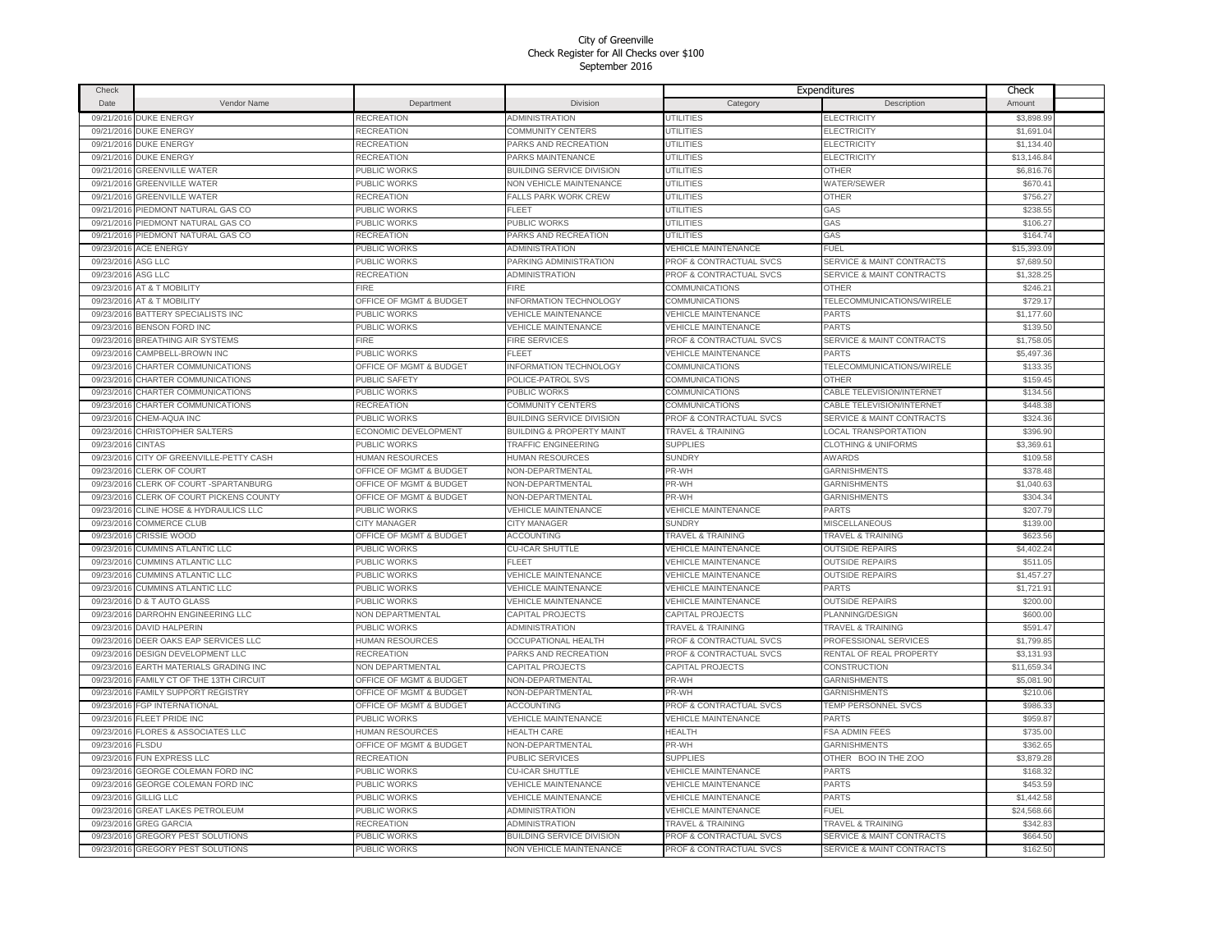City of Greenville
Check Register for All Checks over $100
September 2016

| Check Date | Vendor Name | Department | Division | Expenditures Category | Description | Check Amount |
|---|---|---|---|---|---|---|
| 09/21/2016 | DUKE ENERGY | RECREATION | ADMINISTRATION | UTILITIES | ELECTRICITY | $3,898.99 |
| 09/21/2016 | DUKE ENERGY | RECREATION | COMMUNITY CENTERS | UTILITIES | ELECTRICITY | $1,691.04 |
| 09/21/2016 | DUKE ENERGY | RECREATION | PARKS AND RECREATION | UTILITIES | ELECTRICITY | $1,134.40 |
| 09/21/2016 | DUKE ENERGY | RECREATION | PARKS MAINTENANCE | UTILITIES | ELECTRICITY | $13,146.84 |
| 09/21/2016 | GREENVILLE WATER | PUBLIC WORKS | BUILDING SERVICE DIVISION | UTILITIES | OTHER | $6,816.76 |
| 09/21/2016 | GREENVILLE WATER | PUBLIC WORKS | NON VEHICLE MAINTENANCE | UTILITIES | WATER/SEWER | $670.41 |
| 09/21/2016 | GREENVILLE WATER | RECREATION | FALLS PARK WORK CREW | UTILITIES | OTHER | $756.27 |
| 09/21/2016 | PIEDMONT NATURAL GAS CO | PUBLIC WORKS | FLEET | UTILITIES | GAS | $238.55 |
| 09/21/2016 | PIEDMONT NATURAL GAS CO | PUBLIC WORKS | PUBLIC WORKS | UTILITIES | GAS | $106.27 |
| 09/21/2016 | PIEDMONT NATURAL GAS CO | RECREATION | PARKS AND RECREATION | UTILITIES | GAS | $164.74 |
| 09/23/2016 | ACE ENERGY | PUBLIC WORKS | ADMINISTRATION | VEHICLE MAINTENANCE | FUEL | $15,393.09 |
| 09/23/2016 | ASG LLC | PUBLIC WORKS | PARKING ADMINISTRATION | PROF & CONTRACTUAL SVCS | SERVICE & MAINT CONTRACTS | $7,689.50 |
| 09/23/2016 | ASG LLC | RECREATION | ADMINISTRATION | PROF & CONTRACTUAL SVCS | SERVICE & MAINT CONTRACTS | $1,328.25 |
| 09/23/2016 | AT & T MOBILITY | FIRE | FIRE | COMMUNICATIONS | OTHER | $246.21 |
| 09/23/2016 | AT & T MOBILITY | OFFICE OF MGMT & BUDGET | INFORMATION TECHNOLOGY | COMMUNICATIONS | TELECOMMUNICATIONS/WIRELE | $729.17 |
| 09/23/2016 | BATTERY SPECIALISTS INC | PUBLIC WORKS | VEHICLE MAINTENANCE | VEHICLE MAINTENANCE | PARTS | $1,177.60 |
| 09/23/2016 | BENSON FORD INC | PUBLIC WORKS | VEHICLE MAINTENANCE | VEHICLE MAINTENANCE | PARTS | $139.50 |
| 09/23/2016 | BREATHING AIR SYSTEMS | FIRE | FIRE SERVICES | PROF & CONTRACTUAL SVCS | SERVICE & MAINT CONTRACTS | $1,758.05 |
| 09/23/2016 | CAMPBELL-BROWN INC | PUBLIC WORKS | FLEET | VEHICLE MAINTENANCE | PARTS | $5,497.36 |
| 09/23/2016 | CHARTER COMMUNICATIONS | OFFICE OF MGMT & BUDGET | INFORMATION TECHNOLOGY | COMMUNICATIONS | TELECOMMUNICATIONS/WIRELE | $133.35 |
| 09/23/2016 | CHARTER COMMUNICATIONS | PUBLIC SAFETY | POLICE-PATROL SVS | COMMUNICATIONS | OTHER | $159.45 |
| 09/23/2016 | CHARTER COMMUNICATIONS | PUBLIC WORKS | PUBLIC WORKS | COMMUNICATIONS | CABLE TELEVISION/INTERNET | $134.56 |
| 09/23/2016 | CHARTER COMMUNICATIONS | RECREATION | COMMUNITY CENTERS | COMMUNICATIONS | CABLE TELEVISION/INTERNET | $448.38 |
| 09/23/2016 | CHEM-AQUA INC | PUBLIC WORKS | BUILDING SERVICE DIVISION | PROF & CONTRACTUAL SVCS | SERVICE & MAINT CONTRACTS | $324.36 |
| 09/23/2016 | CHRISTOPHER SALTERS | ECONOMIC DEVELOPMENT | BUILDING & PROPERTY MAINT | TRAVEL & TRAINING | LOCAL TRANSPORTATION | $396.90 |
| 09/23/2016 | CINTAS | PUBLIC WORKS | TRAFFIC ENGINEERING | SUPPLIES | CLOTHING & UNIFORMS | $3,369.61 |
| 09/23/2016 | CITY OF GREENVILLE-PETTY CASH | HUMAN RESOURCES | HUMAN RESOURCES | SUNDRY | AWARDS | $109.58 |
| 09/23/2016 | CLERK OF COURT | OFFICE OF MGMT & BUDGET | NON-DEPARTMENTAL | PR-WH | GARNISHMENTS | $378.48 |
| 09/23/2016 | CLERK OF COURT -SPARTANBURG | OFFICE OF MGMT & BUDGET | NON-DEPARTMENTAL | PR-WH | GARNISHMENTS | $1,040.63 |
| 09/23/2016 | CLERK OF COURT PICKENS COUNTY | OFFICE OF MGMT & BUDGET | NON-DEPARTMENTAL | PR-WH | GARNISHMENTS | $304.34 |
| 09/23/2016 | CLINE HOSE & HYDRAULICS LLC | PUBLIC WORKS | VEHICLE MAINTENANCE | VEHICLE MAINTENANCE | PARTS | $207.79 |
| 09/23/2016 | COMMERCE CLUB | CITY MANAGER | CITY MANAGER | SUNDRY | MISCELLANEOUS | $139.00 |
| 09/23/2016 | CRISSIE WOOD | OFFICE OF MGMT & BUDGET | ACCOUNTING | TRAVEL & TRAINING | TRAVEL & TRAINING | $623.56 |
| 09/23/2016 | CUMMINS ATLANTIC LLC | PUBLIC WORKS | CU-ICAR SHUTTLE | VEHICLE MAINTENANCE | OUTSIDE REPAIRS | $4,402.24 |
| 09/23/2016 | CUMMINS ATLANTIC LLC | PUBLIC WORKS | FLEET | VEHICLE MAINTENANCE | OUTSIDE REPAIRS | $511.05 |
| 09/23/2016 | CUMMINS ATLANTIC LLC | PUBLIC WORKS | VEHICLE MAINTENANCE | VEHICLE MAINTENANCE | OUTSIDE REPAIRS | $1,457.27 |
| 09/23/2016 | CUMMINS ATLANTIC LLC | PUBLIC WORKS | VEHICLE MAINTENANCE | VEHICLE MAINTENANCE | PARTS | $1,721.91 |
| 09/23/2016 | D & T AUTO GLASS | PUBLIC WORKS | VEHICLE MAINTENANCE | VEHICLE MAINTENANCE | OUTSIDE REPAIRS | $200.00 |
| 09/23/2016 | DARROHN ENGINEERING LLC | NON DEPARTMENTAL | CAPITAL PROJECTS | CAPITAL PROJECTS | PLANNING/DESIGN | $600.00 |
| 09/23/2016 | DAVID HALPERIN | PUBLIC WORKS | ADMINISTRATION | TRAVEL & TRAINING | TRAVEL & TRAINING | $591.47 |
| 09/23/2016 | DEER OAKS EAP SERVICES LLC | HUMAN RESOURCES | OCCUPATIONAL HEALTH | PROF & CONTRACTUAL SVCS | PROFESSIONAL SERVICES | $1,799.85 |
| 09/23/2016 | DESIGN DEVELOPMENT LLC | RECREATION | PARKS AND RECREATION | PROF & CONTRACTUAL SVCS | RENTAL OF REAL PROPERTY | $3,131.93 |
| 09/23/2016 | EARTH MATERIALS GRADING INC | NON DEPARTMENTAL | CAPITAL PROJECTS | CAPITAL PROJECTS | CONSTRUCTION | $11,659.34 |
| 09/23/2016 | FAMILY CT OF THE 13TH CIRCUIT | OFFICE OF MGMT & BUDGET | NON-DEPARTMENTAL | PR-WH | GARNISHMENTS | $5,081.90 |
| 09/23/2016 | FAMILY SUPPORT REGISTRY | OFFICE OF MGMT & BUDGET | NON-DEPARTMENTAL | PR-WH | GARNISHMENTS | $210.06 |
| 09/23/2016 | FGP INTERNATIONAL | OFFICE OF MGMT & BUDGET | ACCOUNTING | PROF & CONTRACTUAL SVCS | TEMP PERSONNEL SVCS | $986.33 |
| 09/23/2016 | FLEET PRIDE INC | PUBLIC WORKS | VEHICLE MAINTENANCE | VEHICLE MAINTENANCE | PARTS | $959.87 |
| 09/23/2016 | FLORES & ASSOCIATES LLC | HUMAN RESOURCES | HEALTH CARE | HEALTH | FSA ADMIN FEES | $735.00 |
| 09/23/2016 | FLSDU | OFFICE OF MGMT & BUDGET | NON-DEPARTMENTAL | PR-WH | GARNISHMENTS | $362.65 |
| 09/23/2016 | FUN EXPRESS LLC | RECREATION | PUBLIC SERVICES | SUPPLIES | OTHER BOO IN THE ZOO | $3,879.28 |
| 09/23/2016 | GEORGE COLEMAN FORD INC | PUBLIC WORKS | CU-ICAR SHUTTLE | VEHICLE MAINTENANCE | PARTS | $168.32 |
| 09/23/2016 | GEORGE COLEMAN FORD INC | PUBLIC WORKS | VEHICLE MAINTENANCE | VEHICLE MAINTENANCE | PARTS | $453.59 |
| 09/23/2016 | GILLIG LLC | PUBLIC WORKS | VEHICLE MAINTENANCE | VEHICLE MAINTENANCE | PARTS | $1,442.58 |
| 09/23/2016 | GREAT LAKES PETROLEUM | PUBLIC WORKS | ADMINISTRATION | VEHICLE MAINTENANCE | FUEL | $24,568.66 |
| 09/23/2016 | GREG GARCIA | RECREATION | ADMINISTRATION | TRAVEL & TRAINING | TRAVEL & TRAINING | $342.83 |
| 09/23/2016 | GREGORY PEST SOLUTIONS | PUBLIC WORKS | BUILDING SERVICE DIVISION | PROF & CONTRACTUAL SVCS | SERVICE & MAINT CONTRACTS | $664.50 |
| 09/23/2016 | GREGORY PEST SOLUTIONS | PUBLIC WORKS | NON VEHICLE MAINTENANCE | PROF & CONTRACTUAL SVCS | SERVICE & MAINT CONTRACTS | $162.50 |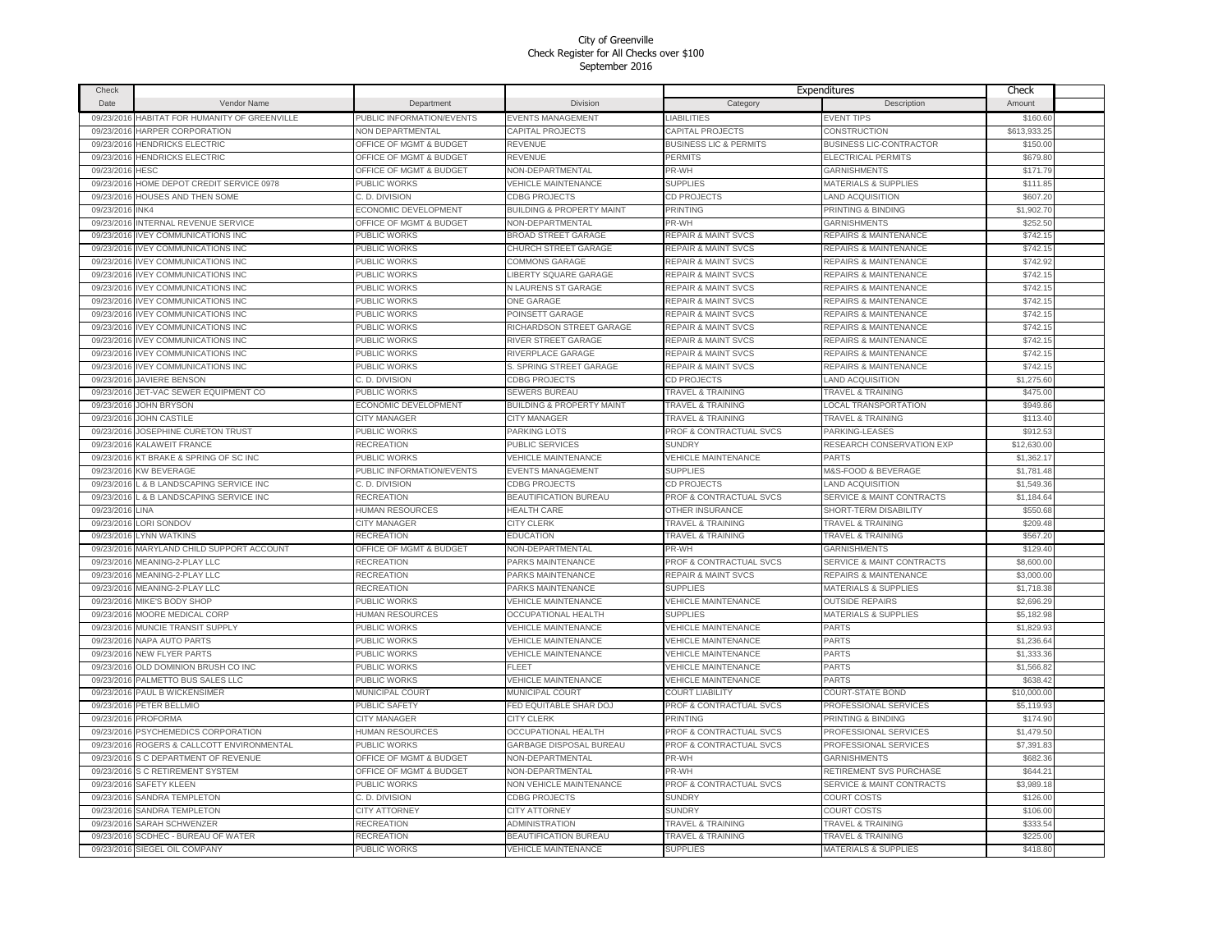City of Greenville
Check Register for All Checks over $100
September 2016

| Check Date | Vendor Name | Department | Division | Expenditures Category | Description | Check Amount |
|---|---|---|---|---|---|---|
| 09/23/2016 | HABITAT FOR HUMANITY OF GREENVILLE | PUBLIC INFORMATION/EVENTS | EVENTS MANAGEMENT | LIABILITIES | EVENT TIPS | $160.60 |
| 09/23/2016 | HARPER CORPORATION | NON DEPARTMENTAL | CAPITAL PROJECTS | CAPITAL PROJECTS | CONSTRUCTION | $613,933.25 |
| 09/23/2016 | HENDRICKS ELECTRIC | OFFICE OF MGMT & BUDGET | REVENUE | BUSINESS LIC & PERMITS | BUSINESS LIC-CONTRACTOR | $150.00 |
| 09/23/2016 | HENDRICKS ELECTRIC | OFFICE OF MGMT & BUDGET | REVENUE | PERMITS | ELECTRICAL PERMITS | $679.80 |
| 09/23/2016 | HESC | OFFICE OF MGMT & BUDGET | NON-DEPARTMENTAL | PR-WH | GARNISHMENTS | $171.79 |
| 09/23/2016 | HOME DEPOT CREDIT SERVICE 0978 | PUBLIC WORKS | VEHICLE MAINTENANCE | SUPPLIES | MATERIALS & SUPPLIES | $111.85 |
| 09/23/2016 | HOUSES AND THEN SOME | C. D. DIVISION | CDBG PROJECTS | CD PROJECTS | LAND ACQUISITION | $607.20 |
| 09/23/2016 | INK4 | ECONOMIC DEVELOPMENT | BUILDING & PROPERTY MAINT | PRINTING | PRINTING & BINDING | $1,902.70 |
| 09/23/2016 | INTERNAL REVENUE SERVICE | OFFICE OF MGMT & BUDGET | NON-DEPARTMENTAL | PR-WH | GARNISHMENTS | $252.50 |
| 09/23/2016 | IVEY COMMUNICATIONS INC | PUBLIC WORKS | BROAD STREET GARAGE | REPAIR & MAINT SVCS | REPAIRS & MAINTENANCE | $742.15 |
| 09/23/2016 | IVEY COMMUNICATIONS INC | PUBLIC WORKS | CHURCH STREET GARAGE | REPAIR & MAINT SVCS | REPAIRS & MAINTENANCE | $742.15 |
| 09/23/2016 | IVEY COMMUNICATIONS INC | PUBLIC WORKS | COMMONS GARAGE | REPAIR & MAINT SVCS | REPAIRS & MAINTENANCE | $742.92 |
| 09/23/2016 | IVEY COMMUNICATIONS INC | PUBLIC WORKS | LIBERTY SQUARE GARAGE | REPAIR & MAINT SVCS | REPAIRS & MAINTENANCE | $742.15 |
| 09/23/2016 | IVEY COMMUNICATIONS INC | PUBLIC WORKS | N LAURENS ST GARAGE | REPAIR & MAINT SVCS | REPAIRS & MAINTENANCE | $742.15 |
| 09/23/2016 | IVEY COMMUNICATIONS INC | PUBLIC WORKS | ONE GARAGE | REPAIR & MAINT SVCS | REPAIRS & MAINTENANCE | $742.15 |
| 09/23/2016 | IVEY COMMUNICATIONS INC | PUBLIC WORKS | POINSETT GARAGE | REPAIR & MAINT SVCS | REPAIRS & MAINTENANCE | $742.15 |
| 09/23/2016 | IVEY COMMUNICATIONS INC | PUBLIC WORKS | RICHARDSON STREET GARAGE | REPAIR & MAINT SVCS | REPAIRS & MAINTENANCE | $742.15 |
| 09/23/2016 | IVEY COMMUNICATIONS INC | PUBLIC WORKS | RIVER STREET GARAGE | REPAIR & MAINT SVCS | REPAIRS & MAINTENANCE | $742.15 |
| 09/23/2016 | IVEY COMMUNICATIONS INC | PUBLIC WORKS | RIVERPLACE GARAGE | REPAIR & MAINT SVCS | REPAIRS & MAINTENANCE | $742.15 |
| 09/23/2016 | IVEY COMMUNICATIONS INC | PUBLIC WORKS | S. SPRING STREET GARAGE | REPAIR & MAINT SVCS | REPAIRS & MAINTENANCE | $742.15 |
| 09/23/2016 | JAVIERE BENSON | C. D. DIVISION | CDBG PROJECTS | CD PROJECTS | LAND ACQUISITION | $1,275.60 |
| 09/23/2016 | JET-VAC SEWER EQUIPMENT CO | PUBLIC WORKS | SEWERS BUREAU | TRAVEL & TRAINING | TRAVEL & TRAINING | $475.00 |
| 09/23/2016 | JOHN BRYSON | ECONOMIC DEVELOPMENT | BUILDING & PROPERTY MAINT | TRAVEL & TRAINING | LOCAL TRANSPORTATION | $949.86 |
| 09/23/2016 | JOHN CASTILE | CITY MANAGER | CITY MANAGER | TRAVEL & TRAINING | TRAVEL & TRAINING | $113.40 |
| 09/23/2016 | JOSEPHINE CURETON TRUST | PUBLIC WORKS | PARKING LOTS | PROF & CONTRACTUAL SVCS | PARKING-LEASES | $912.53 |
| 09/23/2016 | KALAWEIT FRANCE | RECREATION | PUBLIC SERVICES | SUNDRY | RESEARCH CONSERVATION EXP | $12,630.00 |
| 09/23/2016 | KT BRAKE & SPRING OF SC INC | PUBLIC WORKS | VEHICLE MAINTENANCE | VEHICLE MAINTENANCE | PARTS | $1,362.17 |
| 09/23/2016 | KW BEVERAGE | PUBLIC INFORMATION/EVENTS | EVENTS MANAGEMENT | SUPPLIES | M&S-FOOD & BEVERAGE | $1,781.48 |
| 09/23/2016 | L & B LANDSCAPING SERVICE INC | C. D. DIVISION | CDBG PROJECTS | CD PROJECTS | LAND ACQUISITION | $1,549.36 |
| 09/23/2016 | L & B LANDSCAPING SERVICE INC | RECREATION | BEAUTIFICATION BUREAU | PROF & CONTRACTUAL SVCS | SERVICE & MAINT CONTRACTS | $1,184.64 |
| 09/23/2016 | LINA | HUMAN RESOURCES | HEALTH CARE | OTHER INSURANCE | SHORT-TERM DISABILITY | $550.68 |
| 09/23/2016 | LORI SONDOV | CITY MANAGER | CITY CLERK | TRAVEL & TRAINING | TRAVEL & TRAINING | $209.48 |
| 09/23/2016 | LYNN WATKINS | RECREATION | EDUCATION | TRAVEL & TRAINING | TRAVEL & TRAINING | $567.20 |
| 09/23/2016 | MARYLAND CHILD SUPPORT ACCOUNT | OFFICE OF MGMT & BUDGET | NON-DEPARTMENTAL | PR-WH | GARNISHMENTS | $129.40 |
| 09/23/2016 | MEANING-2-PLAY LLC | RECREATION | PARKS MAINTENANCE | PROF & CONTRACTUAL SVCS | SERVICE & MAINT CONTRACTS | $8,600.00 |
| 09/23/2016 | MEANING-2-PLAY LLC | RECREATION | PARKS MAINTENANCE | REPAIR & MAINT SVCS | REPAIRS & MAINTENANCE | $3,000.00 |
| 09/23/2016 | MEANING-2-PLAY LLC | RECREATION | PARKS MAINTENANCE | SUPPLIES | MATERIALS & SUPPLIES | $1,718.38 |
| 09/23/2016 | MIKE'S BODY SHOP | PUBLIC WORKS | VEHICLE MAINTENANCE | VEHICLE MAINTENANCE | OUTSIDE REPAIRS | $2,696.29 |
| 09/23/2016 | MOORE MEDICAL CORP | HUMAN RESOURCES | OCCUPATIONAL HEALTH | SUPPLIES | MATERIALS & SUPPLIES | $5,182.98 |
| 09/23/2016 | MUNCIE TRANSIT SUPPLY | PUBLIC WORKS | VEHICLE MAINTENANCE | VEHICLE MAINTENANCE | PARTS | $1,829.93 |
| 09/23/2016 | NAPA AUTO PARTS | PUBLIC WORKS | VEHICLE MAINTENANCE | VEHICLE MAINTENANCE | PARTS | $1,236.64 |
| 09/23/2016 | NEW FLYER PARTS | PUBLIC WORKS | VEHICLE MAINTENANCE | VEHICLE MAINTENANCE | PARTS | $1,333.36 |
| 09/23/2016 | OLD DOMINION BRUSH CO INC | PUBLIC WORKS | FLEET | VEHICLE MAINTENANCE | PARTS | $1,566.82 |
| 09/23/2016 | PALMETTO BUS SALES LLC | PUBLIC WORKS | VEHICLE MAINTENANCE | VEHICLE MAINTENANCE | PARTS | $638.42 |
| 09/23/2016 | PAUL B WICKENSIMER | MUNICIPAL COURT | MUNICIPAL COURT | COURT LIABILITY | COURT-STATE BOND | $10,000.00 |
| 09/23/2016 | PETER BELLMIO | PUBLIC SAFETY | FED EQUITABLE SHAR DOJ | PROF & CONTRACTUAL SVCS | PROFESSIONAL SERVICES | $5,119.93 |
| 09/23/2016 | PROFORMA | CITY MANAGER | CITY CLERK | PRINTING | PRINTING & BINDING | $174.90 |
| 09/23/2016 | PSYCHEMEDICS CORPORATION | HUMAN RESOURCES | OCCUPATIONAL HEALTH | PROF & CONTRACTUAL SVCS | PROFESSIONAL SERVICES | $1,479.50 |
| 09/23/2016 | ROGERS & CALLCOTT ENVIRONMENTAL | PUBLIC WORKS | GARBAGE DISPOSAL BUREAU | PROF & CONTRACTUAL SVCS | PROFESSIONAL SERVICES | $7,391.83 |
| 09/23/2016 | S C DEPARTMENT OF REVENUE | OFFICE OF MGMT & BUDGET | NON-DEPARTMENTAL | PR-WH | GARNISHMENTS | $682.36 |
| 09/23/2016 | S C RETIREMENT SYSTEM | OFFICE OF MGMT & BUDGET | NON-DEPARTMENTAL | PR-WH | RETIREMENT SVS PURCHASE | $644.21 |
| 09/23/2016 | SAFETY KLEEN | PUBLIC WORKS | NON VEHICLE MAINTENANCE | PROF & CONTRACTUAL SVCS | SERVICE & MAINT CONTRACTS | $3,989.18 |
| 09/23/2016 | SANDRA TEMPLETON | C. D. DIVISION | CDBG PROJECTS | SUNDRY | COURT COSTS | $126.00 |
| 09/23/2016 | SANDRA TEMPLETON | CITY ATTORNEY | CITY ATTORNEY | SUNDRY | COURT COSTS | $106.00 |
| 09/23/2016 | SARAH SCHWENZER | RECREATION | ADMINISTRATION | TRAVEL & TRAINING | TRAVEL & TRAINING | $333.54 |
| 09/23/2016 | SCDHEC - BUREAU OF WATER | RECREATION | BEAUTIFICATION BUREAU | TRAVEL & TRAINING | TRAVEL & TRAINING | $225.00 |
| 09/23/2016 | SIEGEL OIL COMPANY | PUBLIC WORKS | VEHICLE MAINTENANCE | SUPPLIES | MATERIALS & SUPPLIES | $418.80 |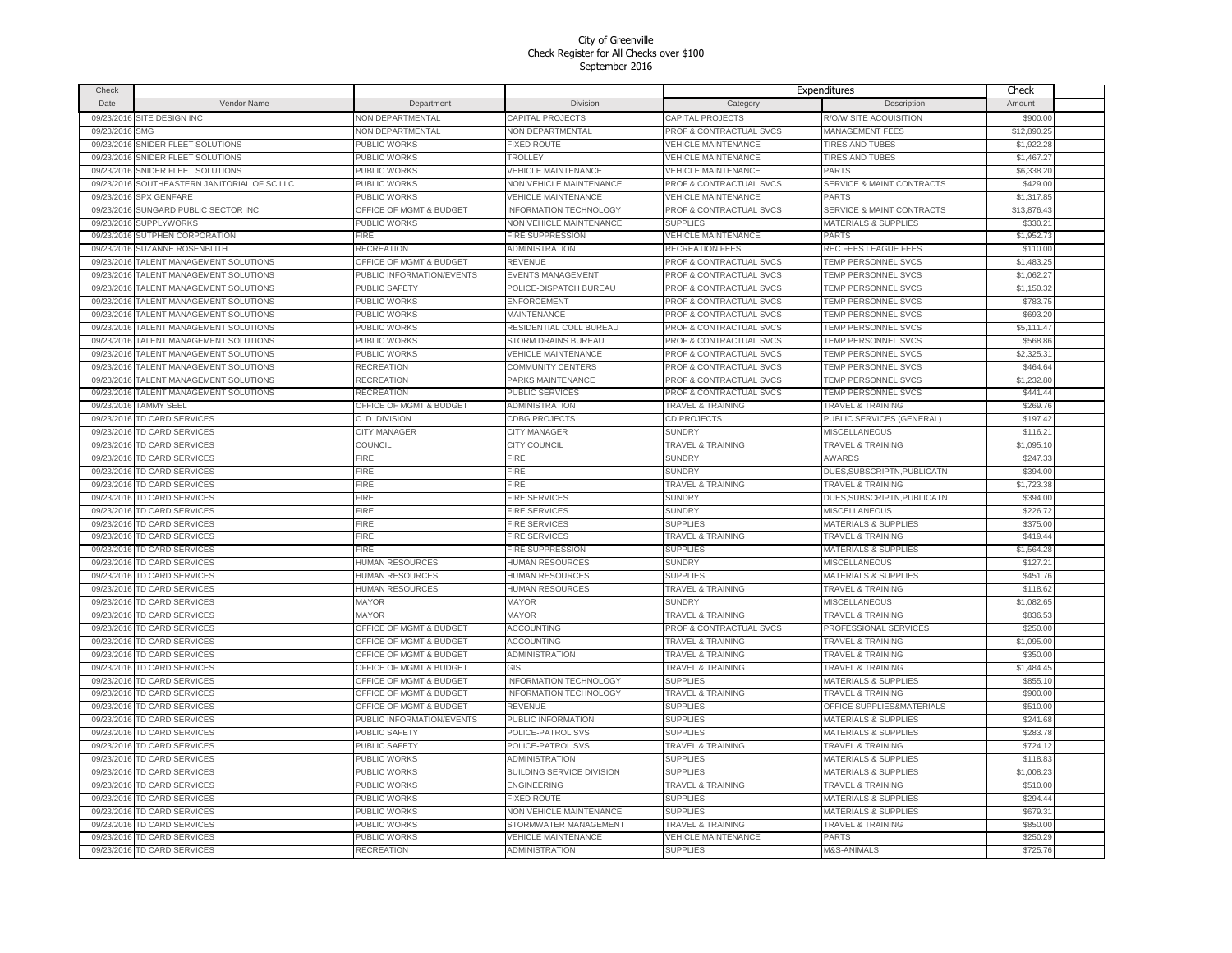City of Greenville
Check Register for All Checks over $100
September 2016

| Check Date | Vendor Name | Department | Division | Expenditures Category | Description | Check Amount |
|---|---|---|---|---|---|---|
| 09/23/2016 | SITE DESIGN INC | NON DEPARTMENTAL | CAPITAL PROJECTS | CAPITAL PROJECTS | R/O/W SITE ACQUISITION | $900.00 |
| 09/23/2016 | SMG | NON DEPARTMENTAL | NON DEPARTMENTAL | PROF & CONTRACTUAL SVCS | MANAGEMENT FEES | $12,890.25 |
| 09/23/2016 | SNIDER FLEET SOLUTIONS | PUBLIC WORKS | FIXED ROUTE | VEHICLE MAINTENANCE | TIRES AND TUBES | $1,922.28 |
| 09/23/2016 | SNIDER FLEET SOLUTIONS | PUBLIC WORKS | TROLLEY | VEHICLE MAINTENANCE | TIRES AND TUBES | $1,467.27 |
| 09/23/2016 | SNIDER FLEET SOLUTIONS | PUBLIC WORKS | VEHICLE MAINTENANCE | VEHICLE MAINTENANCE | PARTS | $6,338.20 |
| 09/23/2016 | SOUTHEASTERN JANITORIAL OF SC LLC | PUBLIC WORKS | NON VEHICLE MAINTENANCE | PROF & CONTRACTUAL SVCS | SERVICE & MAINT CONTRACTS | $429.00 |
| 09/23/2016 | SPX GENFARE | PUBLIC WORKS | VEHICLE MAINTENANCE | VEHICLE MAINTENANCE | PARTS | $1,317.85 |
| 09/23/2016 | SUNGARD PUBLIC SECTOR INC | OFFICE OF MGMT & BUDGET | INFORMATION TECHNOLOGY | PROF & CONTRACTUAL SVCS | SERVICE & MAINT CONTRACTS | $13,876.43 |
| 09/23/2016 | SUPPLYWORKS | PUBLIC WORKS | NON VEHICLE MAINTENANCE | SUPPLIES | MATERIALS & SUPPLIES | $330.21 |
| 09/23/2016 | SUTPHEN CORPORATION | FIRE | FIRE SUPPRESSION | VEHICLE MAINTENANCE | PARTS | $1,952.73 |
| 09/23/2016 | SUZANNE ROSENBLITH | RECREATION | ADMINISTRATION | RECREATION FEES | REC FEES LEAGUE FEES | $110.00 |
| 09/23/2016 | TALENT MANAGEMENT SOLUTIONS | OFFICE OF MGMT & BUDGET | REVENUE | PROF & CONTRACTUAL SVCS | TEMP PERSONNEL SVCS | $1,483.25 |
| 09/23/2016 | TALENT MANAGEMENT SOLUTIONS | PUBLIC INFORMATION/EVENTS | EVENTS MANAGEMENT | PROF & CONTRACTUAL SVCS | TEMP PERSONNEL SVCS | $1,062.27 |
| 09/23/2016 | TALENT MANAGEMENT SOLUTIONS | PUBLIC SAFETY | POLICE-DISPATCH BUREAU | PROF & CONTRACTUAL SVCS | TEMP PERSONNEL SVCS | $1,150.32 |
| 09/23/2016 | TALENT MANAGEMENT SOLUTIONS | PUBLIC WORKS | ENFORCEMENT | PROF & CONTRACTUAL SVCS | TEMP PERSONNEL SVCS | $783.75 |
| 09/23/2016 | TALENT MANAGEMENT SOLUTIONS | PUBLIC WORKS | MAINTENANCE | PROF & CONTRACTUAL SVCS | TEMP PERSONNEL SVCS | $693.20 |
| 09/23/2016 | TALENT MANAGEMENT SOLUTIONS | PUBLIC WORKS | RESIDENTIAL COLL BUREAU | PROF & CONTRACTUAL SVCS | TEMP PERSONNEL SVCS | $5,111.47 |
| 09/23/2016 | TALENT MANAGEMENT SOLUTIONS | PUBLIC WORKS | STORM DRAINS BUREAU | PROF & CONTRACTUAL SVCS | TEMP PERSONNEL SVCS | $568.86 |
| 09/23/2016 | TALENT MANAGEMENT SOLUTIONS | PUBLIC WORKS | VEHICLE MAINTENANCE | PROF & CONTRACTUAL SVCS | TEMP PERSONNEL SVCS | $2,325.31 |
| 09/23/2016 | TALENT MANAGEMENT SOLUTIONS | RECREATION | COMMUNITY CENTERS | PROF & CONTRACTUAL SVCS | TEMP PERSONNEL SVCS | $464.64 |
| 09/23/2016 | TALENT MANAGEMENT SOLUTIONS | RECREATION | PARKS MAINTENANCE | PROF & CONTRACTUAL SVCS | TEMP PERSONNEL SVCS | $1,232.80 |
| 09/23/2016 | TALENT MANAGEMENT SOLUTIONS | RECREATION | PUBLIC SERVICES | PROF & CONTRACTUAL SVCS | TEMP PERSONNEL SVCS | $441.44 |
| 09/23/2016 | TAMMY SEEL | OFFICE OF MGMT & BUDGET | ADMINISTRATION | TRAVEL & TRAINING | TRAVEL & TRAINING | $269.76 |
| 09/23/2016 | TD CARD SERVICES | C. D. DIVISION | CDBG PROJECTS | CD PROJECTS | PUBLIC SERVICES (GENERAL) | $197.42 |
| 09/23/2016 | TD CARD SERVICES | CITY MANAGER | CITY MANAGER | SUNDRY | MISCELLANEOUS | $116.21 |
| 09/23/2016 | TD CARD SERVICES | COUNCIL | CITY COUNCIL | TRAVEL & TRAINING | TRAVEL & TRAINING | $1,095.10 |
| 09/23/2016 | TD CARD SERVICES | FIRE | FIRE | SUNDRY | AWARDS | $247.33 |
| 09/23/2016 | TD CARD SERVICES | FIRE | FIRE | SUNDRY | DUES,SUBSCRIPTN,PUBLICATN | $394.00 |
| 09/23/2016 | TD CARD SERVICES | FIRE | FIRE | TRAVEL & TRAINING | TRAVEL & TRAINING | $1,723.38 |
| 09/23/2016 | TD CARD SERVICES | FIRE | FIRE SERVICES | SUNDRY | DUES,SUBSCRIPTN,PUBLICATN | $394.00 |
| 09/23/2016 | TD CARD SERVICES | FIRE | FIRE SERVICES | SUNDRY | MISCELLANEOUS | $226.72 |
| 09/23/2016 | TD CARD SERVICES | FIRE | FIRE SERVICES | SUPPLIES | MATERIALS & SUPPLIES | $375.00 |
| 09/23/2016 | TD CARD SERVICES | FIRE | FIRE SERVICES | TRAVEL & TRAINING | TRAVEL & TRAINING | $419.44 |
| 09/23/2016 | TD CARD SERVICES | FIRE | FIRE SUPPRESSION | SUPPLIES | MATERIALS & SUPPLIES | $1,564.28 |
| 09/23/2016 | TD CARD SERVICES | HUMAN RESOURCES | HUMAN RESOURCES | SUNDRY | MISCELLANEOUS | $127.21 |
| 09/23/2016 | TD CARD SERVICES | HUMAN RESOURCES | HUMAN RESOURCES | SUPPLIES | MATERIALS & SUPPLIES | $451.76 |
| 09/23/2016 | TD CARD SERVICES | HUMAN RESOURCES | HUMAN RESOURCES | TRAVEL & TRAINING | TRAVEL & TRAINING | $118.62 |
| 09/23/2016 | TD CARD SERVICES | MAYOR | MAYOR | SUNDRY | MISCELLANEOUS | $1,082.65 |
| 09/23/2016 | TD CARD SERVICES | MAYOR | MAYOR | TRAVEL & TRAINING | TRAVEL & TRAINING | $836.53 |
| 09/23/2016 | TD CARD SERVICES | OFFICE OF MGMT & BUDGET | ACCOUNTING | PROF & CONTRACTUAL SVCS | PROFESSIONAL SERVICES | $250.00 |
| 09/23/2016 | TD CARD SERVICES | OFFICE OF MGMT & BUDGET | ACCOUNTING | TRAVEL & TRAINING | TRAVEL & TRAINING | $1,095.00 |
| 09/23/2016 | TD CARD SERVICES | OFFICE OF MGMT & BUDGET | ADMINISTRATION | TRAVEL & TRAINING | TRAVEL & TRAINING | $350.00 |
| 09/23/2016 | TD CARD SERVICES | OFFICE OF MGMT & BUDGET | GIS | TRAVEL & TRAINING | TRAVEL & TRAINING | $1,484.45 |
| 09/23/2016 | TD CARD SERVICES | OFFICE OF MGMT & BUDGET | INFORMATION TECHNOLOGY | SUPPLIES | MATERIALS & SUPPLIES | $855.10 |
| 09/23/2016 | TD CARD SERVICES | OFFICE OF MGMT & BUDGET | INFORMATION TECHNOLOGY | TRAVEL & TRAINING | TRAVEL & TRAINING | $900.00 |
| 09/23/2016 | TD CARD SERVICES | OFFICE OF MGMT & BUDGET | REVENUE | SUPPLIES | OFFICE SUPPLIES&MATERIALS | $510.00 |
| 09/23/2016 | TD CARD SERVICES | PUBLIC INFORMATION/EVENTS | PUBLIC INFORMATION | SUPPLIES | MATERIALS & SUPPLIES | $241.68 |
| 09/23/2016 | TD CARD SERVICES | PUBLIC SAFETY | POLICE-PATROL SVS | SUPPLIES | MATERIALS & SUPPLIES | $283.78 |
| 09/23/2016 | TD CARD SERVICES | PUBLIC SAFETY | POLICE-PATROL SVS | TRAVEL & TRAINING | TRAVEL & TRAINING | $724.12 |
| 09/23/2016 | TD CARD SERVICES | PUBLIC WORKS | ADMINISTRATION | SUPPLIES | MATERIALS & SUPPLIES | $118.83 |
| 09/23/2016 | TD CARD SERVICES | PUBLIC WORKS | BUILDING SERVICE DIVISION | SUPPLIES | MATERIALS & SUPPLIES | $1,008.23 |
| 09/23/2016 | TD CARD SERVICES | PUBLIC WORKS | ENGINEERING | TRAVEL & TRAINING | TRAVEL & TRAINING | $510.00 |
| 09/23/2016 | TD CARD SERVICES | PUBLIC WORKS | FIXED ROUTE | SUPPLIES | MATERIALS & SUPPLIES | $294.44 |
| 09/23/2016 | TD CARD SERVICES | PUBLIC WORKS | NON VEHICLE MAINTENANCE | SUPPLIES | MATERIALS & SUPPLIES | $679.31 |
| 09/23/2016 | TD CARD SERVICES | PUBLIC WORKS | STORMWATER MANAGEMENT | TRAVEL & TRAINING | TRAVEL & TRAINING | $850.00 |
| 09/23/2016 | TD CARD SERVICES | PUBLIC WORKS | VEHICLE MAINTENANCE | VEHICLE MAINTENANCE | PARTS | $250.29 |
| 09/23/2016 | TD CARD SERVICES | RECREATION | ADMINISTRATION | SUPPLIES | M&S-ANIMALS | $725.76 |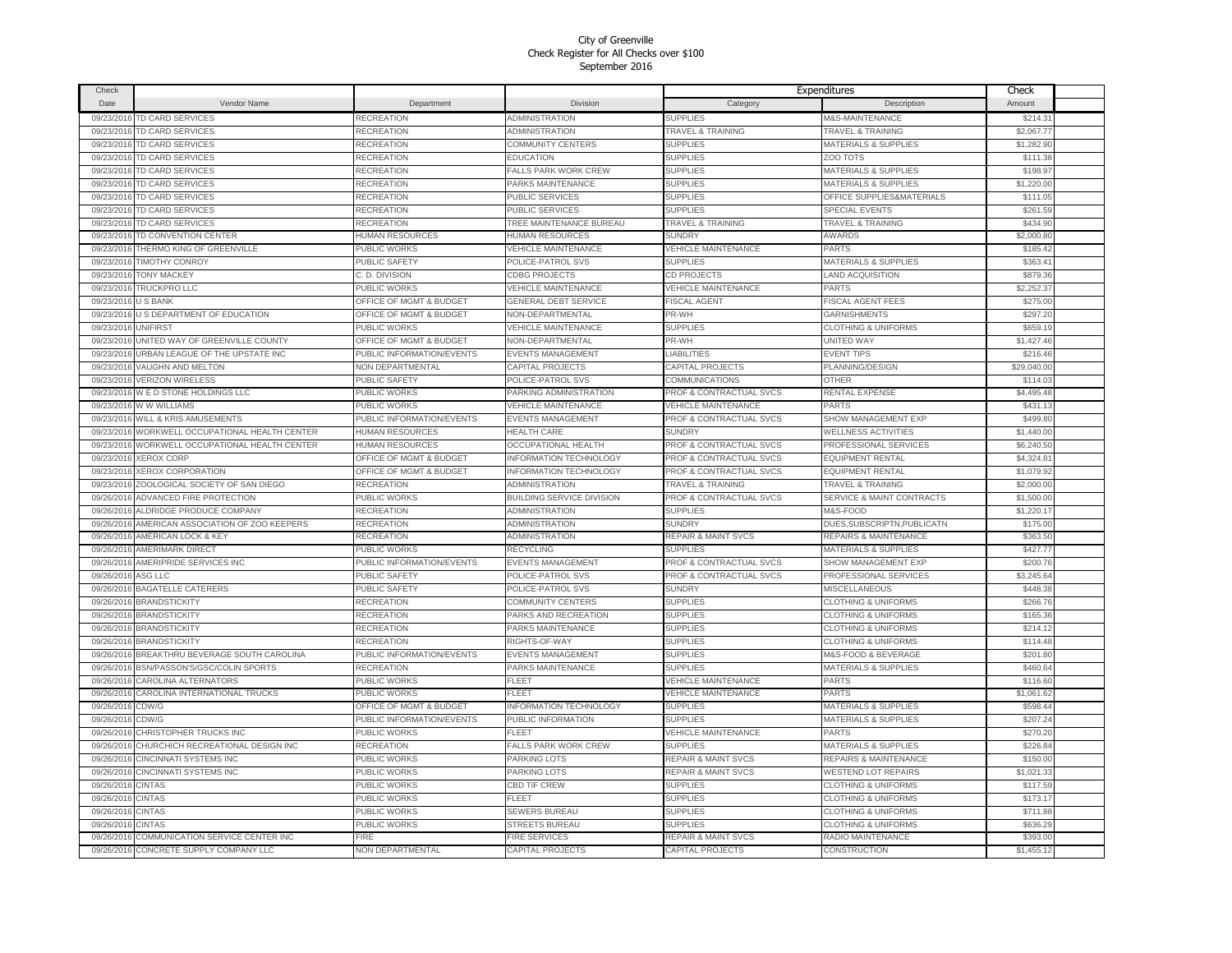# City of Greenville
## Check Register for All Checks over $100
### September 2016

| Check Date | Vendor Name | Department | Division | Expenditures Category | Expenditures Description | Check Amount |
|---|---|---|---|---|---|---|
| 09/23/2016 | TD CARD SERVICES | RECREATION | ADMINISTRATION | SUPPLIES | M&S-MAINTENANCE | $214.31 |
| 09/23/2016 | TD CARD SERVICES | RECREATION | ADMINISTRATION | TRAVEL & TRAINING | TRAVEL & TRAINING | $2,067.77 |
| 09/23/2016 | TD CARD SERVICES | RECREATION | COMMUNITY CENTERS | SUPPLIES | MATERIALS & SUPPLIES | $1,282.90 |
| 09/23/2016 | TD CARD SERVICES | RECREATION | EDUCATION | SUPPLIES | ZOO TOTS | $111.38 |
| 09/23/2016 | TD CARD SERVICES | RECREATION | FALLS PARK WORK CREW | SUPPLIES | MATERIALS & SUPPLIES | $198.97 |
| 09/23/2016 | TD CARD SERVICES | RECREATION | PARKS MAINTENANCE | SUPPLIES | MATERIALS & SUPPLIES | $1,220.00 |
| 09/23/2016 | TD CARD SERVICES | RECREATION | PUBLIC SERVICES | SUPPLIES | OFFICE SUPPLIES&MATERIALS | $111.05 |
| 09/23/2016 | TD CARD SERVICES | RECREATION | PUBLIC SERVICES | SUPPLIES | SPECIAL EVENTS | $261.59 |
| 09/23/2016 | TD CARD SERVICES | RECREATION | TREE MAINTENANCE BUREAU | TRAVEL & TRAINING | TRAVEL & TRAINING | $434.90 |
| 09/23/2016 | TD CONVENTION CENTER | HUMAN RESOURCES | HUMAN RESOURCES | SUNDRY | AWARDS | $2,000.80 |
| 09/23/2016 | THERMO KING OF GREENVILLE | PUBLIC WORKS | VEHICLE MAINTENANCE | VEHICLE MAINTENANCE | PARTS | $185.42 |
| 09/23/2016 | TIMOTHY CONROY | PUBLIC SAFETY | POLICE-PATROL SVS | SUPPLIES | MATERIALS & SUPPLIES | $363.41 |
| 09/23/2016 | TONY MACKEY | C. D. DIVISION | CDBG PROJECTS | CD PROJECTS | LAND ACQUISITION | $879.36 |
| 09/23/2016 | TRUCKPRO LLC | PUBLIC WORKS | VEHICLE MAINTENANCE | VEHICLE MAINTENANCE | PARTS | $2,252.37 |
| 09/23/2016 | U S BANK | OFFICE OF MGMT & BUDGET | GENERAL DEBT SERVICE | FISCAL AGENT | FISCAL AGENT FEES | $275.00 |
| 09/23/2016 | U S DEPARTMENT OF EDUCATION | OFFICE OF MGMT & BUDGET | NON-DEPARTMENTAL | PR-WH | GARNISHMENTS | $297.20 |
| 09/23/2016 | UNIFIRST | PUBLIC WORKS | VEHICLE MAINTENANCE | SUPPLIES | CLOTHING & UNIFORMS | $659.19 |
| 09/23/2016 | UNITED WAY OF GREENVILLE COUNTY | OFFICE OF MGMT & BUDGET | NON-DEPARTMENTAL | PR-WH | UNITED WAY | $1,427.46 |
| 09/23/2016 | URBAN LEAGUE OF THE UPSTATE INC | PUBLIC INFORMATION/EVENTS | EVENTS MANAGEMENT | LIABILITIES | EVENT TIPS | $216.46 |
| 09/23/2016 | VAUGHN AND MELTON | NON DEPARTMENTAL | CAPITAL PROJECTS | CAPITAL PROJECTS | PLANNING/DESIGN | $29,040.00 |
| 09/23/2016 | VERIZON WIRELESS | PUBLIC SAFETY | POLICE-PATROL SVS | COMMUNICATIONS | OTHER | $114.03 |
| 09/23/2016 | W E D STONE HOLDINGS LLC | PUBLIC WORKS | PARKING ADMINISTRATION | PROF & CONTRACTUAL SVCS | RENTAL EXPENSE | $4,495.48 |
| 09/23/2016 | W W WILLIAMS | PUBLIC WORKS | VEHICLE MAINTENANCE | VEHICLE MAINTENANCE | PARTS | $431.13 |
| 09/23/2016 | WILL & KRIS AMUSEMENTS | PUBLIC INFORMATION/EVENTS | EVENTS MANAGEMENT | PROF & CONTRACTUAL SVCS | SHOW MANAGEMENT EXP | $499.80 |
| 09/23/2016 | WORKWELL OCCUPATIONAL HEALTH CENTER | HUMAN RESOURCES | HEALTH CARE | SUNDRY | WELLNESS ACTIVITIES | $1,440.00 |
| 09/23/2016 | WORKWELL OCCUPATIONAL HEALTH CENTER | HUMAN RESOURCES | OCCUPATIONAL HEALTH | PROF & CONTRACTUAL SVCS | PROFESSIONAL SERVICES | $6,240.50 |
| 09/23/2016 | XEROX CORP | OFFICE OF MGMT & BUDGET | INFORMATION TECHNOLOGY | PROF & CONTRACTUAL SVCS | EQUIPMENT RENTAL | $4,324.81 |
| 09/23/2016 | XEROX CORPORATION | OFFICE OF MGMT & BUDGET | INFORMATION TECHNOLOGY | PROF & CONTRACTUAL SVCS | EQUIPMENT RENTAL | $1,079.92 |
| 09/23/2016 | ZOOLOGICAL SOCIETY OF SAN DIEGO | RECREATION | ADMINISTRATION | TRAVEL & TRAINING | TRAVEL & TRAINING | $2,000.00 |
| 09/26/2016 | ADVANCED FIRE PROTECTION | PUBLIC WORKS | BUILDING SERVICE DIVISION | PROF & CONTRACTUAL SVCS | SERVICE & MAINT CONTRACTS | $1,500.00 |
| 09/26/2016 | ALDRIDGE PRODUCE COMPANY | RECREATION | ADMINISTRATION | SUPPLIES | M&S-FOOD | $1,220.17 |
| 09/26/2016 | AMERICAN ASSOCIATION OF ZOO KEEPERS | RECREATION | ADMINISTRATION | SUNDRY | DUES,SUBSCRIPTN,PUBLICATN | $175.00 |
| 09/26/2016 | AMERICAN LOCK & KEY | RECREATION | ADMINISTRATION | REPAIR & MAINT SVCS | REPAIRS & MAINTENANCE | $363.50 |
| 09/26/2016 | AMERIMARK DIRECT | PUBLIC WORKS | RECYCLING | SUPPLIES | MATERIALS & SUPPLIES | $427.77 |
| 09/26/2016 | AMERIPRIDE SERVICES INC | PUBLIC INFORMATION/EVENTS | EVENTS MANAGEMENT | PROF & CONTRACTUAL SVCS | SHOW MANAGEMENT EXP | $200.76 |
| 09/26/2016 | ASG LLC | PUBLIC SAFETY | POLICE-PATROL SVS | PROF & CONTRACTUAL SVCS | PROFESSIONAL SERVICES | $3,245.64 |
| 09/26/2016 | BAGATELLE CATERERS | PUBLIC SAFETY | POLICE-PATROL SVS | SUNDRY | MISCELLANEOUS | $448.38 |
| 09/26/2016 | BRANDSTICKITY | RECREATION | COMMUNITY CENTERS | SUPPLIES | CLOTHING & UNIFORMS | $266.76 |
| 09/26/2016 | BRANDSTICKITY | RECREATION | PARKS AND RECREATION | SUPPLIES | CLOTHING & UNIFORMS | $165.36 |
| 09/26/2016 | BRANDSTICKITY | RECREATION | PARKS MAINTENANCE | SUPPLIES | CLOTHING & UNIFORMS | $214.12 |
| 09/26/2016 | BRANDSTICKITY | RECREATION | RIGHTS-OF-WAY | SUPPLIES | CLOTHING & UNIFORMS | $114.48 |
| 09/26/2016 | BREAKTHRU BEVERAGE SOUTH CAROLINA | PUBLIC INFORMATION/EVENTS | EVENTS MANAGEMENT | SUPPLIES | M&S-FOOD & BEVERAGE | $201.80 |
| 09/26/2016 | BSN/PASSON'S/GSC/COLIN SPORTS | RECREATION | PARKS MAINTENANCE | SUPPLIES | MATERIALS & SUPPLIES | $460.64 |
| 09/26/2016 | CAROLINA ALTERNATORS | PUBLIC WORKS | FLEET | VEHICLE MAINTENANCE | PARTS | $116.60 |
| 09/26/2016 | CAROLINA INTERNATIONAL TRUCKS | PUBLIC WORKS | FLEET | VEHICLE MAINTENANCE | PARTS | $1,061.62 |
| 09/26/2016 | CDW/G | OFFICE OF MGMT & BUDGET | INFORMATION TECHNOLOGY | SUPPLIES | MATERIALS & SUPPLIES | $598.44 |
| 09/26/2016 | CDW/G | PUBLIC INFORMATION/EVENTS | PUBLIC INFORMATION | SUPPLIES | MATERIALS & SUPPLIES | $207.24 |
| 09/26/2016 | CHRISTOPHER TRUCKS INC | PUBLIC WORKS | FLEET | VEHICLE MAINTENANCE | PARTS | $270.20 |
| 09/26/2016 | CHURCHICH RECREATIONAL DESIGN INC | RECREATION | FALLS PARK WORK CREW | SUPPLIES | MATERIALS & SUPPLIES | $226.84 |
| 09/26/2016 | CINCINNATI SYSTEMS INC | PUBLIC WORKS | PARKING LOTS | REPAIR & MAINT SVCS | REPAIRS & MAINTENANCE | $150.00 |
| 09/26/2016 | CINCINNATI SYSTEMS INC | PUBLIC WORKS | PARKING LOTS | REPAIR & MAINT SVCS | WESTEND LOT REPAIRS | $1,021.33 |
| 09/26/2016 | CINTAS | PUBLIC WORKS | CBD TIF CREW | SUPPLIES | CLOTHING & UNIFORMS | $117.59 |
| 09/26/2016 | CINTAS | PUBLIC WORKS | FLEET | SUPPLIES | CLOTHING & UNIFORMS | $173.17 |
| 09/26/2016 | CINTAS | PUBLIC WORKS | SEWERS BUREAU | SUPPLIES | CLOTHING & UNIFORMS | $711.88 |
| 09/26/2016 | CINTAS | PUBLIC WORKS | STREETS BUREAU | SUPPLIES | CLOTHING & UNIFORMS | $636.29 |
| 09/26/2016 | COMMUNICATION SERVICE CENTER INC | FIRE | FIRE SERVICES | REPAIR & MAINT SVCS | RADIO MAINTENANCE | $393.00 |
| 09/26/2016 | CONCRETE SUPPLY COMPANY LLC | NON DEPARTMENTAL | CAPITAL PROJECTS | CAPITAL PROJECTS | CONSTRUCTION | $1,455.12 |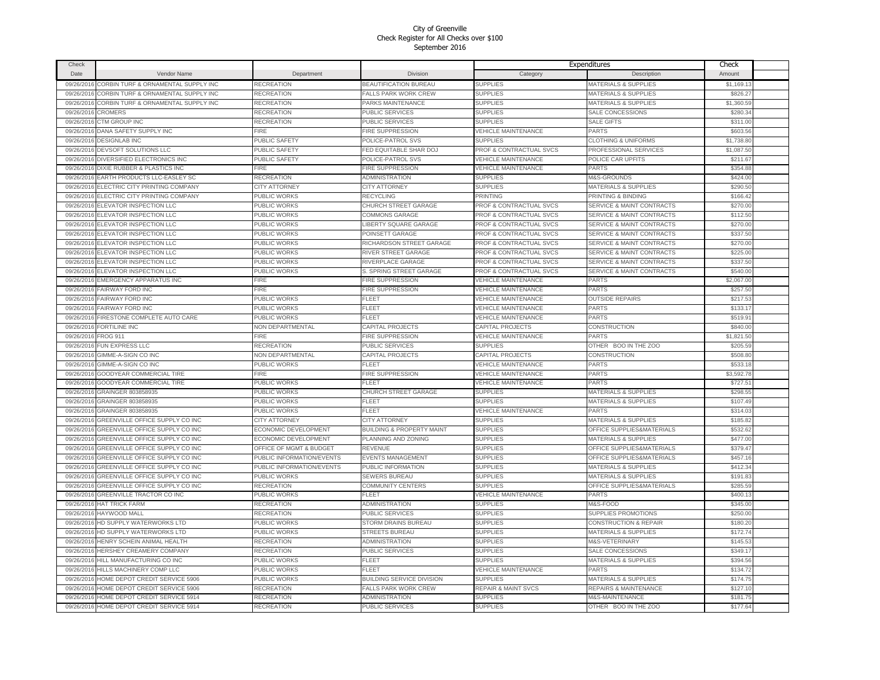City of Greenville
Check Register for All Checks over $100
September 2016

| Check Date | Vendor Name | Department | Division | Expenditures Category | Description | Check Amount |
|---|---|---|---|---|---|---|
| 09/26/2016 | CORBIN TURF & ORNAMENTAL SUPPLY INC | RECREATION | BEAUTIFICATION BUREAU | SUPPLIES | MATERIALS & SUPPLIES | $1,169.13 |
| 09/26/2016 | CORBIN TURF & ORNAMENTAL SUPPLY INC | RECREATION | FALLS PARK WORK CREW | SUPPLIES | MATERIALS & SUPPLIES | $826.27 |
| 09/26/2016 | CORBIN TURF & ORNAMENTAL SUPPLY INC | RECREATION | PARKS MAINTENANCE | SUPPLIES | MATERIALS & SUPPLIES | $1,360.59 |
| 09/26/2016 | CROMERS | RECREATION | PUBLIC SERVICES | SUPPLIES | SALE CONCESSIONS | $280.34 |
| 09/26/2016 | CTM GROUP INC | RECREATION | PUBLIC SERVICES | SUPPLIES | SALE GIFTS | $311.00 |
| 09/26/2016 | DANA SAFETY SUPPLY INC | FIRE | FIRE SUPPRESSION | VEHICLE MAINTENANCE | PARTS | $603.56 |
| 09/26/2016 | DESIGNLAB INC | PUBLIC SAFETY | POLICE-PATROL SVS | SUPPLIES | CLOTHING & UNIFORMS | $1,738.80 |
| 09/26/2016 | DEVSOFT SOLUTIONS LLC | PUBLIC SAFETY | FED EQUITABLE SHAR DOJ | PROF & CONTRACTUAL SVCS | PROFESSIONAL SERVICES | $1,087.50 |
| 09/26/2016 | DIVERSIFIED ELECTRONICS INC | PUBLIC SAFETY | POLICE-PATROL SVS | VEHICLE MAINTENANCE | POLICE CAR UPFITS | $211.67 |
| 09/26/2016 | DIXIE RUBBER & PLASTICS INC | FIRE | FIRE SUPPRESSION | VEHICLE MAINTENANCE | PARTS | $354.88 |
| 09/26/2016 | EARTH PRODUCTS LLC-EASLEY SC | RECREATION | ADMINISTRATION | SUPPLIES | M&S-GROUNDS | $424.00 |
| 09/26/2016 | ELECTRIC CITY PRINTING COMPANY | CITY ATTORNEY | CITY ATTORNEY | SUPPLIES | MATERIALS & SUPPLIES | $290.50 |
| 09/26/2016 | ELECTRIC CITY PRINTING COMPANY | PUBLIC WORKS | RECYCLING | PRINTING | PRINTING & BINDING | $166.42 |
| 09/26/2016 | ELEVATOR INSPECTION LLC | PUBLIC WORKS | CHURCH STREET GARAGE | PROF & CONTRACTUAL SVCS | SERVICE & MAINT CONTRACTS | $270.00 |
| 09/26/2016 | ELEVATOR INSPECTION LLC | PUBLIC WORKS | COMMONS GARAGE | PROF & CONTRACTUAL SVCS | SERVICE & MAINT CONTRACTS | $112.50 |
| 09/26/2016 | ELEVATOR INSPECTION LLC | PUBLIC WORKS | LIBERTY SQUARE GARAGE | PROF & CONTRACTUAL SVCS | SERVICE & MAINT CONTRACTS | $270.00 |
| 09/26/2016 | ELEVATOR INSPECTION LLC | PUBLIC WORKS | POINSETT GARAGE | PROF & CONTRACTUAL SVCS | SERVICE & MAINT CONTRACTS | $337.50 |
| 09/26/2016 | ELEVATOR INSPECTION LLC | PUBLIC WORKS | RICHARDSON STREET GARAGE | PROF & CONTRACTUAL SVCS | SERVICE & MAINT CONTRACTS | $270.00 |
| 09/26/2016 | ELEVATOR INSPECTION LLC | PUBLIC WORKS | RIVER STREET GARAGE | PROF & CONTRACTUAL SVCS | SERVICE & MAINT CONTRACTS | $225.00 |
| 09/26/2016 | ELEVATOR INSPECTION LLC | PUBLIC WORKS | RIVERPLACE GARAGE | PROF & CONTRACTUAL SVCS | SERVICE & MAINT CONTRACTS | $337.50 |
| 09/26/2016 | ELEVATOR INSPECTION LLC | PUBLIC WORKS | S. SPRING STREET GARAGE | PROF & CONTRACTUAL SVCS | SERVICE & MAINT CONTRACTS | $540.00 |
| 09/26/2016 | EMERGENCY APPARATUS INC | FIRE | FIRE SUPPRESSION | VEHICLE MAINTENANCE | PARTS | $2,067.00 |
| 09/26/2016 | FAIRWAY FORD INC | FIRE | FIRE SUPPRESSION | VEHICLE MAINTENANCE | PARTS | $257.50 |
| 09/26/2016 | FAIRWAY FORD INC | PUBLIC WORKS | FLEET | VEHICLE MAINTENANCE | OUTSIDE REPAIRS | $217.53 |
| 09/26/2016 | FAIRWAY FORD INC | PUBLIC WORKS | FLEET | VEHICLE MAINTENANCE | PARTS | $133.17 |
| 09/26/2016 | FIRESTONE COMPLETE AUTO CARE | PUBLIC WORKS | FLEET | VEHICLE MAINTENANCE | PARTS | $519.91 |
| 09/26/2016 | FORTILINE INC | NON DEPARTMENTAL | CAPITAL PROJECTS | CAPITAL PROJECTS | CONSTRUCTION | $840.00 |
| 09/26/2016 | FROG 911 | FIRE | FIRE SUPPRESSION | VEHICLE MAINTENANCE | PARTS | $1,821.50 |
| 09/26/2016 | FUN EXPRESS LLC | RECREATION | PUBLIC SERVICES | SUPPLIES | OTHER BOO IN THE ZOO | $205.59 |
| 09/26/2016 | GIMME-A-SIGN CO INC | NON DEPARTMENTAL | CAPITAL PROJECTS | CAPITAL PROJECTS | CONSTRUCTION | $508.80 |
| 09/26/2016 | GIMME-A-SIGN CO INC | PUBLIC WORKS | FLEET | VEHICLE MAINTENANCE | PARTS | $533.18 |
| 09/26/2016 | GOODYEAR COMMERCIAL TIRE | FIRE | FIRE SUPPRESSION | VEHICLE MAINTENANCE | PARTS | $3,592.78 |
| 09/26/2016 | GOODYEAR COMMERCIAL TIRE | PUBLIC WORKS | FLEET | VEHICLE MAINTENANCE | PARTS | $727.51 |
| 09/26/2016 | GRAINGER 803858935 | PUBLIC WORKS | CHURCH STREET GARAGE | SUPPLIES | MATERIALS & SUPPLIES | $298.55 |
| 09/26/2016 | GRAINGER 803858935 | PUBLIC WORKS | FLEET | SUPPLIES | MATERIALS & SUPPLIES | $107.49 |
| 09/26/2016 | GRAINGER 803858935 | PUBLIC WORKS | FLEET | VEHICLE MAINTENANCE | PARTS | $314.03 |
| 09/26/2016 | GREENVILLE OFFICE SUPPLY CO INC | CITY ATTORNEY | CITY ATTORNEY | SUPPLIES | MATERIALS & SUPPLIES | $185.82 |
| 09/26/2016 | GREENVILLE OFFICE SUPPLY CO INC | ECONOMIC DEVELOPMENT | BUILDING & PROPERTY MAINT | SUPPLIES | OFFICE SUPPLIES&MATERIALS | $532.62 |
| 09/26/2016 | GREENVILLE OFFICE SUPPLY CO INC | ECONOMIC DEVELOPMENT | PLANNING AND ZONING | SUPPLIES | MATERIALS & SUPPLIES | $477.00 |
| 09/26/2016 | GREENVILLE OFFICE SUPPLY CO INC | OFFICE OF MGMT & BUDGET | REVENUE | SUPPLIES | OFFICE SUPPLIES&MATERIALS | $379.47 |
| 09/26/2016 | GREENVILLE OFFICE SUPPLY CO INC | PUBLIC INFORMATION/EVENTS | EVENTS MANAGEMENT | SUPPLIES | OFFICE SUPPLIES&MATERIALS | $457.16 |
| 09/26/2016 | GREENVILLE OFFICE SUPPLY CO INC | PUBLIC INFORMATION/EVENTS | PUBLIC INFORMATION | SUPPLIES | MATERIALS & SUPPLIES | $412.34 |
| 09/26/2016 | GREENVILLE OFFICE SUPPLY CO INC | PUBLIC WORKS | SEWERS BUREAU | SUPPLIES | MATERIALS & SUPPLIES | $191.83 |
| 09/26/2016 | GREENVILLE OFFICE SUPPLY CO INC | RECREATION | COMMUNITY CENTERS | SUPPLIES | OFFICE SUPPLIES&MATERIALS | $285.59 |
| 09/26/2016 | GREENVILLE TRACTOR CO INC | PUBLIC WORKS | FLEET | VEHICLE MAINTENANCE | PARTS | $400.13 |
| 09/26/2016 | HAT TRICK FARM | RECREATION | ADMINISTRATION | SUPPLIES | M&S-FOOD | $345.00 |
| 09/26/2016 | HAYWOOD MALL | RECREATION | PUBLIC SERVICES | SUPPLIES | SUPPLIES PROMOTIONS | $250.00 |
| 09/26/2016 | HD SUPPLY WATERWORKS LTD | PUBLIC WORKS | STORM DRAINS BUREAU | SUPPLIES | CONSTRUCTION & REPAIR | $180.20 |
| 09/26/2016 | HD SUPPLY WATERWORKS LTD | PUBLIC WORKS | STREETS BUREAU | SUPPLIES | MATERIALS & SUPPLIES | $172.74 |
| 09/26/2016 | HENRY SCHEIN ANIMAL HEALTH | RECREATION | ADMINISTRATION | SUPPLIES | M&S-VETERINARY | $145.53 |
| 09/26/2016 | HERSHEY CREAMERY COMPANY | RECREATION | PUBLIC SERVICES | SUPPLIES | SALE CONCESSIONS | $349.17 |
| 09/26/2016 | HILL MANUFACTURING CO INC | PUBLIC WORKS | FLEET | SUPPLIES | MATERIALS & SUPPLIES | $394.56 |
| 09/26/2016 | HILLS MACHINERY COMP LLC | PUBLIC WORKS | FLEET | VEHICLE MAINTENANCE | PARTS | $134.72 |
| 09/26/2016 | HOME DEPOT CREDIT SERVICE 5906 | PUBLIC WORKS | BUILDING SERVICE DIVISION | SUPPLIES | MATERIALS & SUPPLIES | $174.75 |
| 09/26/2016 | HOME DEPOT CREDIT SERVICE 5906 | RECREATION | FALLS PARK WORK CREW | REPAIR & MAINT SVCS | REPAIRS & MAINTENANCE | $127.10 |
| 09/26/2016 | HOME DEPOT CREDIT SERVICE 5914 | RECREATION | ADMINISTRATION | SUPPLIES | M&S-MAINTENANCE | $181.75 |
| 09/26/2016 | HOME DEPOT CREDIT SERVICE 5914 | RECREATION | PUBLIC SERVICES | SUPPLIES | OTHER BOO IN THE ZOO | $177.64 |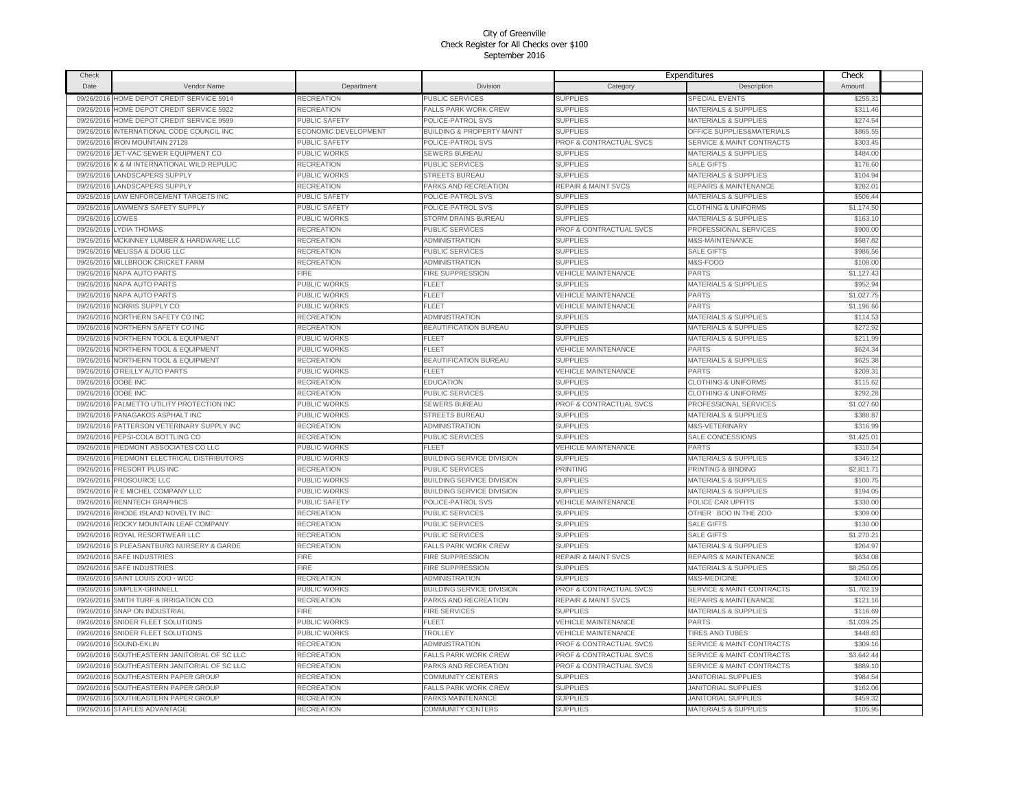City of Greenville
Check Register for All Checks over $100
September 2016

| Check Date | Vendor Name | Department | Division | Expenditures Category | Description | Check Amount |
|---|---|---|---|---|---|---|
| 09/26/2016 | HOME DEPOT CREDIT SERVICE 5914 | RECREATION | PUBLIC SERVICES | SUPPLIES | SPECIAL EVENTS | $255.31 |
| 09/26/2016 | HOME DEPOT CREDIT SERVICE 5922 | RECREATION | FALLS PARK WORK CREW | SUPPLIES | MATERIALS & SUPPLIES | $311.46 |
| 09/26/2016 | HOME DEPOT CREDIT SERVICE 9599 | PUBLIC SAFETY | POLICE-PATROL SVS | SUPPLIES | MATERIALS & SUPPLIES | $274.54 |
| 09/26/2016 | INTERNATIONAL CODE COUNCIL INC | ECONOMIC DEVELOPMENT | BUILDING & PROPERTY MAINT | SUPPLIES | OFFICE SUPPLIES&MATERIALS | $865.55 |
| 09/26/2016 | IRON MOUNTAIN 27128 | PUBLIC SAFETY | POLICE-PATROL SVS | PROF & CONTRACTUAL SVCS | SERVICE & MAINT CONTRACTS | $303.45 |
| 09/26/2016 | JET-VAC SEWER EQUIPMENT CO | PUBLIC WORKS | SEWERS BUREAU | SUPPLIES | MATERIALS & SUPPLIES | $484.00 |
| 09/26/2016 | K & M INTERNATIONAL WILD REPULIC | RECREATION | PUBLIC SERVICES | SUPPLIES | SALE GIFTS | $176.60 |
| 09/26/2016 | LANDSCAPERS SUPPLY | PUBLIC WORKS | STREETS BUREAU | SUPPLIES | MATERIALS & SUPPLIES | $104.94 |
| 09/26/2016 | LANDSCAPERS SUPPLY | RECREATION | PARKS AND RECREATION | REPAIR & MAINT SVCS | REPAIRS & MAINTENANCE | $282.01 |
| 09/26/2016 | LAW ENFORCEMENT TARGETS INC | PUBLIC SAFETY | POLICE-PATROL SVS | SUPPLIES | MATERIALS & SUPPLIES | $506.44 |
| 09/26/2016 | LAWMEN'S SAFETY SUPPLY | PUBLIC SAFETY | POLICE-PATROL SVS | SUPPLIES | CLOTHING & UNIFORMS | $1,174.50 |
| 09/26/2016 | LOWES | PUBLIC WORKS | STORM DRAINS BUREAU | SUPPLIES | MATERIALS & SUPPLIES | $163.10 |
| 09/26/2016 | LYDIA THOMAS | RECREATION | PUBLIC SERVICES | PROF & CONTRACTUAL SVCS | PROFESSIONAL SERVICES | $900.00 |
| 09/26/2016 | MCKINNEY LUMBER & HARDWARE LLC | RECREATION | ADMINISTRATION | SUPPLIES | M&S-MAINTENANCE | $687.82 |
| 09/26/2016 | MELISSA & DOUG LLC | RECREATION | PUBLIC SERVICES | SUPPLIES | SALE GIFTS | $986.56 |
| 09/26/2016 | MILLBROOK CRICKET FARM | RECREATION | ADMINISTRATION | SUPPLIES | M&S-FOOD | $108.00 |
| 09/26/2016 | NAPA AUTO PARTS | FIRE | FIRE SUPPRESSION | VEHICLE MAINTENANCE | PARTS | $1,127.43 |
| 09/26/2016 | NAPA AUTO PARTS | PUBLIC WORKS | FLEET | SUPPLIES | MATERIALS & SUPPLIES | $952.94 |
| 09/26/2016 | NAPA AUTO PARTS | PUBLIC WORKS | FLEET | VEHICLE MAINTENANCE | PARTS | $1,027.75 |
| 09/26/2016 | NORRIS SUPPLY CO | PUBLIC WORKS | FLEET | VEHICLE MAINTENANCE | PARTS | $1,196.66 |
| 09/26/2016 | NORTHERN SAFETY CO INC | RECREATION | ADMINISTRATION | SUPPLIES | MATERIALS & SUPPLIES | $114.53 |
| 09/26/2016 | NORTHERN SAFETY CO INC | RECREATION | BEAUTIFICATION BUREAU | SUPPLIES | MATERIALS & SUPPLIES | $272.92 |
| 09/26/2016 | NORTHERN TOOL & EQUIPMENT | PUBLIC WORKS | FLEET | SUPPLIES | MATERIALS & SUPPLIES | $211.99 |
| 09/26/2016 | NORTHERN TOOL & EQUIPMENT | PUBLIC WORKS | FLEET | VEHICLE MAINTENANCE | PARTS | $624.34 |
| 09/26/2016 | NORTHERN TOOL & EQUIPMENT | RECREATION | BEAUTIFICATION BUREAU | SUPPLIES | MATERIALS & SUPPLIES | $625.38 |
| 09/26/2016 | O'REILLY AUTO PARTS | PUBLIC WORKS | FLEET | VEHICLE MAINTENANCE | PARTS | $209.31 |
| 09/26/2016 | OOBE INC | RECREATION | EDUCATION | SUPPLIES | CLOTHING & UNIFORMS | $115.62 |
| 09/26/2016 | OOBE INC | RECREATION | PUBLIC SERVICES | SUPPLIES | CLOTHING & UNIFORMS | $292.28 |
| 09/26/2016 | PALMETTO UTILITY PROTECTION INC | PUBLIC WORKS | SEWERS BUREAU | PROF & CONTRACTUAL SVCS | PROFESSIONAL SERVICES | $1,027.60 |
| 09/26/2016 | PANAGAKOS ASPHALT INC | PUBLIC WORKS | STREETS BUREAU | SUPPLIES | MATERIALS & SUPPLIES | $388.87 |
| 09/26/2016 | PATTERSON VETERINARY SUPPLY INC | RECREATION | ADMINISTRATION | SUPPLIES | M&S-VETERINARY | $316.99 |
| 09/26/2016 | PEPSI-COLA BOTTLING CO | RECREATION | PUBLIC SERVICES | SUPPLIES | SALE CONCESSIONS | $1,425.01 |
| 09/26/2016 | PIEDMONT ASSOCIATES CO LLC | PUBLIC WORKS | FLEET | VEHICLE MAINTENANCE | PARTS | $310.54 |
| 09/26/2016 | PIEDMONT ELECTRICAL DISTRIBUTORS | PUBLIC WORKS | BUILDING SERVICE DIVISION | SUPPLIES | MATERIALS & SUPPLIES | $346.12 |
| 09/26/2016 | PRESORT PLUS INC | RECREATION | PUBLIC SERVICES | PRINTING | PRINTING & BINDING | $2,811.71 |
| 09/26/2016 | PROSOURCE LLC | PUBLIC WORKS | BUILDING SERVICE DIVISION | SUPPLIES | MATERIALS & SUPPLIES | $100.75 |
| 09/26/2016 | R E MICHEL COMPANY LLC | PUBLIC WORKS | BUILDING SERVICE DIVISION | SUPPLIES | MATERIALS & SUPPLIES | $194.05 |
| 09/26/2016 | RENNTECH GRAPHICS | PUBLIC SAFETY | POLICE-PATROL SVS | VEHICLE MAINTENANCE | POLICE CAR UPFITS | $330.00 |
| 09/26/2016 | RHODE ISLAND NOVELTY INC | RECREATION | PUBLIC SERVICES | SUPPLIES | OTHER BOO IN THE ZOO | $309.00 |
| 09/26/2016 | ROCKY MOUNTAIN LEAF COMPANY | RECREATION | PUBLIC SERVICES | SUPPLIES | SALE GIFTS | $130.00 |
| 09/26/2016 | ROYAL RESORTWEAR LLC | RECREATION | PUBLIC SERVICES | SUPPLIES | SALE GIFTS | $1,270.21 |
| 09/26/2016 | S PLEASANTBURG NURSERY & GARDE | RECREATION | FALLS PARK WORK CREW | SUPPLIES | MATERIALS & SUPPLIES | $264.97 |
| 09/26/2016 | SAFE INDUSTRIES | FIRE | FIRE SUPPRESSION | REPAIR & MAINT SVCS | REPAIRS & MAINTENANCE | $634.08 |
| 09/26/2016 | SAFE INDUSTRIES | FIRE | FIRE SUPPRESSION | SUPPLIES | MATERIALS & SUPPLIES | $8,250.05 |
| 09/26/2016 | SAINT LOUIS ZOO - WCC | RECREATION | ADMINISTRATION | SUPPLIES | M&S-MEDICINE | $240.00 |
| 09/26/2016 | SIMPLEX-GRINNELL | PUBLIC WORKS | BUILDING SERVICE DIVISION | PROF & CONTRACTUAL SVCS | SERVICE & MAINT CONTRACTS | $1,702.19 |
| 09/26/2016 | SMITH TURF & IRRIGATION CO. | RECREATION | PARKS AND RECREATION | REPAIR & MAINT SVCS | REPAIRS & MAINTENANCE | $121.16 |
| 09/26/2016 | SNAP ON INDUSTRIAL | FIRE | FIRE SERVICES | SUPPLIES | MATERIALS & SUPPLIES | $116.69 |
| 09/26/2016 | SNIDER FLEET SOLUTIONS | PUBLIC WORKS | FLEET | VEHICLE MAINTENANCE | PARTS | $1,039.25 |
| 09/26/2016 | SNIDER FLEET SOLUTIONS | PUBLIC WORKS | TROLLEY | VEHICLE MAINTENANCE | TIRES AND TUBES | $448.83 |
| 09/26/2016 | SOUND-EKLIN | RECREATION | ADMINISTRATION | PROF & CONTRACTUAL SVCS | SERVICE & MAINT CONTRACTS | $309.16 |
| 09/26/2016 | SOUTHEASTERN JANITORIAL OF SC LLC | RECREATION | FALLS PARK WORK CREW | PROF & CONTRACTUAL SVCS | SERVICE & MAINT CONTRACTS | $3,642.44 |
| 09/26/2016 | SOUTHEASTERN JANITORIAL OF SC LLC | RECREATION | PARKS AND RECREATION | PROF & CONTRACTUAL SVCS | SERVICE & MAINT CONTRACTS | $889.10 |
| 09/26/2016 | SOUTHEASTERN PAPER GROUP | RECREATION | COMMUNITY CENTERS | SUPPLIES | JANITORIAL SUPPLIES | $984.54 |
| 09/26/2016 | SOUTHEASTERN PAPER GROUP | RECREATION | FALLS PARK WORK CREW | SUPPLIES | JANITORIAL SUPPLIES | $162.06 |
| 09/26/2016 | SOUTHEASTERN PAPER GROUP | RECREATION | PARKS MAINTENANCE | SUPPLIES | JANITORIAL SUPPLIES | $459.32 |
| 09/26/2016 | STAPLES ADVANTAGE | RECREATION | COMMUNITY CENTERS | SUPPLIES | MATERIALS & SUPPLIES | $105.95 |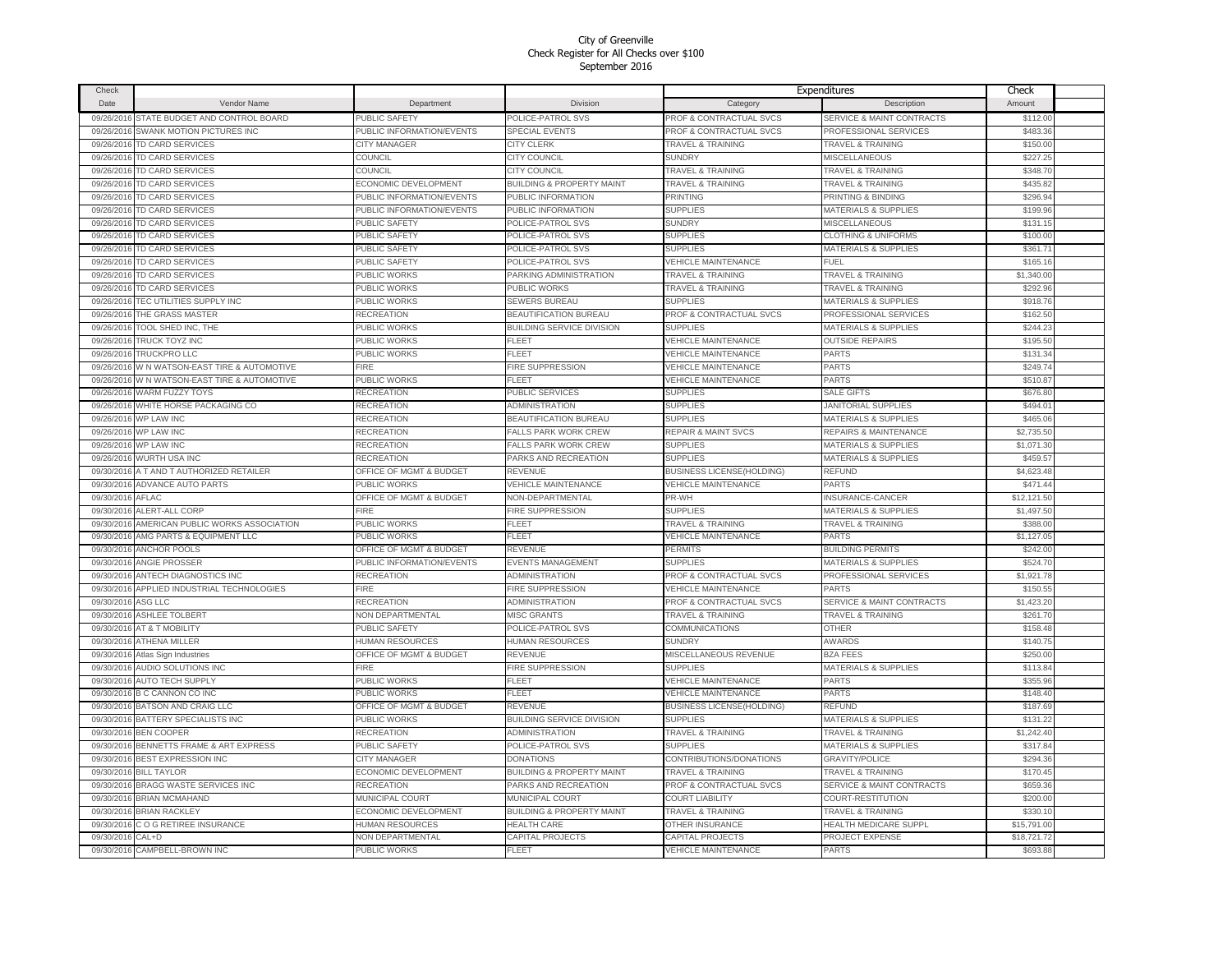City of Greenville
Check Register for All Checks over $100
September 2016

| Check Date | Vendor Name | Department | Division | Expenditures Category | Description | Check Amount |
|---|---|---|---|---|---|---|
| 09/26/2016 | STATE BUDGET AND CONTROL BOARD | PUBLIC SAFETY | POLICE-PATROL SVS | PROF & CONTRACTUAL SVCS | SERVICE & MAINT CONTRACTS | $112.00 |
| 09/26/2016 | SWANK MOTION PICTURES INC | PUBLIC INFORMATION/EVENTS | SPECIAL EVENTS | PROF & CONTRACTUAL SVCS | PROFESSIONAL SERVICES | $483.36 |
| 09/26/2016 | TD CARD SERVICES | CITY MANAGER | CITY CLERK | TRAVEL & TRAINING | TRAVEL & TRAINING | $150.00 |
| 09/26/2016 | TD CARD SERVICES | COUNCIL | CITY COUNCIL | SUNDRY | MISCELLANEOUS | $227.25 |
| 09/26/2016 | TD CARD SERVICES | COUNCIL | CITY COUNCIL | TRAVEL & TRAINING | TRAVEL & TRAINING | $348.70 |
| 09/26/2016 | TD CARD SERVICES | ECONOMIC DEVELOPMENT | BUILDING & PROPERTY MAINT | TRAVEL & TRAINING | TRAVEL & TRAINING | $435.82 |
| 09/26/2016 | TD CARD SERVICES | PUBLIC INFORMATION/EVENTS | PUBLIC INFORMATION | PRINTING | PRINTING & BINDING | $296.94 |
| 09/26/2016 | TD CARD SERVICES | PUBLIC INFORMATION/EVENTS | PUBLIC INFORMATION | SUPPLIES | MATERIALS & SUPPLIES | $199.96 |
| 09/26/2016 | TD CARD SERVICES | PUBLIC SAFETY | POLICE-PATROL SVS | SUNDRY | MISCELLANEOUS | $131.15 |
| 09/26/2016 | TD CARD SERVICES | PUBLIC SAFETY | POLICE-PATROL SVS | SUPPLIES | CLOTHING & UNIFORMS | $100.00 |
| 09/26/2016 | TD CARD SERVICES | PUBLIC SAFETY | POLICE-PATROL SVS | SUPPLIES | MATERIALS & SUPPLIES | $361.71 |
| 09/26/2016 | TD CARD SERVICES | PUBLIC SAFETY | POLICE-PATROL SVS | VEHICLE MAINTENANCE | FUEL | $165.16 |
| 09/26/2016 | TD CARD SERVICES | PUBLIC WORKS | PARKING ADMINISTRATION | TRAVEL & TRAINING | TRAVEL & TRAINING | $1,340.00 |
| 09/26/2016 | TD CARD SERVICES | PUBLIC WORKS | PUBLIC WORKS | TRAVEL & TRAINING | TRAVEL & TRAINING | $292.96 |
| 09/26/2016 | TEC UTILITIES SUPPLY INC | PUBLIC WORKS | SEWERS BUREAU | SUPPLIES | MATERIALS & SUPPLIES | $918.76 |
| 09/26/2016 | THE GRASS MASTER | RECREATION | BEAUTIFICATION BUREAU | PROF & CONTRACTUAL SVCS | PROFESSIONAL SERVICES | $162.50 |
| 09/26/2016 | TOOL SHED INC, THE | PUBLIC WORKS | BUILDING SERVICE DIVISION | SUPPLIES | MATERIALS & SUPPLIES | $244.23 |
| 09/26/2016 | TRUCK TOYZ INC | PUBLIC WORKS | FLEET | VEHICLE MAINTENANCE | OUTSIDE REPAIRS | $195.50 |
| 09/26/2016 | TRUCKPRO LLC | PUBLIC WORKS | FLEET | VEHICLE MAINTENANCE | PARTS | $131.34 |
| 09/26/2016 | W N WATSON-EAST TIRE & AUTOMOTIVE | FIRE | FIRE SUPPRESSION | VEHICLE MAINTENANCE | PARTS | $249.74 |
| 09/26/2016 | W N WATSON-EAST TIRE & AUTOMOTIVE | PUBLIC WORKS | FLEET | VEHICLE MAINTENANCE | PARTS | $510.87 |
| 09/26/2016 | WARM FUZZY TOYS | RECREATION | PUBLIC SERVICES | SUPPLIES | SALE GIFTS | $676.80 |
| 09/26/2016 | WHITE HORSE PACKAGING CO | RECREATION | ADMINISTRATION | SUPPLIES | JANITORIAL SUPPLIES | $494.01 |
| 09/26/2016 | WP LAW INC | RECREATION | BEAUTIFICATION BUREAU | SUPPLIES | MATERIALS & SUPPLIES | $465.06 |
| 09/26/2016 | WP LAW INC | RECREATION | FALLS PARK WORK CREW | REPAIR & MAINT SVCS | REPAIRS & MAINTENANCE | $2,735.50 |
| 09/26/2016 | WP LAW INC | RECREATION | FALLS PARK WORK CREW | SUPPLIES | MATERIALS & SUPPLIES | $1,071.30 |
| 09/26/2016 | WURTH USA INC | RECREATION | PARKS AND RECREATION | SUPPLIES | MATERIALS & SUPPLIES | $459.57 |
| 09/30/2016 | A T AND T AUTHORIZED RETAILER | OFFICE OF MGMT & BUDGET | REVENUE | BUSINESS LICENSE(HOLDING) | REFUND | $4,623.48 |
| 09/30/2016 | ADVANCE AUTO PARTS | PUBLIC WORKS | VEHICLE MAINTENANCE | VEHICLE MAINTENANCE | PARTS | $471.44 |
| 09/30/2016 | AFLAC | OFFICE OF MGMT & BUDGET | NON-DEPARTMENTAL | PR-WH | INSURANCE-CANCER | $12,121.50 |
| 09/30/2016 | ALERT-ALL CORP | FIRE | FIRE SUPPRESSION | SUPPLIES | MATERIALS & SUPPLIES | $1,497.50 |
| 09/30/2016 | AMERICAN PUBLIC WORKS ASSOCIATION | PUBLIC WORKS | FLEET | TRAVEL & TRAINING | TRAVEL & TRAINING | $388.00 |
| 09/30/2016 | AMG PARTS & EQUIPMENT LLC | PUBLIC WORKS | FLEET | VEHICLE MAINTENANCE | PARTS | $1,127.05 |
| 09/30/2016 | ANCHOR POOLS | OFFICE OF MGMT & BUDGET | REVENUE | PERMITS | BUILDING PERMITS | $242.00 |
| 09/30/2016 | ANGIE PROSSER | PUBLIC INFORMATION/EVENTS | EVENTS MANAGEMENT | SUPPLIES | MATERIALS & SUPPLIES | $524.70 |
| 09/30/2016 | ANTECH DIAGNOSTICS INC | RECREATION | ADMINISTRATION | PROF & CONTRACTUAL SVCS | PROFESSIONAL SERVICES | $1,921.78 |
| 09/30/2016 | APPLIED INDUSTRIAL TECHNOLOGIES | FIRE | FIRE SUPPRESSION | VEHICLE MAINTENANCE | PARTS | $150.55 |
| 09/30/2016 | ASG LLC | RECREATION | ADMINISTRATION | PROF & CONTRACTUAL SVCS | SERVICE & MAINT CONTRACTS | $1,423.20 |
| 09/30/2016 | ASHLEE TOLBERT | NON DEPARTMENTAL | MISC GRANTS | TRAVEL & TRAINING | TRAVEL & TRAINING | $261.70 |
| 09/30/2016 | AT & T MOBILITY | PUBLIC SAFETY | POLICE-PATROL SVS | COMMUNICATIONS | OTHER | $158.48 |
| 09/30/2016 | ATHENA MILLER | HUMAN RESOURCES | HUMAN RESOURCES | SUNDRY | AWARDS | $140.75 |
| 09/30/2016 | Atlas Sign Industries | OFFICE OF MGMT & BUDGET | REVENUE | MISCELLANEOUS REVENUE | BZA FEES | $250.00 |
| 09/30/2016 | AUDIO SOLUTIONS INC | FIRE | FIRE SUPPRESSION | SUPPLIES | MATERIALS & SUPPLIES | $113.84 |
| 09/30/2016 | AUTO TECH SUPPLY | PUBLIC WORKS | FLEET | VEHICLE MAINTENANCE | PARTS | $355.96 |
| 09/30/2016 | B C CANNON CO INC | PUBLIC WORKS | FLEET | VEHICLE MAINTENANCE | PARTS | $148.40 |
| 09/30/2016 | BATSON AND CRAIG LLC | OFFICE OF MGMT & BUDGET | REVENUE | BUSINESS LICENSE(HOLDING) | REFUND | $187.69 |
| 09/30/2016 | BATTERY SPECIALISTS INC | PUBLIC WORKS | BUILDING SERVICE DIVISION | SUPPLIES | MATERIALS & SUPPLIES | $131.22 |
| 09/30/2016 | BEN COOPER | RECREATION | ADMINISTRATION | TRAVEL & TRAINING | TRAVEL & TRAINING | $1,242.40 |
| 09/30/2016 | BENNETTS FRAME & ART EXPRESS | PUBLIC SAFETY | POLICE-PATROL SVS | SUPPLIES | MATERIALS & SUPPLIES | $317.84 |
| 09/30/2016 | BEST EXPRESSION INC | CITY MANAGER | DONATIONS | CONTRIBUTIONS/DONATIONS | GRAVITY/POLICE | $294.36 |
| 09/30/2016 | BILL TAYLOR | ECONOMIC DEVELOPMENT | BUILDING & PROPERTY MAINT | TRAVEL & TRAINING | TRAVEL & TRAINING | $170.45 |
| 09/30/2016 | BRAGG WASTE SERVICES INC | RECREATION | PARKS AND RECREATION | PROF & CONTRACTUAL SVCS | SERVICE & MAINT CONTRACTS | $659.36 |
| 09/30/2016 | BRIAN MCMAHAND | MUNICIPAL COURT | MUNICIPAL COURT | COURT LIABILITY | COURT-RESTITUTION | $200.00 |
| 09/30/2016 | BRIAN RACKLEY | ECONOMIC DEVELOPMENT | BUILDING & PROPERTY MAINT | TRAVEL & TRAINING | TRAVEL & TRAINING | $330.10 |
| 09/30/2016 | C O G RETIREE INSURANCE | HUMAN RESOURCES | HEALTH CARE | OTHER INSURANCE | HEALTH MEDICARE SUPPL | $15,791.00 |
| 09/30/2016 | CAL+D | NON DEPARTMENTAL | CAPITAL PROJECTS | CAPITAL PROJECTS | PROJECT EXPENSE | $18,721.72 |
| 09/30/2016 | CAMPBELL-BROWN INC | PUBLIC WORKS | FLEET | VEHICLE MAINTENANCE | PARTS | $693.88 |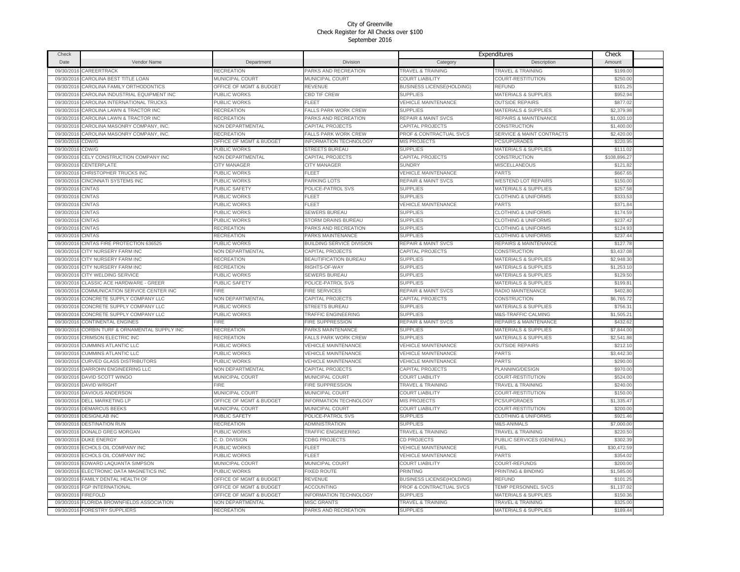City of Greenville
Check Register for All Checks over $100
September 2016

| Check Date | Vendor Name | Department | Division | Expenditures Category | Description | Check Amount |
|---|---|---|---|---|---|---|
| 09/30/2016 | CAREERTRACK | RECREATION | PARKS AND RECREATION | TRAVEL & TRAINING | TRAVEL & TRAINING | $199.00 |
| 09/30/2016 | CAROLINA BEST TITLE LOAN | MUNICIPAL COURT | MUNICIPAL COURT | COURT LIABILITY | COURT-RESTITUTION | $250.00 |
| 09/30/2016 | CAROLINA FAMILY ORTHODONTICS | OFFICE OF MGMT & BUDGET | REVENUE | BUSINESS LICENSE(HOLDING) | REFUND | $101.25 |
| 09/30/2016 | CAROLINA INDUSTRIAL EQUIPMENT INC | PUBLIC WORKS | CBD TIF CREW | SUPPLIES | MATERIALS & SUPPLIES | $952.94 |
| 09/30/2016 | CAROLINA INTERNATIONAL TRUCKS | PUBLIC WORKS | FLEET | VEHICLE MAINTENANCE | OUTSIDE REPAIRS | $877.02 |
| 09/30/2016 | CAROLINA LAWN & TRACTOR INC | RECREATION | FALLS PARK WORK CREW | SUPPLIES | MATERIALS & SUPPLIES | $2,379.98 |
| 09/30/2016 | CAROLINA LAWN & TRACTOR INC | RECREATION | PARKS AND RECREATION | REPAIR & MAINT SVCS | REPAIRS & MAINTENANCE | $1,020.10 |
| 09/30/2016 | CAROLINA MASONRY COMPANY, INC. | NON DEPARTMENTAL | CAPITAL PROJECTS | CAPITAL PROJECTS | CONSTRUCTION | $1,400.00 |
| 09/30/2016 | CAROLINA MASONRY COMPANY, INC. | RECREATION | FALLS PARK WORK CREW | PROF & CONTRACTUAL SVCS | SERVICE & MAINT CONTRACTS | $2,420.00 |
| 09/30/2016 | CDW/G | OFFICE OF MGMT & BUDGET | INFORMATION TECHNOLOGY | MIS PROJECTS | PCS/UPGRADES | $220.95 |
| 09/30/2016 | CDW/G | PUBLIC WORKS | STREETS BUREAU | SUPPLIES | MATERIALS & SUPPLIES | $111.02 |
| 09/30/2016 | CELY CONSTRUCTION COMPANY INC | NON DEPARTMENTAL | CAPITAL PROJECTS | CAPITAL PROJECTS | CONSTRUCTION | $108,896.27 |
| 09/30/2016 | CENTERPLATE | CITY MANAGER | CITY MANAGER | SUNDRY | MISCELLANEOUS | $121.82 |
| 09/30/2016 | CHRISTOPHER TRUCKS INC | PUBLIC WORKS | FLEET | VEHICLE MAINTENANCE | PARTS | $667.65 |
| 09/30/2016 | CINCINNATI SYSTEMS INC | PUBLIC WORKS | PARKING LOTS | REPAIR & MAINT SVCS | WESTEND LOT REPAIRS | $150.00 |
| 09/30/2016 | CINTAS | PUBLIC SAFETY | POLICE-PATROL SVS | SUPPLIES | MATERIALS & SUPPLIES | $257.58 |
| 09/30/2016 | CINTAS | PUBLIC WORKS | FLEET | SUPPLIES | CLOTHING & UNIFORMS | $333.53 |
| 09/30/2016 | CINTAS | PUBLIC WORKS | FLEET | VEHICLE MAINTENANCE | PARTS | $371.84 |
| 09/30/2016 | CINTAS | PUBLIC WORKS | SEWERS BUREAU | SUPPLIES | CLOTHING & UNIFORMS | $174.59 |
| 09/30/2016 | CINTAS | PUBLIC WORKS | STORM DRAINS BUREAU | SUPPLIES | CLOTHING & UNIFORMS | $237.42 |
| 09/30/2016 | CINTAS | RECREATION | PARKS AND RECREATION | SUPPLIES | CLOTHING & UNIFORMS | $124.93 |
| 09/30/2016 | CINTAS | RECREATION | PARKS MAINTENANCE | SUPPLIES | CLOTHING & UNIFORMS | $237.44 |
| 09/30/2016 | CINTAS FIRE PROTECTION 636525 | PUBLIC WORKS | BUILDING SERVICE DIVISION | REPAIR & MAINT SVCS | REPAIRS & MAINTENANCE | $127.78 |
| 09/30/2016 | CITY NURSERY FARM INC | NON DEPARTMENTAL | CAPITAL PROJECTS | CAPITAL PROJECTS | CONSTRUCTION | $3,437.08 |
| 09/30/2016 | CITY NURSERY FARM INC | RECREATION | BEAUTIFICATION BUREAU | SUPPLIES | MATERIALS & SUPPLIES | $2,948.30 |
| 09/30/2016 | CITY NURSERY FARM INC | RECREATION | RIGHTS-OF-WAY | SUPPLIES | MATERIALS & SUPPLIES | $1,253.10 |
| 09/30/2016 | CITY WELDING SERVICE | PUBLIC WORKS | SEWERS BUREAU | SUPPLIES | MATERIALS & SUPPLIES | $129.50 |
| 09/30/2016 | CLASSIC ACE HARDWARE - GREER | PUBLIC SAFETY | POLICE-PATROL SVS | SUPPLIES | MATERIALS & SUPPLIES | $199.81 |
| 09/30/2016 | COMMUNICATION SERVICE CENTER INC | FIRE | FIRE SERVICES | REPAIR & MAINT SVCS | RADIO MAINTENANCE | $402.80 |
| 09/30/2016 | CONCRETE SUPPLY COMPANY LLC | NON DEPARTMENTAL | CAPITAL PROJECTS | CAPITAL PROJECTS | CONSTRUCTION | $6,765.72 |
| 09/30/2016 | CONCRETE SUPPLY COMPANY LLC | PUBLIC WORKS | STREETS BUREAU | SUPPLIES | MATERIALS & SUPPLIES | $756.31 |
| 09/30/2016 | CONCRETE SUPPLY COMPANY LLC | PUBLIC WORKS | TRAFFIC ENGINEERING | SUPPLIES | M&S-TRAFFIC CALMING | $1,505.21 |
| 09/30/2016 | CONTINENTAL ENGINES | FIRE | FIRE SUPPRESSION | REPAIR & MAINT SVCS | REPAIRS & MAINTENANCE | $432.62 |
| 09/30/2016 | CORBIN TURF & ORNAMENTAL SUPPLY INC | RECREATION | PARKS MAINTENANCE | SUPPLIES | MATERIALS & SUPPLIES | $7,844.00 |
| 09/30/2016 | CRIMSON ELECTRIC INC | RECREATION | FALLS PARK WORK CREW | SUPPLIES | MATERIALS & SUPPLIES | $2,541.88 |
| 09/30/2016 | CUMMINS ATLANTIC LLC | PUBLIC WORKS | VEHICLE MAINTENANCE | VEHICLE MAINTENANCE | OUTSIDE REPAIRS | $212.10 |
| 09/30/2016 | CUMMINS ATLANTIC LLC | PUBLIC WORKS | VEHICLE MAINTENANCE | VEHICLE MAINTENANCE | PARTS | $3,442.30 |
| 09/30/2016 | CURVED GLASS DISTRIBUTORS | PUBLIC WORKS | VEHICLE MAINTENANCE | VEHICLE MAINTENANCE | PARTS | $290.00 |
| 09/30/2016 | DARROHN ENGINEERING LLC | NON DEPARTMENTAL | CAPITAL PROJECTS | CAPITAL PROJECTS | PLANNING/DESIGN | $970.00 |
| 09/30/2016 | DAVID SCOTT WINGO | MUNICIPAL COURT | MUNICIPAL COURT | COURT LIABILITY | COURT-RESTITUTION | $524.00 |
| 09/30/2016 | DAVID WRIGHT | FIRE | FIRE SUPPRESSION | TRAVEL & TRAINING | TRAVEL & TRAINING | $240.00 |
| 09/30/2016 | DAVIOUS ANDERSON | MUNICIPAL COURT | MUNICIPAL COURT | COURT LIABILITY | COURT-RESTITUTION | $150.00 |
| 09/30/2016 | DELL MARKETING LP | OFFICE OF MGMT & BUDGET | INFORMATION TECHNOLOGY | MIS PROJECTS | PCS/UPGRADES | $1,335.47 |
| 09/30/2016 | DEMARCUS BEEKS | MUNICIPAL COURT | MUNICIPAL COURT | COURT LIABILITY | COURT-RESTITUTION | $200.00 |
| 09/30/2016 | DESIGNLAB INC | PUBLIC SAFETY | POLICE-PATROL SVS | SUPPLIES | CLOTHING & UNIFORMS | $921.46 |
| 09/30/2016 | DESTINATION RUN | RECREATION | ADMINISTRATION | SUPPLIES | M&S-ANIMALS | $7,000.00 |
| 09/30/2016 | DONALD GREG MORGAN | PUBLIC WORKS | TRAFFIC ENGINEERING | TRAVEL & TRAINING | TRAVEL & TRAINING | $220.50 |
| 09/30/2016 | DUKE ENERGY | C. D. DIVISION | CDBG PROJECTS | CD PROJECTS | PUBLIC SERVICES (GENERAL) | $302.39 |
| 09/30/2016 | ECHOLS OIL COMPANY INC | PUBLIC WORKS | FLEET | VEHICLE MAINTENANCE | FUEL | $30,472.59 |
| 09/30/2016 | ECHOLS OIL COMPANY INC | PUBLIC WORKS | FLEET | VEHICLE MAINTENANCE | PARTS | $354.02 |
| 09/30/2016 | EDWARD LAQUANTA SIMPSON | MUNICIPAL COURT | MUNICIPAL COURT | COURT LIABILITY | COURT-REFUNDS | $200.00 |
| 09/30/2016 | ELECTRONIC DATA MAGNETICS INC | PUBLIC WORKS | FIXED ROUTE | PRINTING | PRINTING & BINDING | $1,585.00 |
| 09/30/2016 | FAMILY DENTAL HEALTH OF | OFFICE OF MGMT & BUDGET | REVENUE | BUSINESS LICENSE(HOLDING) | REFUND | $101.25 |
| 09/30/2016 | FGP INTERNATIONAL | OFFICE OF MGMT & BUDGET | ACCOUNTING | PROF & CONTRACTUAL SVCS | TEMP PERSONNEL SVCS | $1,137.02 |
| 09/30/2016 | FIREFOLD | OFFICE OF MGMT & BUDGET | INFORMATION TECHNOLOGY | SUPPLIES | MATERIALS & SUPPLIES | $150.36 |
| 09/30/2016 | FLORIDA BROWNFIELDS ASSOCIATION | NON DEPARTMENTAL | MISC GRANTS | TRAVEL & TRAINING | TRAVEL & TRAINING | $325.00 |
| 09/30/2016 | FORESTRY SUPPLIERS | RECREATION | PARKS AND RECREATION | SUPPLIES | MATERIALS & SUPPLIES | $189.44 |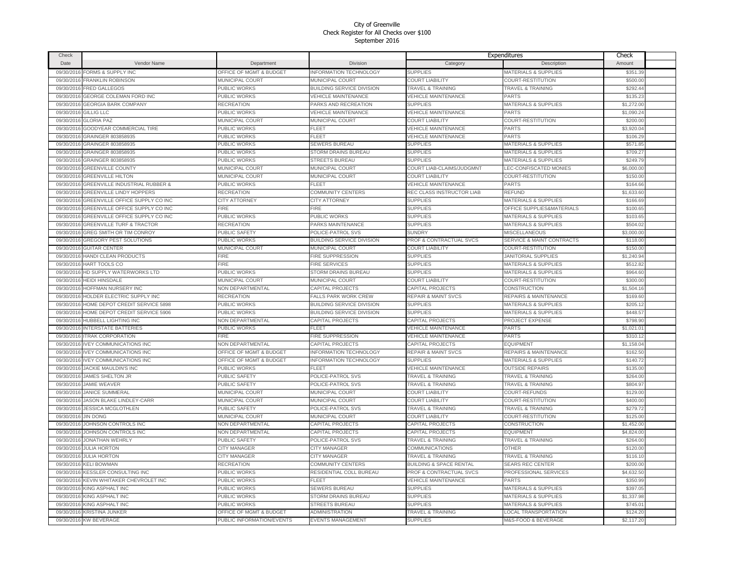City of Greenville
Check Register for All Checks over $100
September 2016

| Check Date | Vendor Name | Department | Division | Expenditures Category | Description | Check Amount |
|---|---|---|---|---|---|---|
| 09/30/2016 | FORMS & SUPPLY INC | OFFICE OF MGMT & BUDGET | INFORMATION TECHNOLOGY | SUPPLIES | MATERIALS & SUPPLIES | $351.39 |
| 09/30/2016 | FRANKLIN ROBINSON | MUNICIPAL COURT | MUNICIPAL COURT | COURT LIABILITY | COURT-RESTITUTION | $500.00 |
| 09/30/2016 | FRED GALLEGOS | PUBLIC WORKS | BUILDING SERVICE DIVISION | TRAVEL & TRAINING | TRAVEL & TRAINING | $292.44 |
| 09/30/2016 | GEORGE COLEMAN FORD INC | PUBLIC WORKS | VEHICLE MAINTENANCE | VEHICLE MAINTENANCE | PARTS | $135.23 |
| 09/30/2016 | GEORGIA BARK COMPANY | RECREATION | PARKS AND RECREATION | SUPPLIES | MATERIALS & SUPPLIES | $1,272.00 |
| 09/30/2016 | GILLIG LLC | PUBLIC WORKS | VEHICLE MAINTENANCE | VEHICLE MAINTENANCE | PARTS | $1,090.24 |
| 09/30/2016 | GLORIA PAZ | MUNICIPAL COURT | MUNICIPAL COURT | COURT LIABILITY | COURT-RESTITUTION | $200.00 |
| 09/30/2016 | GOODYEAR COMMERCIAL TIRE | PUBLIC WORKS | FLEET | VEHICLE MAINTENANCE | PARTS | $3,920.04 |
| 09/30/2016 | GRAINGER 803858935 | PUBLIC WORKS | FLEET | VEHICLE MAINTENANCE | PARTS | $106.29 |
| 09/30/2016 | GRAINGER 803858935 | PUBLIC WORKS | SEWERS BUREAU | SUPPLIES | MATERIALS & SUPPLIES | $571.85 |
| 09/30/2016 | GRAINGER 803858935 | PUBLIC WORKS | STORM DRAINS BUREAU | SUPPLIES | MATERIALS & SUPPLIES | $709.27 |
| 09/30/2016 | GRAINGER 803858935 | PUBLIC WORKS | STREETS BUREAU | SUPPLIES | MATERIALS & SUPPLIES | $249.79 |
| 09/30/2016 | GREENVILLE COUNTY | MUNICIPAL COURT | MUNICIPAL COURT | COURT LIAB-CLAIMS/JUDGMNT | LEC-CONFISCATED MONIES | $6,000.00 |
| 09/30/2016 | GREENVILLE HILTON | MUNICIPAL COURT | MUNICIPAL COURT | COURT LIABILITY | COURT-RESTITUTION | $150.00 |
| 09/30/2016 | GREENVILLE INDUSTRIAL RUBBER & | PUBLIC WORKS | FLEET | VEHICLE MAINTENANCE | PARTS | $164.66 |
| 09/30/2016 | GREENVILLE LINDY HOPPERS | RECREATION | COMMUNITY CENTERS | REC CLASS INSTRUCTOR LIAB | REFUND | $1,633.60 |
| 09/30/2016 | GREENVILLE OFFICE SUPPLY CO INC | CITY ATTORNEY | CITY ATTORNEY | SUPPLIES | MATERIALS & SUPPLIES | $166.69 |
| 09/30/2016 | GREENVILLE OFFICE SUPPLY CO INC | FIRE | FIRE | SUPPLIES | OFFICE SUPPLIES&MATERIALS | $100.65 |
| 09/30/2016 | GREENVILLE OFFICE SUPPLY CO INC | PUBLIC WORKS | PUBLIC WORKS | SUPPLIES | MATERIALS & SUPPLIES | $103.65 |
| 09/30/2016 | GREENVILLE TURF & TRACTOR | RECREATION | PARKS MAINTENANCE | SUPPLIES | MATERIALS & SUPPLIES | $504.02 |
| 09/30/2016 | GREG SMITH OR TIM CONROY | PUBLIC SAFETY | POLICE-PATROL SVS | SUNDRY | MISCELLANEOUS | $3,000.00 |
| 09/30/2016 | GREGORY PEST SOLUTIONS | PUBLIC WORKS | BUILDING SERVICE DIVISION | PROF & CONTRACTUAL SVCS | SERVICE & MAINT CONTRACTS | $118.00 |
| 09/30/2016 | GUITAR CENTER | MUNICIPAL COURT | MUNICIPAL COURT | COURT LIABILITY | COURT-RESTITUTION | $150.00 |
| 09/30/2016 | HANDI CLEAN PRODUCTS | FIRE | FIRE SUPPRESSION | SUPPLIES | JANITORIAL SUPPLIES | $1,240.94 |
| 09/30/2016 | HART TOOLS CO | FIRE | FIRE SERVICES | SUPPLIES | MATERIALS & SUPPLIES | $512.82 |
| 09/30/2016 | HD SUPPLY WATERWORKS LTD | PUBLIC WORKS | STORM DRAINS BUREAU | SUPPLIES | MATERIALS & SUPPLIES | $964.60 |
| 09/30/2016 | HEIDI HINSDALE | MUNICIPAL COURT | MUNICIPAL COURT | COURT LIABILITY | COURT-RESTITUTION | $300.00 |
| 09/30/2016 | HOFFMAN NURSERY INC | NON DEPARTMENTAL | CAPITAL PROJECTS | CAPITAL PROJECTS | CONSTRUCTION | $1,504.16 |
| 09/30/2016 | HOLDER ELECTRIC SUPPLY INC | RECREATION | FALLS PARK WORK CREW | REPAIR & MAINT SVCS | REPAIRS & MAINTENANCE | $169.60 |
| 09/30/2016 | HOME DEPOT CREDIT SERVICE 5898 | PUBLIC WORKS | BUILDING SERVICE DIVISION | SUPPLIES | MATERIALS & SUPPLIES | $205.12 |
| 09/30/2016 | HOME DEPOT CREDIT SERVICE 5906 | PUBLIC WORKS | BUILDING SERVICE DIVISION | SUPPLIES | MATERIALS & SUPPLIES | $448.57 |
| 09/30/2016 | HUBBELL LIGHTING INC | NON DEPARTMENTAL | CAPITAL PROJECTS | CAPITAL PROJECTS | PROJECT EXPENSE | $798.90 |
| 09/30/2016 | INTERSTATE BATTERIES | PUBLIC WORKS | FLEET | VEHICLE MAINTENANCE | PARTS | $1,021.01 |
| 09/30/2016 | ITRAK CORPORATION | FIRE | FIRE SUPPRESSION | VEHICLE MAINTENANCE | PARTS | $310.12 |
| 09/30/2016 | IVEY COMMUNICATIONS INC | NON DEPARTMENTAL | CAPITAL PROJECTS | CAPITAL PROJECTS | EQUIPMENT | $1,158.04 |
| 09/30/2016 | IVEY COMMUNICATIONS INC | OFFICE OF MGMT & BUDGET | INFORMATION TECHNOLOGY | REPAIR & MAINT SVCS | REPAIRS & MAINTENANCE | $162.50 |
| 09/30/2016 | IVEY COMMUNICATIONS INC | OFFICE OF MGMT & BUDGET | INFORMATION TECHNOLOGY | SUPPLIES | MATERIALS & SUPPLIES | $140.72 |
| 09/30/2016 | JACKIE MAULDIN'S INC | PUBLIC WORKS | FLEET | VEHICLE MAINTENANCE | OUTSIDE REPAIRS | $135.00 |
| 09/30/2016 | JAMES SHELTON JR | PUBLIC SAFETY | POLICE-PATROL SVS | TRAVEL & TRAINING | TRAVEL & TRAINING | $264.00 |
| 09/30/2016 | JAMIE WEAVER | PUBLIC SAFETY | POLICE-PATROL SVS | TRAVEL & TRAINING | TRAVEL & TRAINING | $804.97 |
| 09/30/2016 | JANICE SUMMERAL | MUNICIPAL COURT | MUNICIPAL COURT | COURT LIABILITY | COURT-REFUNDS | $129.00 |
| 09/30/2016 | JASON BLAKE LINDLEY-CARR | MUNICIPAL COURT | MUNICIPAL COURT | COURT LIABILITY | COURT-RESTITUTION | $400.00 |
| 09/30/2016 | JESSICA MCGLOTHLEN | PUBLIC SAFETY | POLICE-PATROL SVS | TRAVEL & TRAINING | TRAVEL & TRAINING | $279.72 |
| 09/30/2016 | JIN DONG | MUNICIPAL COURT | MUNICIPAL COURT | COURT LIABILITY | COURT-RESTITUTION | $125.00 |
| 09/30/2016 | JOHNSON CONTROLS INC | NON DEPARTMENTAL | CAPITAL PROJECTS | CAPITAL PROJECTS | CONSTRUCTION | $1,452.00 |
| 09/30/2016 | JOHNSON CONTROLS INC | NON DEPARTMENTAL | CAPITAL PROJECTS | CAPITAL PROJECTS | EQUIPMENT | $4,824.00 |
| 09/30/2016 | JONATHAN WEHRLY | PUBLIC SAFETY | POLICE-PATROL SVS | TRAVEL & TRAINING | TRAVEL & TRAINING | $264.00 |
| 09/30/2016 | JULIA HORTON | CITY MANAGER | CITY MANAGER | COMMUNICATIONS | OTHER | $120.00 |
| 09/30/2016 | JULIA HORTON | CITY MANAGER | CITY MANAGER | TRAVEL & TRAINING | TRAVEL & TRAINING | $116.10 |
| 09/30/2016 | KELI BOWMAN | RECREATION | COMMUNITY CENTERS | BUILDING & SPACE RENTAL | SEARS REC CENTER | $200.00 |
| 09/30/2016 | KESSLER CONSULTING INC | PUBLIC WORKS | RESIDENTIAL COLL BUREAU | PROF & CONTRACTUAL SVCS | PROFESSIONAL SERVICES | $4,632.50 |
| 09/30/2016 | KEVIN WHITAKER CHEVROLET INC | PUBLIC WORKS | FLEET | VEHICLE MAINTENANCE | PARTS | $350.99 |
| 09/30/2016 | KING ASPHALT INC | PUBLIC WORKS | SEWERS BUREAU | SUPPLIES | MATERIALS & SUPPLIES | $397.05 |
| 09/30/2016 | KING ASPHALT INC | PUBLIC WORKS | STORM DRAINS BUREAU | SUPPLIES | MATERIALS & SUPPLIES | $1,337.98 |
| 09/30/2016 | KING ASPHALT INC | PUBLIC WORKS | STREETS BUREAU | SUPPLIES | MATERIALS & SUPPLIES | $745.01 |
| 09/30/2016 | KRISTINA JUNKER | OFFICE OF MGMT & BUDGET | ADMINISTRATION | TRAVEL & TRAINING | LOCAL TRANSPORTATION | $124.20 |
| 09/30/2016 | KW BEVERAGE | PUBLIC INFORMATION/EVENTS | EVENTS MANAGEMENT | SUPPLIES | M&S-FOOD & BEVERAGE | $2,117.20 |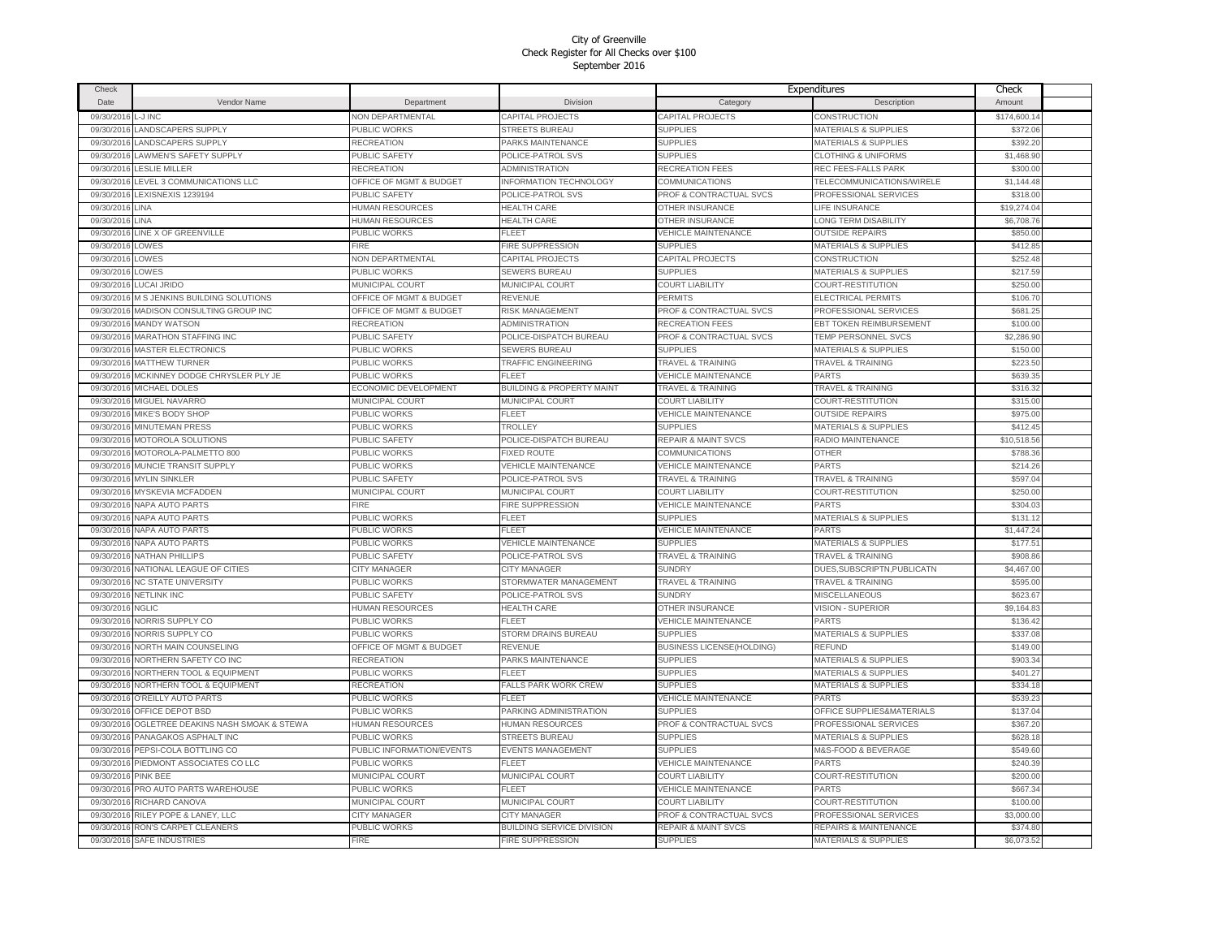City of Greenville
Check Register for All Checks over $100
September 2016

| Check Date | Vendor Name | Department | Division | Expenditures Category | Description | Check Amount |
|---|---|---|---|---|---|---|
| 09/30/2016 | L-J INC | NON DEPARTMENTAL | CAPITAL PROJECTS | CAPITAL PROJECTS | CONSTRUCTION | $174,600.14 |
| 09/30/2016 | LANDSCAPERS SUPPLY | PUBLIC WORKS | STREETS BUREAU | SUPPLIES | MATERIALS & SUPPLIES | $372.06 |
| 09/30/2016 | LANDSCAPERS SUPPLY | RECREATION | PARKS MAINTENANCE | SUPPLIES | MATERIALS & SUPPLIES | $392.20 |
| 09/30/2016 | LAWMEN'S SAFETY SUPPLY | PUBLIC SAFETY | POLICE-PATROL SVS | SUPPLIES | CLOTHING & UNIFORMS | $1,468.90 |
| 09/30/2016 | LESLIE MILLER | RECREATION | ADMINISTRATION | RECREATION FEES | REC FEES-FALLS PARK | $300.00 |
| 09/30/2016 | LEVEL 3 COMMUNICATIONS LLC | OFFICE OF MGMT & BUDGET | INFORMATION TECHNOLOGY | COMMUNICATIONS | TELECOMMUNICATIONS/WIRELE | $1,144.48 |
| 09/30/2016 | LEXISNEXIS 1239194 | PUBLIC SAFETY | POLICE-PATROL SVS | PROF & CONTRACTUAL SVCS | PROFESSIONAL SERVICES | $318.00 |
| 09/30/2016 | LINA | HUMAN RESOURCES | HEALTH CARE | OTHER INSURANCE | LIFE INSURANCE | $19,274.04 |
| 09/30/2016 | LINA | HUMAN RESOURCES | HEALTH CARE | OTHER INSURANCE | LONG TERM DISABILITY | $6,708.76 |
| 09/30/2016 | LINE X OF GREENVILLE | PUBLIC WORKS | FLEET | VEHICLE MAINTENANCE | OUTSIDE REPAIRS | $850.00 |
| 09/30/2016 | LOWES | FIRE | FIRE SUPPRESSION | SUPPLIES | MATERIALS & SUPPLIES | $412.85 |
| 09/30/2016 | LOWES | NON DEPARTMENTAL | CAPITAL PROJECTS | CAPITAL PROJECTS | CONSTRUCTION | $252.48 |
| 09/30/2016 | LOWES | PUBLIC WORKS | SEWERS BUREAU | SUPPLIES | MATERIALS & SUPPLIES | $217.59 |
| 09/30/2016 | LUCAI JRIDO | MUNICIPAL COURT | MUNICIPAL COURT | COURT LIABILITY | COURT-RESTITUTION | $250.00 |
| 09/30/2016 | M S JENKINS BUILDING SOLUTIONS | OFFICE OF MGMT & BUDGET | REVENUE | PERMITS | ELECTRICAL PERMITS | $106.70 |
| 09/30/2016 | MADISON CONSULTING GROUP INC | OFFICE OF MGMT & BUDGET | RISK MANAGEMENT | PROF & CONTRACTUAL SVCS | PROFESSIONAL SERVICES | $681.25 |
| 09/30/2016 | MANDY WATSON | RECREATION | ADMINISTRATION | RECREATION FEES | EBT TOKEN REIMBURSEMENT | $100.00 |
| 09/30/2016 | MARATHON STAFFING INC | PUBLIC SAFETY | POLICE-DISPATCH BUREAU | PROF & CONTRACTUAL SVCS | TEMP PERSONNEL SVCS | $2,286.90 |
| 09/30/2016 | MASTER ELECTRONICS | PUBLIC WORKS | SEWERS BUREAU | SUPPLIES | MATERIALS & SUPPLIES | $150.00 |
| 09/30/2016 | MATTHEW TURNER | PUBLIC WORKS | TRAFFIC ENGINEERING | TRAVEL & TRAINING | TRAVEL & TRAINING | $223.50 |
| 09/30/2016 | MCKINNEY DODGE CHRYSLER PLY JE | PUBLIC WORKS | FLEET | VEHICLE MAINTENANCE | PARTS | $639.35 |
| 09/30/2016 | MICHAEL DOLES | ECONOMIC DEVELOPMENT | BUILDING & PROPERTY MAINT | TRAVEL & TRAINING | TRAVEL & TRAINING | $316.32 |
| 09/30/2016 | MIGUEL NAVARRO | MUNICIPAL COURT | MUNICIPAL COURT | COURT LIABILITY | COURT-RESTITUTION | $315.00 |
| 09/30/2016 | MIKE'S BODY SHOP | PUBLIC WORKS | FLEET | VEHICLE MAINTENANCE | OUTSIDE REPAIRS | $975.00 |
| 09/30/2016 | MINUTEMAN PRESS | PUBLIC WORKS | TROLLEY | SUPPLIES | MATERIALS & SUPPLIES | $412.45 |
| 09/30/2016 | MOTOROLA SOLUTIONS | PUBLIC SAFETY | POLICE-DISPATCH BUREAU | REPAIR & MAINT SVCS | RADIO MAINTENANCE | $10,518.56 |
| 09/30/2016 | MOTOROLA-PALMETTO 800 | PUBLIC WORKS | FIXED ROUTE | COMMUNICATIONS | OTHER | $788.36 |
| 09/30/2016 | MUNCIE TRANSIT SUPPLY | PUBLIC WORKS | VEHICLE MAINTENANCE | VEHICLE MAINTENANCE | PARTS | $214.26 |
| 09/30/2016 | MYLIN SINKLER | PUBLIC SAFETY | POLICE-PATROL SVS | TRAVEL & TRAINING | TRAVEL & TRAINING | $597.04 |
| 09/30/2016 | MYSKEVIA MCFADDEN | MUNICIPAL COURT | MUNICIPAL COURT | COURT LIABILITY | COURT-RESTITUTION | $250.00 |
| 09/30/2016 | NAPA AUTO PARTS | FIRE | FIRE SUPPRESSION | VEHICLE MAINTENANCE | PARTS | $304.03 |
| 09/30/2016 | NAPA AUTO PARTS | PUBLIC WORKS | FLEET | SUPPLIES | MATERIALS & SUPPLIES | $131.12 |
| 09/30/2016 | NAPA AUTO PARTS | PUBLIC WORKS | FLEET | VEHICLE MAINTENANCE | PARTS | $1,447.24 |
| 09/30/2016 | NAPA AUTO PARTS | PUBLIC WORKS | VEHICLE MAINTENANCE | SUPPLIES | MATERIALS & SUPPLIES | $177.51 |
| 09/30/2016 | NATHAN PHILLIPS | PUBLIC SAFETY | POLICE-PATROL SVS | TRAVEL & TRAINING | TRAVEL & TRAINING | $908.86 |
| 09/30/2016 | NATIONAL LEAGUE OF CITIES | CITY MANAGER | CITY MANAGER | SUNDRY | DUES,SUBSCRIPTN,PUBLICATN | $4,467.00 |
| 09/30/2016 | NC STATE UNIVERSITY | PUBLIC WORKS | STORMWATER MANAGEMENT | TRAVEL & TRAINING | TRAVEL & TRAINING | $595.00 |
| 09/30/2016 | NETLINK INC | PUBLIC SAFETY | POLICE-PATROL SVS | SUNDRY | MISCELLANEOUS | $623.67 |
| 09/30/2016 | NGLIC | HUMAN RESOURCES | HEALTH CARE | OTHER INSURANCE | VISION - SUPERIOR | $9,164.83 |
| 09/30/2016 | NORRIS SUPPLY CO | PUBLIC WORKS | FLEET | VEHICLE MAINTENANCE | PARTS | $136.42 |
| 09/30/2016 | NORRIS SUPPLY CO | PUBLIC WORKS | STORM DRAINS BUREAU | SUPPLIES | MATERIALS & SUPPLIES | $337.08 |
| 09/30/2016 | NORTH MAIN COUNSELING | OFFICE OF MGMT & BUDGET | REVENUE | BUSINESS LICENSE(HOLDING) | REFUND | $149.00 |
| 09/30/2016 | NORTHERN SAFETY CO INC | RECREATION | PARKS MAINTENANCE | SUPPLIES | MATERIALS & SUPPLIES | $903.34 |
| 09/30/2016 | NORTHERN TOOL & EQUIPMENT | PUBLIC WORKS | FLEET | SUPPLIES | MATERIALS & SUPPLIES | $401.27 |
| 09/30/2016 | NORTHERN TOOL & EQUIPMENT | RECREATION | FALLS PARK WORK CREW | SUPPLIES | MATERIALS & SUPPLIES | $334.18 |
| 09/30/2016 | O'REILLY AUTO PARTS | PUBLIC WORKS | FLEET | VEHICLE MAINTENANCE | PARTS | $539.23 |
| 09/30/2016 | OFFICE DEPOT BSD | PUBLIC WORKS | PARKING ADMINISTRATION | SUPPLIES | OFFICE SUPPLIES&MATERIALS | $137.04 |
| 09/30/2016 | OGLETREE DEAKINS NASH SMOAK & STEWA | HUMAN RESOURCES | HUMAN RESOURCES | PROF & CONTRACTUAL SVCS | PROFESSIONAL SERVICES | $367.20 |
| 09/30/2016 | PANAGAKOS ASPHALT INC | PUBLIC WORKS | STREETS BUREAU | SUPPLIES | MATERIALS & SUPPLIES | $628.18 |
| 09/30/2016 | PEPSI-COLA BOTTLING CO | PUBLIC INFORMATION/EVENTS | EVENTS MANAGEMENT | SUPPLIES | M&S-FOOD & BEVERAGE | $549.60 |
| 09/30/2016 | PIEDMONT ASSOCIATES CO LLC | PUBLIC WORKS | FLEET | VEHICLE MAINTENANCE | PARTS | $240.39 |
| 09/30/2016 | PINK BEE | MUNICIPAL COURT | MUNICIPAL COURT | COURT LIABILITY | COURT-RESTITUTION | $200.00 |
| 09/30/2016 | PRO AUTO PARTS WAREHOUSE | PUBLIC WORKS | FLEET | VEHICLE MAINTENANCE | PARTS | $667.34 |
| 09/30/2016 | RICHARD CANOVA | MUNICIPAL COURT | MUNICIPAL COURT | COURT LIABILITY | COURT-RESTITUTION | $100.00 |
| 09/30/2016 | RILEY POPE & LANEY, LLC | CITY MANAGER | CITY MANAGER | PROF & CONTRACTUAL SVCS | PROFESSIONAL SERVICES | $3,000.00 |
| 09/30/2016 | RON'S CARPET CLEANERS | PUBLIC WORKS | BUILDING SERVICE DIVISION | REPAIR & MAINT SVCS | REPAIRS & MAINTENANCE | $374.80 |
| 09/30/2016 | SAFE INDUSTRIES | FIRE | FIRE SUPPRESSION | SUPPLIES | MATERIALS & SUPPLIES | $6,073.52 |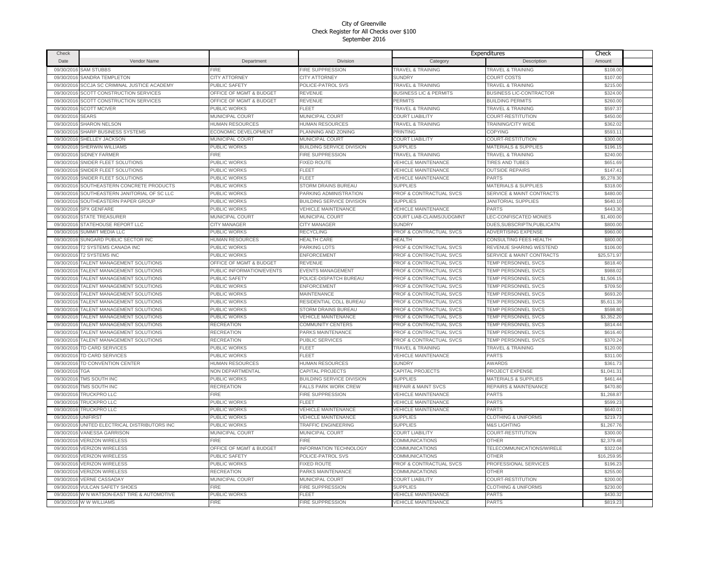City of Greenville
Check Register for All Checks over $100
September 2016

| Check Date | Vendor Name | Department | Division | Expenditures Category | Description | Check Amount |
|---|---|---|---|---|---|---|
| 09/30/2016 | SAM STUBBS | FIRE | FIRE SUPPRESSION | TRAVEL & TRAINING | TRAVEL & TRAINING | $108.00 |
| 09/30/2016 | SANDRA TEMPLETON | CITY ATTORNEY | CITY ATTORNEY | SUNDRY | COURT COSTS | $107.00 |
| 09/30/2016 | SCCJA SC CRIMINAL JUSTICE ACADEMY | PUBLIC SAFETY | POLICE-PATROL SVS | TRAVEL & TRAINING | TRAVEL & TRAINING | $215.00 |
| 09/30/2016 | SCOTT CONSTRUCTION SERVICES | OFFICE OF MGMT & BUDGET | REVENUE | BUSINESS LIC & PERMITS | BUSINESS LIC-CONTRACTOR | $324.00 |
| 09/30/2016 | SCOTT CONSTRUCTION SERVICES | OFFICE OF MGMT & BUDGET | REVENUE | PERMITS | BUILDING PERMITS | $260.00 |
| 09/30/2016 | SCOTT MCIVER | PUBLIC WORKS | FLEET | TRAVEL & TRAINING | TRAVEL & TRAINING | $597.37 |
| 09/30/2016 | SEARS | MUNICIPAL COURT | MUNICIPAL COURT | COURT LIABILITY | COURT-RESTITUTION | $450.00 |
| 09/30/2016 | SHARON NELSON | HUMAN RESOURCES | HUMAN RESOURCES | TRAVEL & TRAINING | TRAINING/CITY WIDE | $362.02 |
| 09/30/2016 | SHARP BUSINESS SYSTEMS | ECONOMIC DEVELOPMENT | PLANNING AND ZONING | PRINTING | COPYING | $593.11 |
| 09/30/2016 | SHELLEY JACKSON | MUNICIPAL COURT | MUNICIPAL COURT | COURT LIABILITY | COURT-RESTITUTION | $300.00 |
| 09/30/2016 | SHERWIN WILLIAMS | PUBLIC WORKS | BUILDING SERVICE DIVISION | SUPPLIES | MATERIALS & SUPPLIES | $196.15 |
| 09/30/2016 | SIDNEY FARMER | FIRE | FIRE SUPPRESSION | TRAVEL & TRAINING | TRAVEL & TRAINING | $240.00 |
| 09/30/2016 | SNIDER FLEET SOLUTIONS | PUBLIC WORKS | FIXED ROUTE | VEHICLE MAINTENANCE | TIRES AND TUBES | $651.69 |
| 09/30/2016 | SNIDER FLEET SOLUTIONS | PUBLIC WORKS | FLEET | VEHICLE MAINTENANCE | OUTSIDE REPAIRS | $147.41 |
| 09/30/2016 | SNIDER FLEET SOLUTIONS | PUBLIC WORKS | FLEET | VEHICLE MAINTENANCE | PARTS | $5,278.30 |
| 09/30/2016 | SOUTHEASTERN CONCRETE PRODUCTS | PUBLIC WORKS | STORM DRAINS BUREAU | SUPPLIES | MATERIALS & SUPPLIES | $318.00 |
| 09/30/2016 | SOUTHEASTERN JANITORIAL OF SC LLC | PUBLIC WORKS | PARKING ADMINISTRATION | PROF & CONTRACTUAL SVCS | SERVICE & MAINT CONTRACTS | $480.00 |
| 09/30/2016 | SOUTHEASTERN PAPER GROUP | PUBLIC WORKS | BUILDING SERVICE DIVISION | SUPPLIES | JANITORIAL SUPPLIES | $640.10 |
| 09/30/2016 | SPX GENFARE | PUBLIC WORKS | VEHICLE MAINTENANCE | VEHICLE MAINTENANCE | PARTS | $443.30 |
| 09/30/2016 | STATE TREASURER | MUNICIPAL COURT | MUNICIPAL COURT | COURT LIAB-CLAIMS/JUDGMNT | LEC-CONFISCATED MONIES | $1,400.00 |
| 09/30/2016 | STATEHOUSE REPORT LLC | CITY MANAGER | CITY MANAGER | SUNDRY | DUES,SUBSCRIPTN,PUBLICATN | $800.00 |
| 09/30/2016 | SUMMIT MEDIA LLC | PUBLIC WORKS | RECYCLING | PROF & CONTRACTUAL SVCS | ADVERTISING EXPENSE | $960.00 |
| 09/30/2016 | SUNGARD PUBLIC SECTOR INC | HUMAN RESOURCES | HEALTH CARE | HEALTH | CONSULTING FEES HEALTH | $800.00 |
| 09/30/2016 | T2 SYSTEMS CANADA INC | PUBLIC WORKS | PARKING LOTS | PROF & CONTRACTUAL SVCS | REVENUE SHARING WESTEND | $106.00 |
| 09/30/2016 | T2 SYSTEMS INC | PUBLIC WORKS | ENFORCEMENT | PROF & CONTRACTUAL SVCS | SERVICE & MAINT CONTRACTS | $25,571.97 |
| 09/30/2016 | TALENT MANAGEMENT SOLUTIONS | OFFICE OF MGMT & BUDGET | REVENUE | PROF & CONTRACTUAL SVCS | TEMP PERSONNEL SVCS | $818.40 |
| 09/30/2016 | TALENT MANAGEMENT SOLUTIONS | PUBLIC INFORMATION/EVENTS | EVENTS MANAGEMENT | PROF & CONTRACTUAL SVCS | TEMP PERSONNEL SVCS | $988.02 |
| 09/30/2016 | TALENT MANAGEMENT SOLUTIONS | PUBLIC SAFETY | POLICE-DISPATCH BUREAU | PROF & CONTRACTUAL SVCS | TEMP PERSONNEL SVCS | $1,506.15 |
| 09/30/2016 | TALENT MANAGEMENT SOLUTIONS | PUBLIC WORKS | ENFORCEMENT | PROF & CONTRACTUAL SVCS | TEMP PERSONNEL SVCS | $709.50 |
| 09/30/2016 | TALENT MANAGEMENT SOLUTIONS | PUBLIC WORKS | MAINTENANCE | PROF & CONTRACTUAL SVCS | TEMP PERSONNEL SVCS | $693.20 |
| 09/30/2016 | TALENT MANAGEMENT SOLUTIONS | PUBLIC WORKS | RESIDENTIAL COLL BUREAU | PROF & CONTRACTUAL SVCS | TEMP PERSONNEL SVCS | $5,611.39 |
| 09/30/2016 | TALENT MANAGEMENT SOLUTIONS | PUBLIC WORKS | STORM DRAINS BUREAU | PROF & CONTRACTUAL SVCS | TEMP PERSONNEL SVCS | $598.80 |
| 09/30/2016 | TALENT MANAGEMENT SOLUTIONS | PUBLIC WORKS | VEHICLE MAINTENANCE | PROF & CONTRACTUAL SVCS | TEMP PERSONNEL SVCS | $3,352.20 |
| 09/30/2016 | TALENT MANAGEMENT SOLUTIONS | RECREATION | COMMUNITY CENTERS | PROF & CONTRACTUAL SVCS | TEMP PERSONNEL SVCS | $814.44 |
| 09/30/2016 | TALENT MANAGEMENT SOLUTIONS | RECREATION | PARKS MAINTENANCE | PROF & CONTRACTUAL SVCS | TEMP PERSONNEL SVCS | $616.40 |
| 09/30/2016 | TALENT MANAGEMENT SOLUTIONS | RECREATION | PUBLIC SERVICES | PROF & CONTRACTUAL SVCS | TEMP PERSONNEL SVCS | $370.24 |
| 09/30/2016 | TD CARD SERVICES | PUBLIC WORKS | FLEET | TRAVEL & TRAINING | TRAVEL & TRAINING | $120.00 |
| 09/30/2016 | TD CARD SERVICES | PUBLIC WORKS | FLEET | VEHICLE MAINTENANCE | PARTS | $311.00 |
| 09/30/2016 | TD CONVENTION CENTER | HUMAN RESOURCES | HUMAN RESOURCES | SUNDRY | AWARDS | $361.73 |
| 09/30/2016 | TGA | NON DEPARTMENTAL | CAPITAL PROJECTS | CAPITAL PROJECTS | PROJECT EXPENSE | $1,041.31 |
| 09/30/2016 | TMS SOUTH INC | PUBLIC WORKS | BUILDING SERVICE DIVISION | SUPPLIES | MATERIALS & SUPPLIES | $461.44 |
| 09/30/2016 | TMS SOUTH INC | RECREATION | FALLS PARK WORK CREW | REPAIR & MAINT SVCS | REPAIRS & MAINTENANCE | $470.80 |
| 09/30/2016 | TRUCKPRO LLC | FIRE | FIRE SUPPRESSION | VEHICLE MAINTENANCE | PARTS | $1,268.87 |
| 09/30/2016 | TRUCKPRO LLC | PUBLIC WORKS | FLEET | VEHICLE MAINTENANCE | PARTS | $599.23 |
| 09/30/2016 | TRUCKPRO LLC | PUBLIC WORKS | VEHICLE MAINTENANCE | VEHICLE MAINTENANCE | PARTS | $640.01 |
| 09/30/2016 | UNIFIRST | PUBLIC WORKS | VEHICLE MAINTENANCE | SUPPLIES | CLOTHING & UNIFORMS | $219.73 |
| 09/30/2016 | UNITED ELECTRICAL DISTRIBUTORS INC | PUBLIC WORKS | TRAFFIC ENGINEERING | SUPPLIES | M&S LIGHTING | $1,267.76 |
| 09/30/2016 | VANESSA GARRISON | MUNICIPAL COURT | MUNICIPAL COURT | COURT LIABILITY | COURT-RESTITUTION | $300.00 |
| 09/30/2016 | VERIZON WIRELESS | FIRE | FIRE | COMMUNICATIONS | OTHER | $2,379.48 |
| 09/30/2016 | VERIZON WIRELESS | OFFICE OF MGMT & BUDGET | INFORMATION TECHNOLOGY | COMMUNICATIONS | TELECOMMUNICATIONS/WIRELE | $322.04 |
| 09/30/2016 | VERIZON WIRELESS | PUBLIC SAFETY | POLICE-PATROL SVS | COMMUNICATIONS | OTHER | $16,259.95 |
| 09/30/2016 | VERIZON WIRELESS | PUBLIC WORKS | FIXED ROUTE | PROF & CONTRACTUAL SVCS | PROFESSIONAL SERVICES | $196.23 |
| 09/30/2016 | VERIZON WIRELESS | RECREATION | PARKS MAINTENANCE | COMMUNICATIONS | OTHER | $255.00 |
| 09/30/2016 | VERNE CASSADAY | MUNICIPAL COURT | MUNICIPAL COURT | COURT LIABILITY | COURT-RESTITUTION | $200.00 |
| 09/30/2016 | VULCAN SAFETY SHOES | FIRE | FIRE SUPPRESSION | SUPPLIES | CLOTHING & UNIFORMS | $230.00 |
| 09/30/2016 | W N WATSON-EAST TIRE & AUTOMOTIVE | PUBLIC WORKS | FLEET | VEHICLE MAINTENANCE | PARTS | $430.32 |
| 09/30/2016 | W W WILLIAMS | FIRE | FIRE SUPPRESSION | VEHICLE MAINTENANCE | PARTS | $819.23 |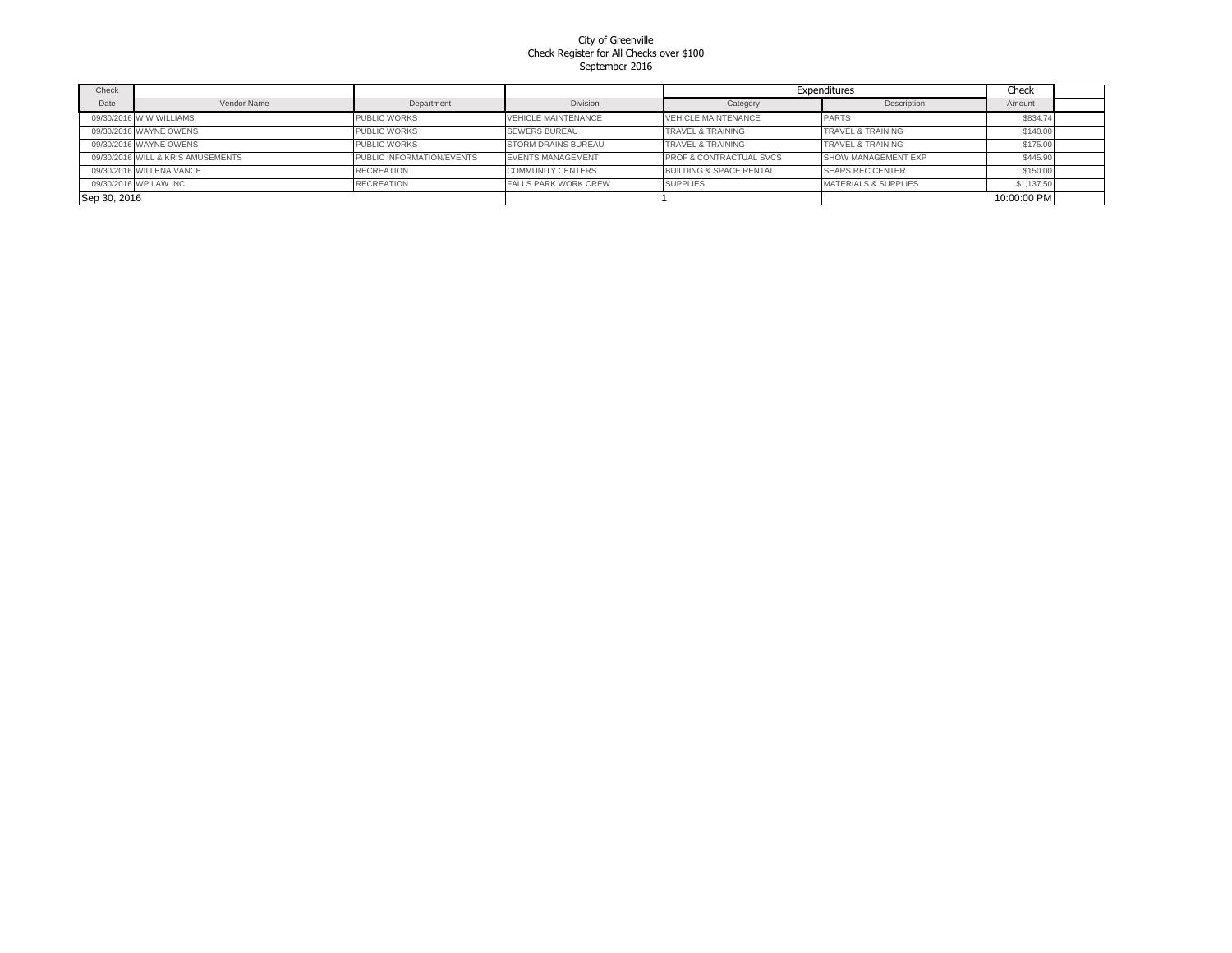City of Greenville
Check Register for All Checks over $100
September 2016

| Check | | | | Expenditures | | Check |
|---|---|---|---|---|---|---|
| Date | Vendor Name | Department | Division | Category | Description | Amount |
| 09/30/2016 | W W WILLIAMS | PUBLIC WORKS | VEHICLE MAINTENANCE | VEHICLE MAINTENANCE | PARTS | $834.74 |
| 09/30/2016 | WAYNE OWENS | PUBLIC WORKS | SEWERS BUREAU | TRAVEL & TRAINING | TRAVEL & TRAINING | $140.00 |
| 09/30/2016 | WAYNE OWENS | PUBLIC WORKS | STORM DRAINS BUREAU | TRAVEL & TRAINING | TRAVEL & TRAINING | $175.00 |
| 09/30/2016 | WILL & KRIS AMUSEMENTS | PUBLIC INFORMATION/EVENTS | EVENTS MANAGEMENT | PROF & CONTRACTUAL SVCS | SHOW MANAGEMENT EXP | $445.90 |
| 09/30/2016 | WILLENA VANCE | RECREATION | COMMUNITY CENTERS | BUILDING & SPACE RENTAL | SEARS REC CENTER | $150.00 |
| 09/30/2016 | WP LAW INC | RECREATION | FALLS PARK WORK CREW | SUPPLIES | MATERIALS & SUPPLIES | $1,137.50 |